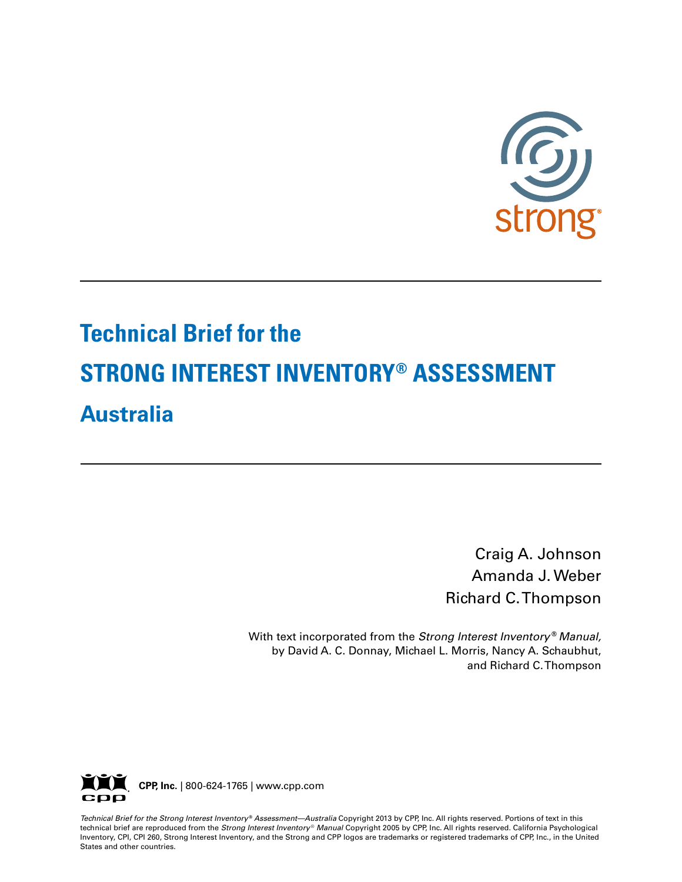strong®

# Technical Brief for the
# STRONG INTEREST INVENTORY® ASSESSMENT
# Australia

Craig A. Johnson
Amanda J. Weber
Richard C. Thompson

With text incorporated from the *Strong Interest Inventory® Manual,*
by David A. C. Donnay, Michael L. Morris, Nancy A. Schaubhut,
and Richard C. Thompson

**CPP, Inc.** | 800-624-1765 | www.cpp.com

*Technical Brief for the Strong Interest Inventory® Assessment—Australia* Copyright 2013 by CPP, Inc. All rights reserved. Portions of text in this technical brief are reproduced from the *Strong Interest Inventory® Manual* Copyright 2005 by CPP, Inc. All rights reserved. California Psychological Inventory, CPI, CPI 260, Strong Interest Inventory, and the Strong and CPP logos are trademarks or registered trademarks of CPP, Inc., in the United States and other countries.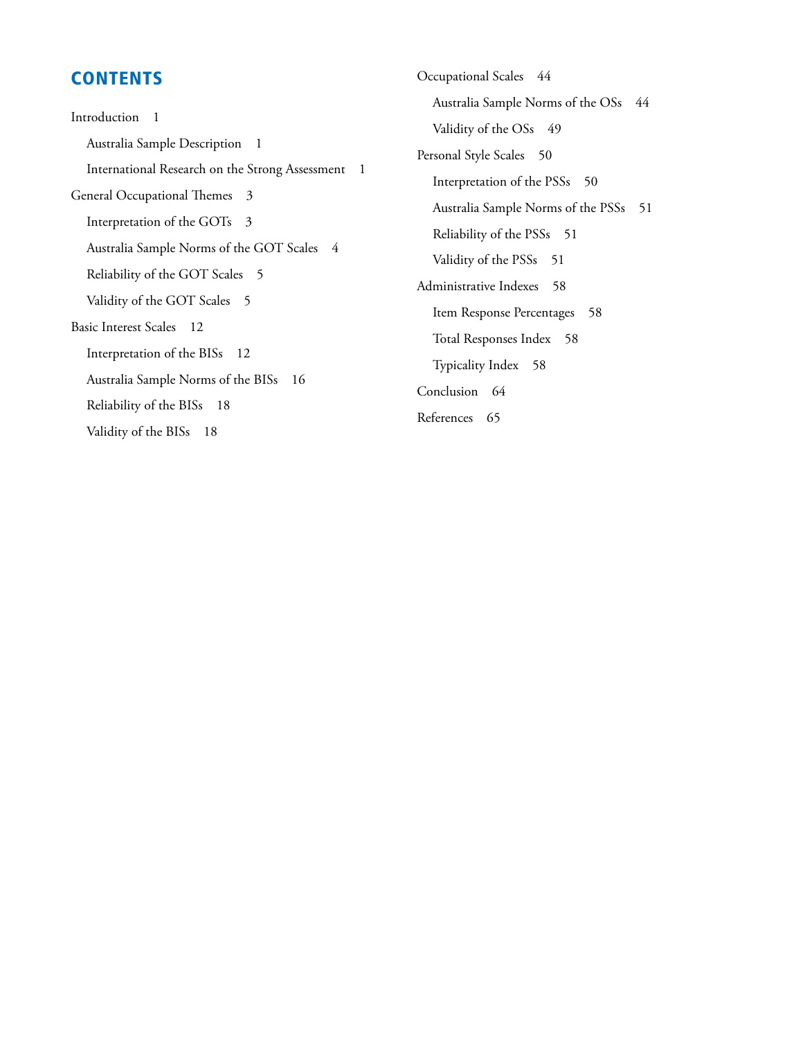# CONTENTS

Introduction 1

- Australia Sample Description 1
- International Research on the Strong Assessment 1

General Occupational Themes 3

- Interpretation of the GOTs 3
- Australia Sample Norms of the GOT Scales 4
- Reliability of the GOT Scales 5
- Validity of the GOT Scales 5

Basic Interest Scales 12

- Interpretation of the BISs 12
- Australia Sample Norms of the BISs 16
- Reliability of the BISs 18
- Validity of the BISs 18

Occupational Scales 44

- Australia Sample Norms of the OSs 44
- Validity of the OSs 49

Personal Style Scales 50

- Interpretation of the PSSs 50
- Australia Sample Norms of the PSSs 51
- Reliability of the PSSs 51
- Validity of the PSSs 51

Administrative Indexes 58

- Item Response Percentages 58
- Total Responses Index 58
- Typicality Index 58

Conclusion 64

References 65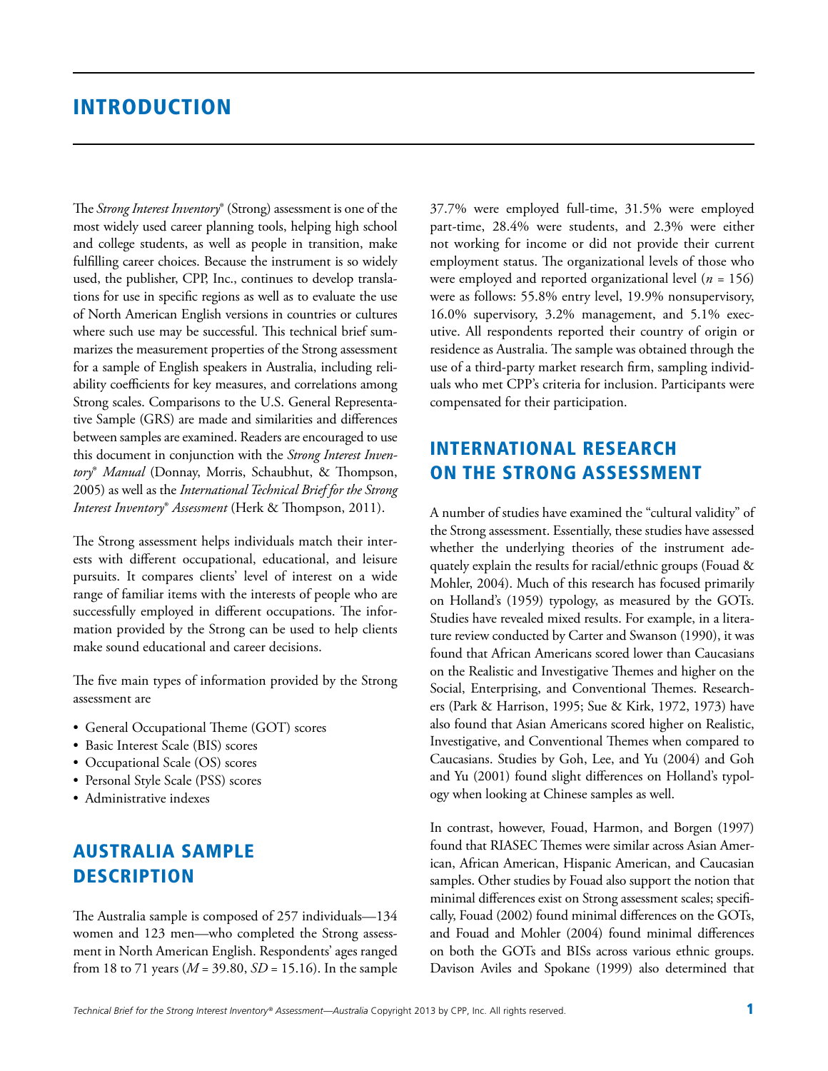# INTRODUCTION

The *Strong Interest Inventory*® (Strong) assessment is one of the most widely used career planning tools, helping high school and college students, as well as people in transition, make fulfilling career choices. Because the instrument is so widely used, the publisher, CPP, Inc., continues to develop translations for use in specific regions as well as to evaluate the use of North American English versions in countries or cultures where such use may be successful. This technical brief summarizes the measurement properties of the Strong assessment for a sample of English speakers in Australia, including reliability coefficients for key measures, and correlations among Strong scales. Comparisons to the U.S. General Representative Sample (GRS) are made and similarities and differences between samples are examined. Readers are encouraged to use this document in conjunction with the *Strong Interest Inventory*® *Manual* (Donnay, Morris, Schaubhut, & Thompson, 2005) as well as the *International Technical Brief for the Strong Interest Inventory*® *Assessment* (Herk & Thompson, 2011).

The Strong assessment helps individuals match their interests with different occupational, educational, and leisure pursuits. It compares clients' level of interest on a wide range of familiar items with the interests of people who are successfully employed in different occupations. The information provided by the Strong can be used to help clients make sound educational and career decisions.

The five main types of information provided by the Strong assessment are

- General Occupational Theme (GOT) scores
- Basic Interest Scale (BIS) scores
- Occupational Scale (OS) scores
- Personal Style Scale (PSS) scores
- Administrative indexes

## AUSTRALIA SAMPLE DESCRIPTION

The Australia sample is composed of 257 individuals—134 women and 123 men—who completed the Strong assessment in North American English. Respondents' ages ranged from 18 to 71 years ($M$ = 39.80, $SD$ = 15.16). In the sample 37.7% were employed full-time, 31.5% were employed part-time, 28.4% were students, and 2.3% were either not working for income or did not provide their current employment status. The organizational levels of those who were employed and reported organizational level ($n$ = 156) were as follows: 55.8% entry level, 19.9% nonsupervisory, 16.0% supervisory, 3.2% management, and 5.1% executive. All respondents reported their country of origin or residence as Australia. The sample was obtained through the use of a third-party market research firm, sampling individuals who met CPP's criteria for inclusion. Participants were compensated for their participation.

## INTERNATIONAL RESEARCH ON THE STRONG ASSESSMENT

A number of studies have examined the "cultural validity" of the Strong assessment. Essentially, these studies have assessed whether the underlying theories of the instrument adequately explain the results for racial/ethnic groups (Fouad & Mohler, 2004). Much of this research has focused primarily on Holland's (1959) typology, as measured by the GOTs. Studies have revealed mixed results. For example, in a literature review conducted by Carter and Swanson (1990), it was found that African Americans scored lower than Caucasians on the Realistic and Investigative Themes and higher on the Social, Enterprising, and Conventional Themes. Researchers (Park & Harrison, 1995; Sue & Kirk, 1972, 1973) have also found that Asian Americans scored higher on Realistic, Investigative, and Conventional Themes when compared to Caucasians. Studies by Goh, Lee, and Yu (2004) and Goh and Yu (2001) found slight differences on Holland's typology when looking at Chinese samples as well.

In contrast, however, Fouad, Harmon, and Borgen (1997) found that RIASEC Themes were similar across Asian American, African American, Hispanic American, and Caucasian samples. Other studies by Fouad also support the notion that minimal differences exist on Strong assessment scales; specifically, Fouad (2002) found minimal differences on the GOTs, and Fouad and Mohler (2004) found minimal differences on both the GOTs and BISs across various ethnic groups. Davison Aviles and Spokane (1999) also determined that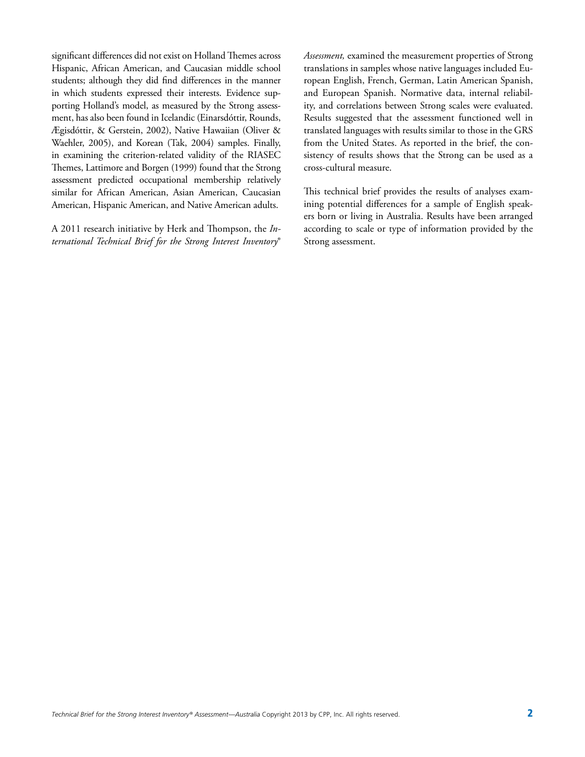significant differences did not exist on Holland Themes across Hispanic, African American, and Caucasian middle school students; although they did find differences in the manner in which students expressed their interests. Evidence supporting Holland's model, as measured by the Strong assessment, has also been found in Icelandic (Einarsdóttir, Rounds, Ægisdóttir, & Gerstein, 2002), Native Hawaiian (Oliver & Waehler, 2005), and Korean (Tak, 2004) samples. Finally, in examining the criterion-related validity of the RIASEC Themes, Lattimore and Borgen (1999) found that the Strong assessment predicted occupational membership relatively similar for African American, Asian American, Caucasian American, Hispanic American, and Native American adults.

A 2011 research initiative by Herk and Thompson, the *International Technical Brief for the Strong Interest Inventory® Assessment,* examined the measurement properties of Strong translations in samples whose native languages included European English, French, German, Latin American Spanish, and European Spanish. Normative data, internal reliability, and correlations between Strong scales were evaluated. Results suggested that the assessment functioned well in translated languages with results similar to those in the GRS from the United States. As reported in the brief, the consistency of results shows that the Strong can be used as a cross-cultural measure.

This technical brief provides the results of analyses examining potential differences for a sample of English speakers born or living in Australia. Results have been arranged according to scale or type of information provided by the Strong assessment.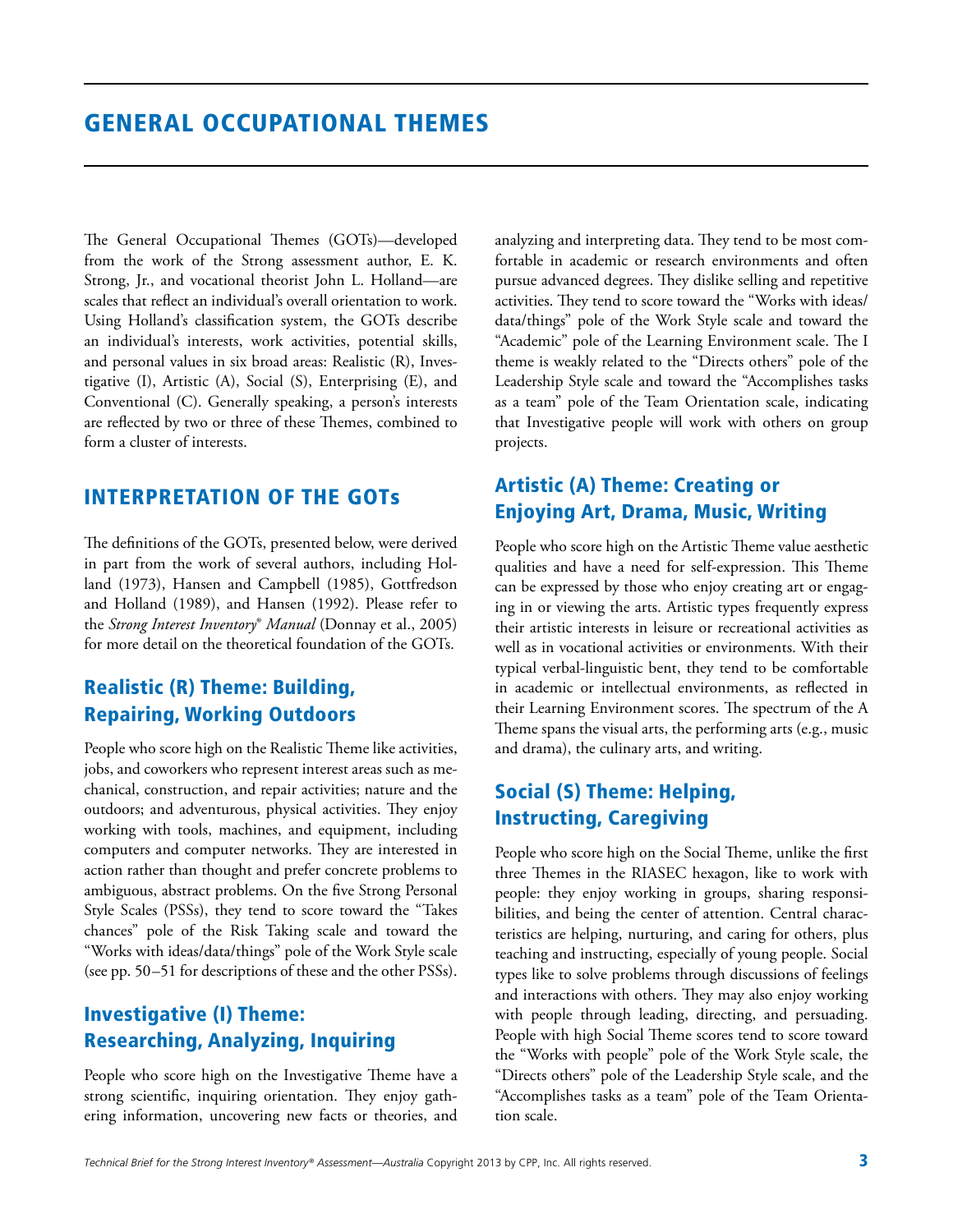# GENERAL OCCUPATIONAL THEMES

The General Occupational Themes (GOTs)—developed from the work of the Strong assessment author, E. K. Strong, Jr., and vocational theorist John L. Holland—are scales that reflect an individual's overall orientation to work. Using Holland's classification system, the GOTs describe an individual's interests, work activities, potential skills, and personal values in six broad areas: Realistic (R), Investigative (I), Artistic (A), Social (S), Enterprising (E), and Conventional (C). Generally speaking, a person's interests are reflected by two or three of these Themes, combined to form a cluster of interests.

## INTERPRETATION OF THE GOTs

The definitions of the GOTs, presented below, were derived in part from the work of several authors, including Holland (1973), Hansen and Campbell (1985), Gottfredson and Holland (1989), and Hansen (1992). Please refer to the *Strong Interest Inventory® Manual* (Donnay et al., 2005) for more detail on the theoretical foundation of the GOTs.

### Realistic (R) Theme: Building, Repairing, Working Outdoors

People who score high on the Realistic Theme like activities, jobs, and coworkers who represent interest areas such as mechanical, construction, and repair activities; nature and the outdoors; and adventurous, physical activities. They enjoy working with tools, machines, and equipment, including computers and computer networks. They are interested in action rather than thought and prefer concrete problems to ambiguous, abstract problems. On the five Strong Personal Style Scales (PSSs), they tend to score toward the "Takes chances" pole of the Risk Taking scale and toward the "Works with ideas/data/things" pole of the Work Style scale (see pp. 50–51 for descriptions of these and the other PSSs).

### Investigative (I) Theme: Researching, Analyzing, Inquiring

People who score high on the Investigative Theme have a strong scientific, inquiring orientation. They enjoy gathering information, uncovering new facts or theories, and analyzing and interpreting data. They tend to be most comfortable in academic or research environments and often pursue advanced degrees. They dislike selling and repetitive activities. They tend to score toward the "Works with ideas/data/things" pole of the Work Style scale and toward the "Academic" pole of the Learning Environment scale. The I theme is weakly related to the "Directs others" pole of the Leadership Style scale and toward the "Accomplishes tasks as a team" pole of the Team Orientation scale, indicating that Investigative people will work with others on group projects.

### Artistic (A) Theme: Creating or Enjoying Art, Drama, Music, Writing

People who score high on the Artistic Theme value aesthetic qualities and have a need for self-expression. This Theme can be expressed by those who enjoy creating art or engaging in or viewing the arts. Artistic types frequently express their artistic interests in leisure or recreational activities as well as in vocational activities or environments. With their typical verbal-linguistic bent, they tend to be comfortable in academic or intellectual environments, as reflected in their Learning Environment scores. The spectrum of the A Theme spans the visual arts, the performing arts (e.g., music and drama), the culinary arts, and writing.

### Social (S) Theme: Helping, Instructing, Caregiving

People who score high on the Social Theme, unlike the first three Themes in the RIASEC hexagon, like to work with people: they enjoy working in groups, sharing responsibilities, and being the center of attention. Central characteristics are helping, nurturing, and caring for others, plus teaching and instructing, especially of young people. Social types like to solve problems through discussions of feelings and interactions with others. They may also enjoy working with people through leading, directing, and persuading. People with high Social Theme scores tend to score toward the "Works with people" pole of the Work Style scale, the "Directs others" pole of the Leadership Style scale, and the "Accomplishes tasks as a team" pole of the Team Orientation scale.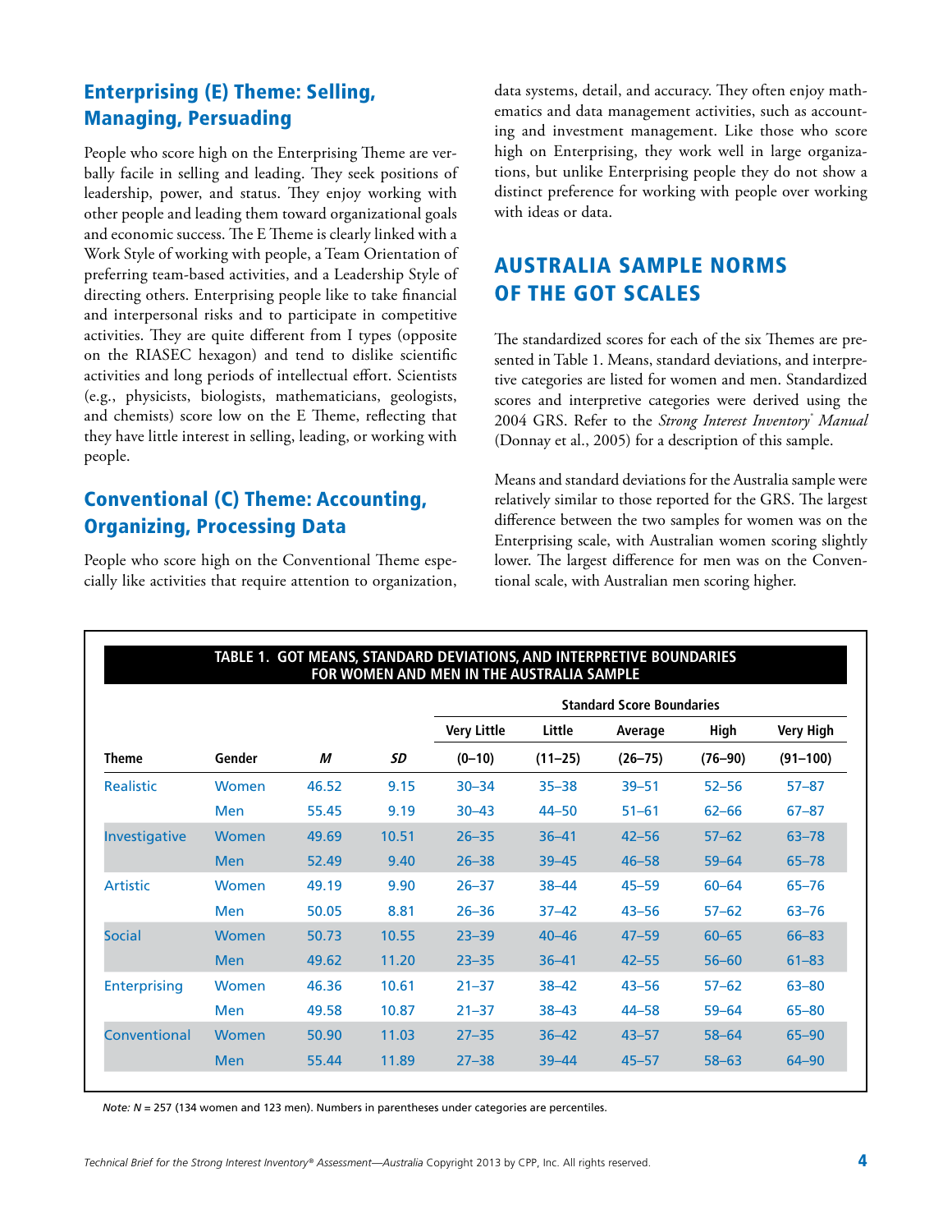## Enterprising (E) Theme: Selling, Managing, Persuading

People who score high on the Enterprising Theme are verbally facile in selling and leading. They seek positions of leadership, power, and status. They enjoy working with other people and leading them toward organizational goals and economic success. The E Theme is clearly linked with a Work Style of working with people, a Team Orientation of preferring team-based activities, and a Leadership Style of directing others. Enterprising people like to take financial and interpersonal risks and to participate in competitive activities. They are quite different from I types (opposite on the RIASEC hexagon) and tend to dislike scientific activities and long periods of intellectual effort. Scientists (e.g., physicists, biologists, mathematicians, geologists, and chemists) score low on the E Theme, reflecting that they have little interest in selling, leading, or working with people.

## Conventional (C) Theme: Accounting, Organizing, Processing Data

People who score high on the Conventional Theme especially like activities that require attention to organization, data systems, detail, and accuracy. They often enjoy mathematics and data management activities, such as accounting and investment management. Like those who score high on Enterprising, they work well in large organizations, but unlike Enterprising people they do not show a distinct preference for working with people over working with ideas or data.

# AUSTRALIA SAMPLE NORMS OF THE GOT SCALES

The standardized scores for each of the six Themes are presented in Table 1. Means, standard deviations, and interpretive categories are listed for women and men. Standardized scores and interpretive categories were derived using the 2004 GRS. Refer to the *Strong Interest Inventory® Manual* (Donnay et al., 2005) for a description of this sample.

Means and standard deviations for the Australia sample were relatively similar to those reported for the GRS. The largest difference between the two samples for women was on the Enterprising scale, with Australian women scoring slightly lower. The largest difference for men was on the Conventional scale, with Australian men scoring higher.

**TABLE 1. GOT MEANS, STANDARD DEVIATIONS, AND INTERPRETIVE BOUNDARIES FOR WOMEN AND MEN IN THE AUSTRALIA SAMPLE**

| | | | | Standard Score Boundaries | | | | |
|---|---|---|---|---|---|---|---|---|
| | | | | Very Little | Little | Average | High | Very High |
| Theme | Gender | *M* | *SD* | (0–10) | (11–25) | (26–75) | (76–90) | (91–100) |
| Realistic | Women | 46.52 | 9.15 | 30–34 | 35–38 | 39–51 | 52–56 | 57–87 |
| | Men | 55.45 | 9.19 | 30–43 | 44–50 | 51–61 | 62–66 | 67–87 |
| Investigative | Women | 49.69 | 10.51 | 26–35 | 36–41 | 42–56 | 57–62 | 63–78 |
| | Men | 52.49 | 9.40 | 26–38 | 39–45 | 46–58 | 59–64 | 65–78 |
| Artistic | Women | 49.19 | 9.90 | 26–37 | 38–44 | 45–59 | 60–64 | 65–76 |
| | Men | 50.05 | 8.81 | 26–36 | 37–42 | 43–56 | 57–62 | 63–76 |
| Social | Women | 50.73 | 10.55 | 23–39 | 40–46 | 47–59 | 60–65 | 66–83 |
| | Men | 49.62 | 11.20 | 23–35 | 36–41 | 42–55 | 56–60 | 61–83 |
| Enterprising | Women | 46.36 | 10.61 | 21–37 | 38–42 | 43–56 | 57–62 | 63–80 |
| | Men | 49.58 | 10.87 | 21–37 | 38–43 | 44–58 | 59–64 | 65–80 |
| Conventional | Women | 50.90 | 11.03 | 27–35 | 36–42 | 43–57 | 58–64 | 65–90 |
| | Men | 55.44 | 11.89 | 27–38 | 39–44 | 45–57 | 58–63 | 64–90 |

*Note: N* = 257 (134 women and 123 men). Numbers in parentheses under categories are percentiles.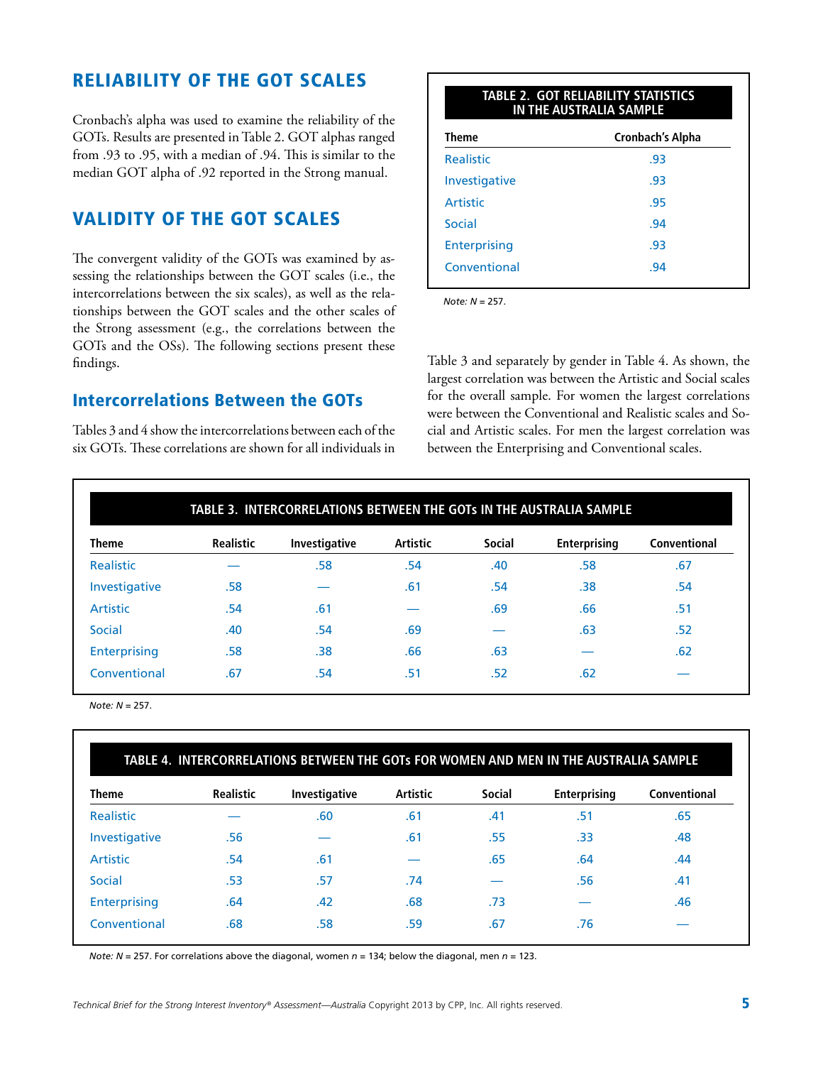## RELIABILITY OF THE GOT SCALES

Cronbach's alpha was used to examine the reliability of the GOTs. Results are presented in Table 2. GOT alphas ranged from .93 to .95, with a median of .94. This is similar to the median GOT alpha of .92 reported in the Strong manual.

**TABLE 2. GOT RELIABILITY STATISTICS IN THE AUSTRALIA SAMPLE**

| Theme | Cronbach's Alpha |
|---|---|
| Realistic | .93 |
| Investigative | .93 |
| Artistic | .95 |
| Social | .94 |
| Enterprising | .93 |
| Conventional | .94 |

*Note: N* = 257.

## VALIDITY OF THE GOT SCALES

The convergent validity of the GOTs was examined by assessing the relationships between the GOT scales (i.e., the intercorrelations between the six scales), as well as the relationships between the GOT scales and the other scales of the Strong assessment (e.g., the correlations between the GOTs and the OSs). The following sections present these findings.

### Intercorrelations Between the GOTs

Tables 3 and 4 show the intercorrelations between each of the six GOTs. These correlations are shown for all individuals in Table 3 and separately by gender in Table 4. As shown, the largest correlation was between the Artistic and Social scales for the overall sample. For women the largest correlations were between the Conventional and Realistic scales and Social and Artistic scales. For men the largest correlation was between the Enterprising and Conventional scales.

**TABLE 3. INTERCORRELATIONS BETWEEN THE GOTs IN THE AUSTRALIA SAMPLE**

| Theme | Realistic | Investigative | Artistic | Social | Enterprising | Conventional |
|---|---|---|---|---|---|---|
| Realistic | — | .58 | .54 | .40 | .58 | .67 |
| Investigative | .58 | — | .61 | .54 | .38 | .54 |
| Artistic | .54 | .61 | — | .69 | .66 | .51 |
| Social | .40 | .54 | .69 | — | .63 | .52 |
| Enterprising | .58 | .38 | .66 | .63 | — | .62 |
| Conventional | .67 | .54 | .51 | .52 | .62 | — |

*Note: N* = 257.

**TABLE 4. INTERCORRELATIONS BETWEEN THE GOTs FOR WOMEN AND MEN IN THE AUSTRALIA SAMPLE**

| Theme | Realistic | Investigative | Artistic | Social | Enterprising | Conventional |
|---|---|---|---|---|---|---|
| Realistic | — | .60 | .61 | .41 | .51 | .65 |
| Investigative | .56 | — | .61 | .55 | .33 | .48 |
| Artistic | .54 | .61 | — | .65 | .64 | .44 |
| Social | .53 | .57 | .74 | — | .56 | .41 |
| Enterprising | .64 | .42 | .68 | .73 | — | .46 |
| Conventional | .68 | .58 | .59 | .67 | .76 | — |

*Note: N* = 257. For correlations above the diagonal, women *n* = 134; below the diagonal, men *n* = 123.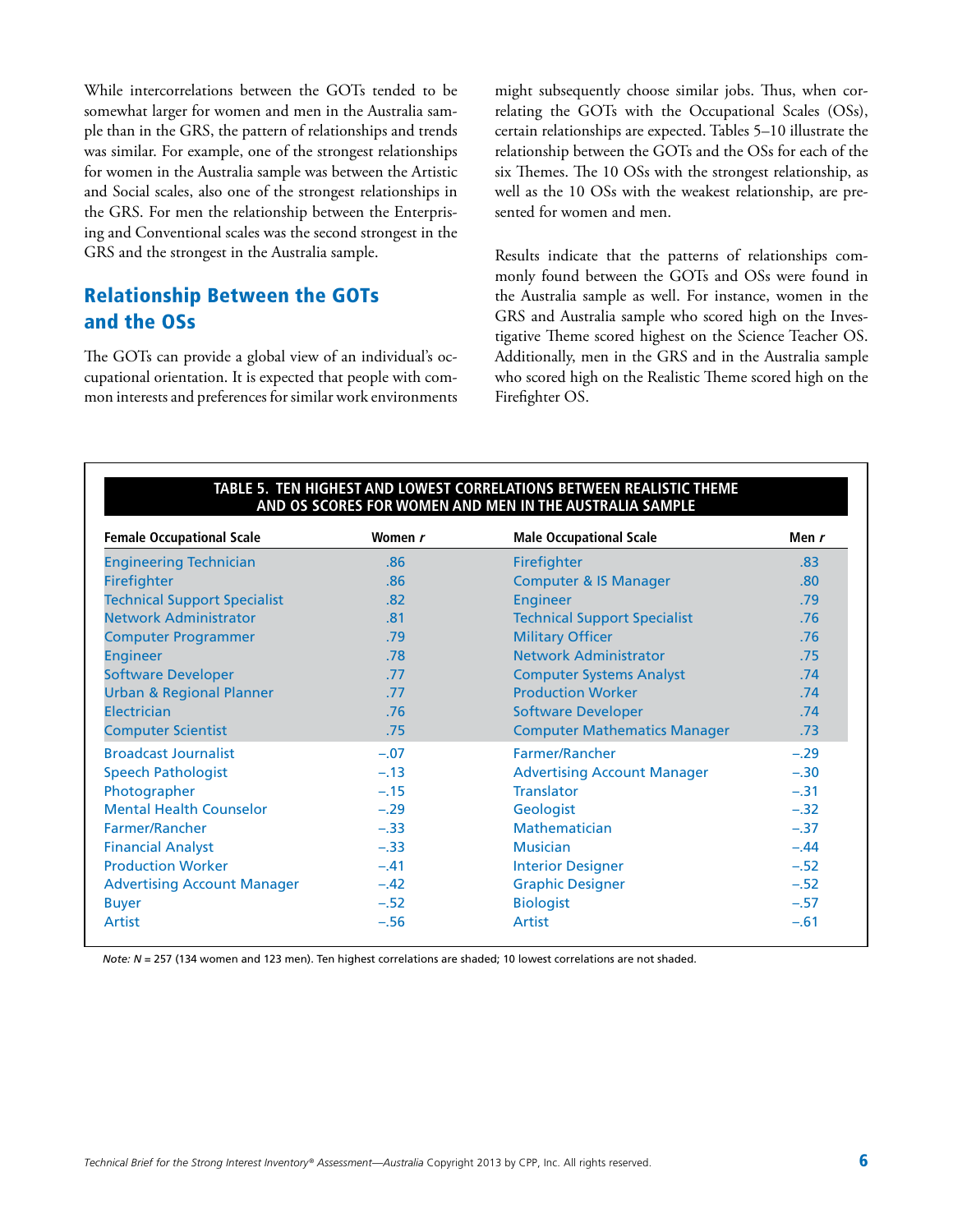While intercorrelations between the GOTs tended to be somewhat larger for women and men in the Australia sample than in the GRS, the pattern of relationships and trends was similar. For example, one of the strongest relationships for women in the Australia sample was between the Artistic and Social scales, also one of the strongest relationships in the GRS. For men the relationship between the Enterprising and Conventional scales was the second strongest in the GRS and the strongest in the Australia sample.

## Relationship Between the GOTs and the OSs

The GOTs can provide a global view of an individual's occupational orientation. It is expected that people with common interests and preferences for similar work environments might subsequently choose similar jobs. Thus, when correlating the GOTs with the Occupational Scales (OSs), certain relationships are expected. Tables 5–10 illustrate the relationship between the GOTs and the OSs for each of the six Themes. The 10 OSs with the strongest relationship, as well as the 10 OSs with the weakest relationship, are presented for women and men.

Results indicate that the patterns of relationships commonly found between the GOTs and OSs were found in the Australia sample as well. For instance, women in the GRS and Australia sample who scored high on the Investigative Theme scored highest on the Science Teacher OS. Additionally, men in the GRS and in the Australia sample who scored high on the Realistic Theme scored high on the Firefighter OS.

**TABLE 5. TEN HIGHEST AND LOWEST CORRELATIONS BETWEEN REALISTIC THEME AND OS SCORES FOR WOMEN AND MEN IN THE AUSTRALIA SAMPLE**

| Female Occupational Scale | Women *r* | Male Occupational Scale | Men *r* |
|---|---|---|---|
| Engineering Technician | .86 | Firefighter | .83 |
| Firefighter | .86 | Computer & IS Manager | .80 |
| Technical Support Specialist | .82 | Engineer | .79 |
| Network Administrator | .81 | Technical Support Specialist | .76 |
| Computer Programmer | .79 | Military Officer | .76 |
| Engineer | .78 | Network Administrator | .75 |
| Software Developer | .77 | Computer Systems Analyst | .74 |
| Urban & Regional Planner | .77 | Production Worker | .74 |
| Electrician | .76 | Software Developer | .74 |
| Computer Scientist | .75 | Computer Mathematics Manager | .73 |
| Broadcast Journalist | –.07 | Farmer/Rancher | –.29 |
| Speech Pathologist | –.13 | Advertising Account Manager | –.30 |
| Photographer | –.15 | Translator | –.31 |
| Mental Health Counselor | –.29 | Geologist | –.32 |
| Farmer/Rancher | –.33 | Mathematician | –.37 |
| Financial Analyst | –.33 | Musician | –.44 |
| Production Worker | –.41 | Interior Designer | –.52 |
| Advertising Account Manager | –.42 | Graphic Designer | –.52 |
| Buyer | –.52 | Biologist | –.57 |
| Artist | –.56 | Artist | –.61 |

*Note: N* = 257 (134 women and 123 men). Ten highest correlations are shaded; 10 lowest correlations are not shaded.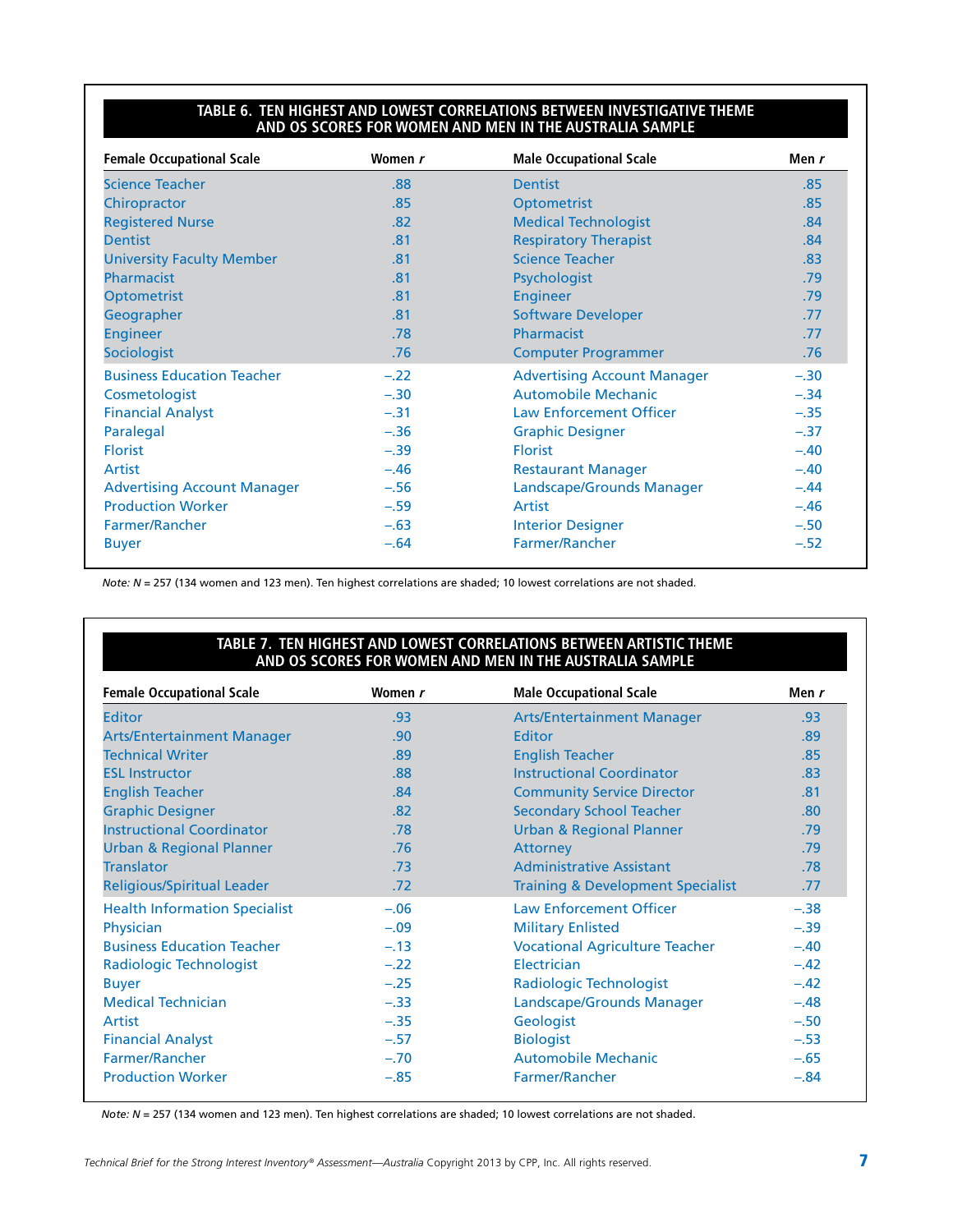**TABLE 6. TEN HIGHEST AND LOWEST CORRELATIONS BETWEEN INVESTIGATIVE THEME AND OS SCORES FOR WOMEN AND MEN IN THE AUSTRALIA SAMPLE**

| Female Occupational Scale | Women *r* | Male Occupational Scale | Men *r* |
|---|---|---|---|
| Science Teacher | .88 | Dentist | .85 |
| Chiropractor | .85 | Optometrist | .85 |
| Registered Nurse | .82 | Medical Technologist | .84 |
| Dentist | .81 | Respiratory Therapist | .84 |
| University Faculty Member | .81 | Science Teacher | .83 |
| Pharmacist | .81 | Psychologist | .79 |
| Optometrist | .81 | Engineer | .79 |
| Geographer | .81 | Software Developer | .77 |
| Engineer | .78 | Pharmacist | .77 |
| Sociologist | .76 | Computer Programmer | .76 |
| Business Education Teacher | –.22 | Advertising Account Manager | –.30 |
| Cosmetologist | –.30 | Automobile Mechanic | –.34 |
| Financial Analyst | –.31 | Law Enforcement Officer | –.35 |
| Paralegal | –.36 | Graphic Designer | –.37 |
| Florist | –.39 | Florist | –.40 |
| Artist | –.46 | Restaurant Manager | –.40 |
| Advertising Account Manager | –.56 | Landscape/Grounds Manager | –.44 |
| Production Worker | –.59 | Artist | –.46 |
| Farmer/Rancher | –.63 | Interior Designer | –.50 |
| Buyer | –.64 | Farmer/Rancher | –.52 |

*Note:* *N* = 257 (134 women and 123 men). Ten highest correlations are shaded; 10 lowest correlations are not shaded.

**TABLE 7. TEN HIGHEST AND LOWEST CORRELATIONS BETWEEN ARTISTIC THEME AND OS SCORES FOR WOMEN AND MEN IN THE AUSTRALIA SAMPLE**

| Female Occupational Scale | Women *r* | Male Occupational Scale | Men *r* |
|---|---|---|---|
| Editor | .93 | Arts/Entertainment Manager | .93 |
| Arts/Entertainment Manager | .90 | Editor | .89 |
| Technical Writer | .89 | English Teacher | .85 |
| ESL Instructor | .88 | Instructional Coordinator | .83 |
| English Teacher | .84 | Community Service Director | .81 |
| Graphic Designer | .82 | Secondary School Teacher | .80 |
| Instructional Coordinator | .78 | Urban & Regional Planner | .79 |
| Urban & Regional Planner | .76 | Attorney | .79 |
| Translator | .73 | Administrative Assistant | .78 |
| Religious/Spiritual Leader | .72 | Training & Development Specialist | .77 |
| Health Information Specialist | –.06 | Law Enforcement Officer | –.38 |
| Physician | –.09 | Military Enlisted | –.39 |
| Business Education Teacher | –.13 | Vocational Agriculture Teacher | –.40 |
| Radiologic Technologist | –.22 | Electrician | –.42 |
| Buyer | –.25 | Radiologic Technologist | –.42 |
| Medical Technician | –.33 | Landscape/Grounds Manager | –.48 |
| Artist | –.35 | Geologist | –.50 |
| Financial Analyst | –.57 | Biologist | –.53 |
| Farmer/Rancher | –.70 | Automobile Mechanic | –.65 |
| Production Worker | –.85 | Farmer/Rancher | –.84 |

*Note:* *N* = 257 (134 women and 123 men). Ten highest correlations are shaded; 10 lowest correlations are not shaded.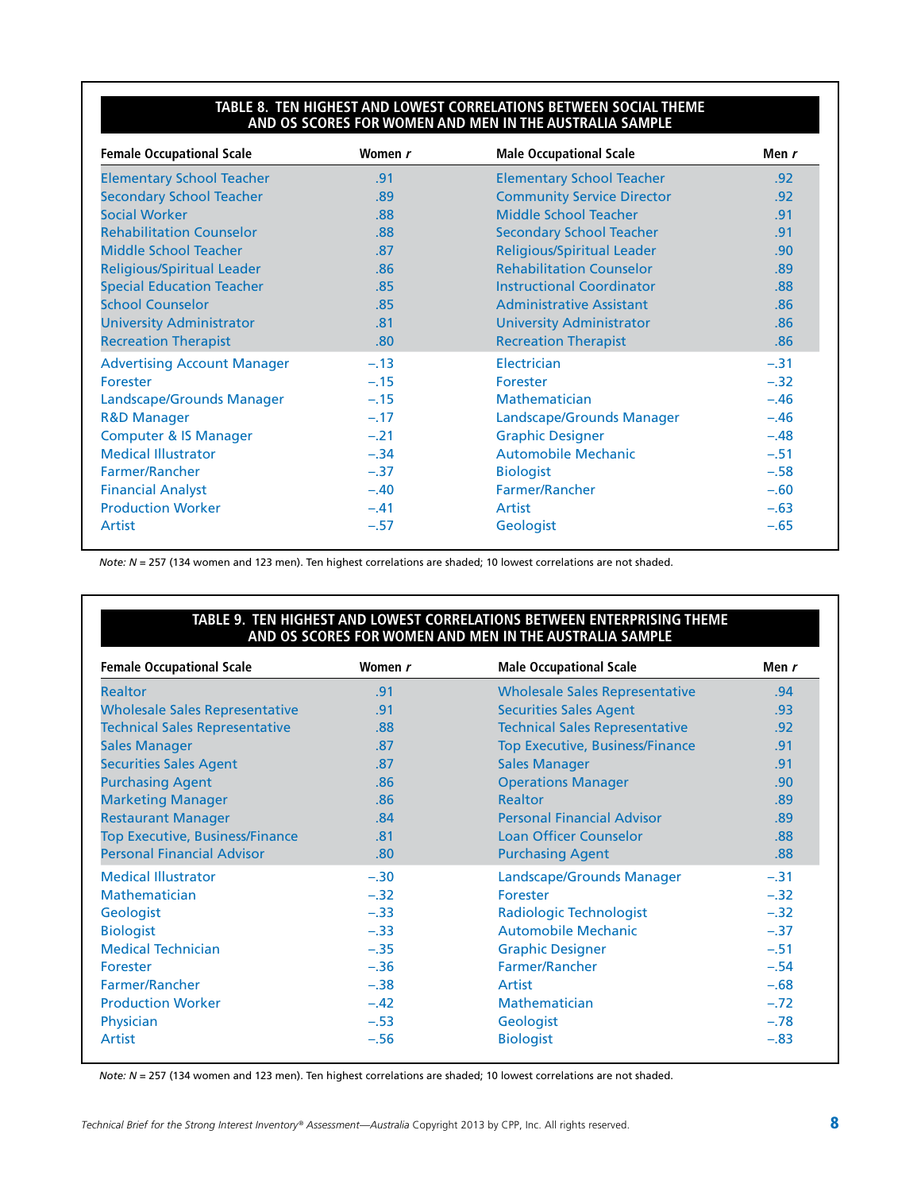**TABLE 8. TEN HIGHEST AND LOWEST CORRELATIONS BETWEEN SOCIAL THEME AND OS SCORES FOR WOMEN AND MEN IN THE AUSTRALIA SAMPLE**

| Female Occupational Scale | Women r | Male Occupational Scale | Men r |
|---|---|---|---|
| Elementary School Teacher | .91 | Elementary School Teacher | .92 |
| Secondary School Teacher | .89 | Community Service Director | .92 |
| Social Worker | .88 | Middle School Teacher | .91 |
| Rehabilitation Counselor | .88 | Secondary School Teacher | .91 |
| Middle School Teacher | .87 | Religious/Spiritual Leader | .90 |
| Religious/Spiritual Leader | .86 | Rehabilitation Counselor | .89 |
| Special Education Teacher | .85 | Instructional Coordinator | .88 |
| School Counselor | .85 | Administrative Assistant | .86 |
| University Administrator | .81 | University Administrator | .86 |
| Recreation Therapist | .80 | Recreation Therapist | .86 |
| Advertising Account Manager | –.13 | Electrician | –.31 |
| Forester | –.15 | Forester | –.32 |
| Landscape/Grounds Manager | –.15 | Mathematician | –.46 |
| R&D Manager | –.17 | Landscape/Grounds Manager | –.46 |
| Computer & IS Manager | –.21 | Graphic Designer | –.48 |
| Medical Illustrator | –.34 | Automobile Mechanic | –.51 |
| Farmer/Rancher | –.37 | Biologist | –.58 |
| Financial Analyst | –.40 | Farmer/Rancher | –.60 |
| Production Worker | –.41 | Artist | –.63 |
| Artist | –.57 | Geologist | –.65 |

*Note: N* = 257 (134 women and 123 men). Ten highest correlations are shaded; 10 lowest correlations are not shaded.

**TABLE 9. TEN HIGHEST AND LOWEST CORRELATIONS BETWEEN ENTERPRISING THEME AND OS SCORES FOR WOMEN AND MEN IN THE AUSTRALIA SAMPLE**

| Female Occupational Scale | Women r | Male Occupational Scale | Men r |
|---|---|---|---|
| Realtor | .91 | Wholesale Sales Representative | .94 |
| Wholesale Sales Representative | .91 | Securities Sales Agent | .93 |
| Technical Sales Representative | .88 | Technical Sales Representative | .92 |
| Sales Manager | .87 | Top Executive, Business/Finance | .91 |
| Securities Sales Agent | .87 | Sales Manager | .91 |
| Purchasing Agent | .86 | Operations Manager | .90 |
| Marketing Manager | .86 | Realtor | .89 |
| Restaurant Manager | .84 | Personal Financial Advisor | .89 |
| Top Executive, Business/Finance | .81 | Loan Officer Counselor | .88 |
| Personal Financial Advisor | .80 | Purchasing Agent | .88 |
| Medical Illustrator | –.30 | Landscape/Grounds Manager | –.31 |
| Mathematician | –.32 | Forester | –.32 |
| Geologist | –.33 | Radiologic Technologist | –.32 |
| Biologist | –.33 | Automobile Mechanic | –.37 |
| Medical Technician | –.35 | Graphic Designer | –.51 |
| Forester | –.36 | Farmer/Rancher | –.54 |
| Farmer/Rancher | –.38 | Artist | –.68 |
| Production Worker | –.42 | Mathematician | –.72 |
| Physician | –.53 | Geologist | –.78 |
| Artist | –.56 | Biologist | –.83 |

*Note: N* = 257 (134 women and 123 men). Ten highest correlations are shaded; 10 lowest correlations are not shaded.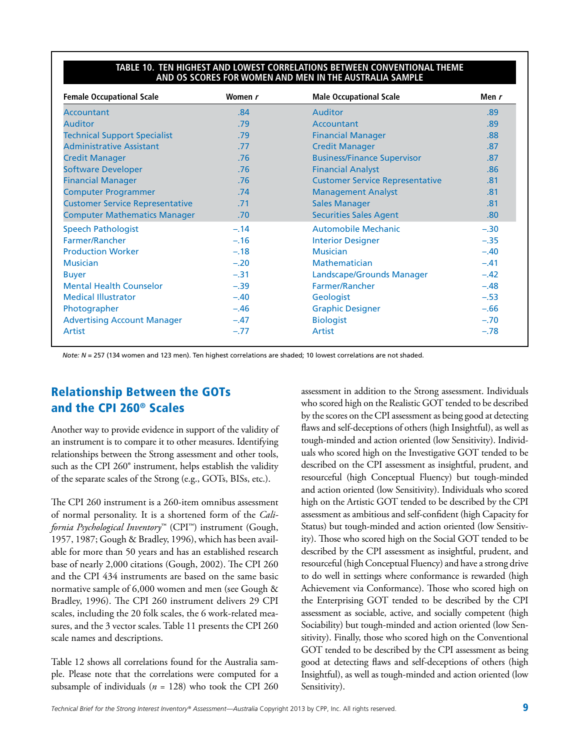**TABLE 10. TEN HIGHEST AND LOWEST CORRELATIONS BETWEEN CONVENTIONAL THEME AND OS SCORES FOR WOMEN AND MEN IN THE AUSTRALIA SAMPLE**

| Female Occupational Scale | Women *r* | Male Occupational Scale | Men *r* |
|---|---|---|---|
| Accountant | .84 | Auditor | .89 |
| Auditor | .79 | Accountant | .89 |
| Technical Support Specialist | .79 | Financial Manager | .88 |
| Administrative Assistant | .77 | Credit Manager | .87 |
| Credit Manager | .76 | Business/Finance Supervisor | .87 |
| Software Developer | .76 | Financial Analyst | .86 |
| Financial Manager | .76 | Customer Service Representative | .81 |
| Computer Programmer | .74 | Management Analyst | .81 |
| Customer Service Representative | .71 | Sales Manager | .81 |
| Computer Mathematics Manager | .70 | Securities Sales Agent | .80 |
| Speech Pathologist | −.14 | Automobile Mechanic | −.30 |
| Farmer/Rancher | −.16 | Interior Designer | −.35 |
| Production Worker | −.18 | Musician | −.40 |
| Musician | −.20 | Mathematician | −.41 |
| Buyer | −.31 | Landscape/Grounds Manager | −.42 |
| Mental Health Counselor | −.39 | Farmer/Rancher | −.48 |
| Medical Illustrator | −.40 | Geologist | −.53 |
| Photographer | −.46 | Graphic Designer | −.66 |
| Advertising Account Manager | −.47 | Biologist | −.70 |
| Artist | −.77 | Artist | −.78 |

*Note: N* = 257 (134 women and 123 men). Ten highest correlations are shaded; 10 lowest correlations are not shaded.

## Relationship Between the GOTs and the CPI 260® Scales

Another way to provide evidence in support of the validity of an instrument is to compare it to other measures. Identifying relationships between the Strong assessment and other tools, such as the CPI 260® instrument, helps establish the validity of the separate scales of the Strong (e.g., GOTs, BISs, etc.).

The CPI 260 instrument is a 260-item omnibus assessment of normal personality. It is a shortened form of the *California Psychological Inventory*™ (CPI™) instrument (Gough, 1957, 1987; Gough & Bradley, 1996), which has been available for more than 50 years and has an established research base of nearly 2,000 citations (Gough, 2002). The CPI 260 and the CPI 434 instruments are based on the same basic normative sample of 6,000 women and men (see Gough & Bradley, 1996). The CPI 260 instrument delivers 29 CPI scales, including the 20 folk scales, the 6 work-related measures, and the 3 vector scales. Table 11 presents the CPI 260 scale names and descriptions.

Table 12 shows all correlations found for the Australia sample. Please note that the correlations were computed for a subsample of individuals (*n* = 128) who took the CPI 260 assessment in addition to the Strong assessment. Individuals who scored high on the Realistic GOT tended to be described by the scores on the CPI assessment as being good at detecting flaws and self-deceptions of others (high Insightful), as well as tough-minded and action oriented (low Sensitivity). Individuals who scored high on the Investigative GOT tended to be described on the CPI assessment as insightful, prudent, and resourceful (high Conceptual Fluency) but tough-minded and action oriented (low Sensitivity). Individuals who scored high on the Artistic GOT tended to be described by the CPI assessment as ambitious and self-confident (high Capacity for Status) but tough-minded and action oriented (low Sensitivity). Those who scored high on the Social GOT tended to be described by the CPI assessment as insightful, prudent, and resourceful (high Conceptual Fluency) and have a strong drive to do well in settings where conformance is rewarded (high Achievement via Conformance). Those who scored high on the Enterprising GOT tended to be described by the CPI assessment as sociable, active, and socially competent (high Sociability) but tough-minded and action oriented (low Sensitivity). Finally, those who scored high on the Conventional GOT tended to be described by the CPI assessment as being good at detecting flaws and self-deceptions of others (high Insightful), as well as tough-minded and action oriented (low Sensitivity).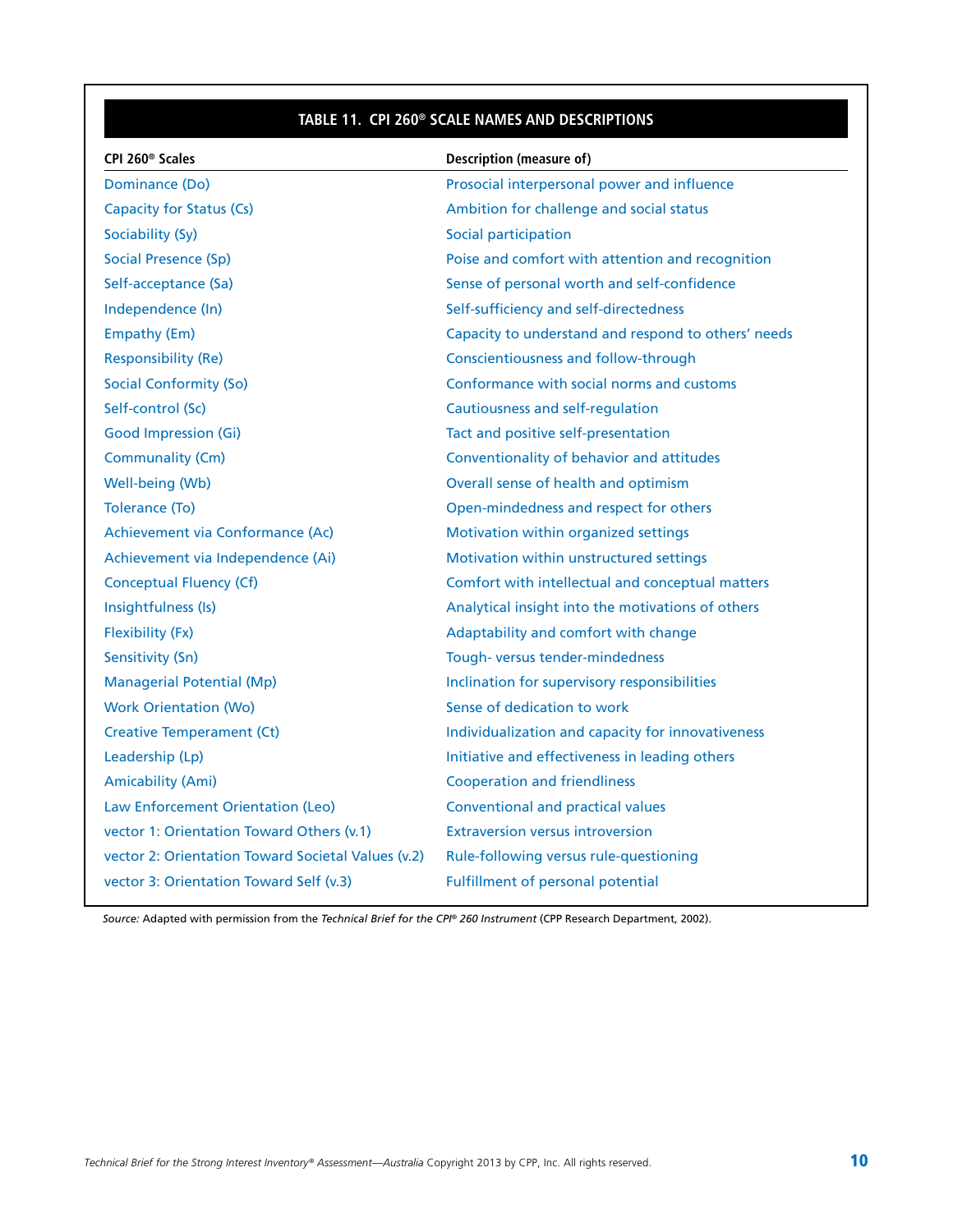### TABLE 11. CPI 260® SCALE NAMES AND DESCRIPTIONS

| CPI 260® Scales | Description (measure of) |
|---|---|
| Dominance (Do) | Prosocial interpersonal power and influence |
| Capacity for Status (Cs) | Ambition for challenge and social status |
| Sociability (Sy) | Social participation |
| Social Presence (Sp) | Poise and comfort with attention and recognition |
| Self-acceptance (Sa) | Sense of personal worth and self-confidence |
| Independence (In) | Self-sufficiency and self-directedness |
| Empathy (Em) | Capacity to understand and respond to others' needs |
| Responsibility (Re) | Conscientiousness and follow-through |
| Social Conformity (So) | Conformance with social norms and customs |
| Self-control (Sc) | Cautiousness and self-regulation |
| Good Impression (Gi) | Tact and positive self-presentation |
| Communality (Cm) | Conventionality of behavior and attitudes |
| Well-being (Wb) | Overall sense of health and optimism |
| Tolerance (To) | Open-mindedness and respect for others |
| Achievement via Conformance (Ac) | Motivation within organized settings |
| Achievement via Independence (Ai) | Motivation within unstructured settings |
| Conceptual Fluency (Cf) | Comfort with intellectual and conceptual matters |
| Insightfulness (Is) | Analytical insight into the motivations of others |
| Flexibility (Fx) | Adaptability and comfort with change |
| Sensitivity (Sn) | Tough- versus tender-mindedness |
| Managerial Potential (Mp) | Inclination for supervisory responsibilities |
| Work Orientation (Wo) | Sense of dedication to work |
| Creative Temperament (Ct) | Individualization and capacity for innovativeness |
| Leadership (Lp) | Initiative and effectiveness in leading others |
| Amicability (Ami) | Cooperation and friendliness |
| Law Enforcement Orientation (Leo) | Conventional and practical values |
| vector 1: Orientation Toward Others (v.1) | Extraversion versus introversion |
| vector 2: Orientation Toward Societal Values (v.2) | Rule-following versus rule-questioning |
| vector 3: Orientation Toward Self (v.3) | Fulfillment of personal potential |

*Source:* Adapted with permission from the *Technical Brief for the CPI® 260 Instrument* (CPP Research Department, 2002).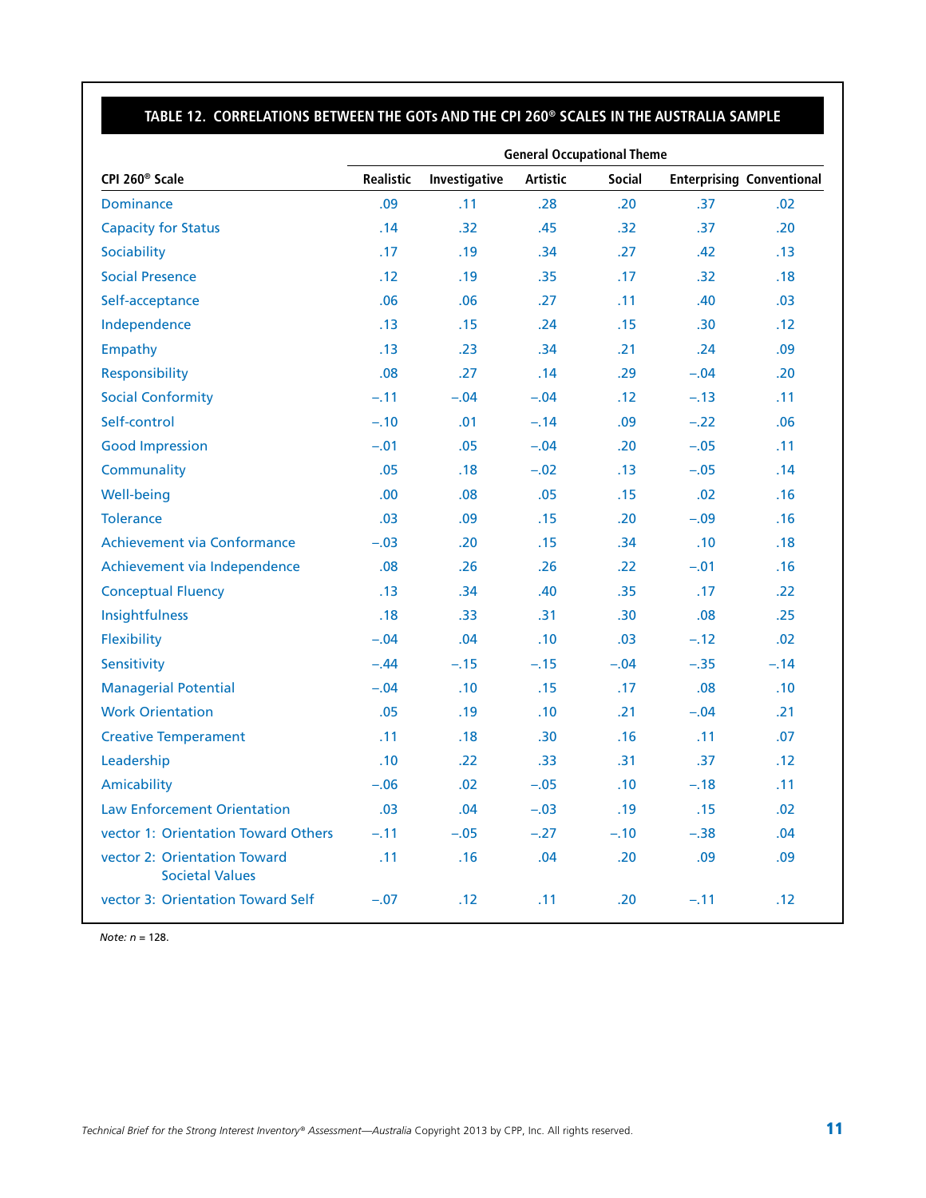## TABLE 12. CORRELATIONS BETWEEN THE GOTs AND THE CPI 260® SCALES IN THE AUSTRALIA SAMPLE

| | General Occupational Theme | | | | | |
|---|---|---|---|---|---|---|
| CPI 260® Scale | Realistic | Investigative | Artistic | Social | Enterprising | Conventional |
| Dominance | .09 | .11 | .28 | .20 | .37 | .02 |
| Capacity for Status | .14 | .32 | .45 | .32 | .37 | .20 |
| Sociability | .17 | .19 | .34 | .27 | .42 | .13 |
| Social Presence | .12 | .19 | .35 | .17 | .32 | .18 |
| Self-acceptance | .06 | .06 | .27 | .11 | .40 | .03 |
| Independence | .13 | .15 | .24 | .15 | .30 | .12 |
| Empathy | .13 | .23 | .34 | .21 | .24 | .09 |
| Responsibility | .08 | .27 | .14 | .29 | –.04 | .20 |
| Social Conformity | –.11 | –.04 | –.04 | .12 | –.13 | .11 |
| Self-control | –.10 | .01 | –.14 | .09 | –.22 | .06 |
| Good Impression | –.01 | .05 | –.04 | .20 | –.05 | .11 |
| Communality | .05 | .18 | –.02 | .13 | –.05 | .14 |
| Well-being | .00 | .08 | .05 | .15 | .02 | .16 |
| Tolerance | .03 | .09 | .15 | .20 | –.09 | .16 |
| Achievement via Conformance | –.03 | .20 | .15 | .34 | .10 | .18 |
| Achievement via Independence | .08 | .26 | .26 | .22 | –.01 | .16 |
| Conceptual Fluency | .13 | .34 | .40 | .35 | .17 | .22 |
| Insightfulness | .18 | .33 | .31 | .30 | .08 | .25 |
| Flexibility | –.04 | .04 | .10 | .03 | –.12 | .02 |
| Sensitivity | –.44 | –.15 | –.15 | –.04 | –.35 | –.14 |
| Managerial Potential | –.04 | .10 | .15 | .17 | .08 | .10 |
| Work Orientation | .05 | .19 | .10 | .21 | –.04 | .21 |
| Creative Temperament | .11 | .18 | .30 | .16 | .11 | .07 |
| Leadership | .10 | .22 | .33 | .31 | .37 | .12 |
| Amicability | –.06 | .02 | –.05 | .10 | –.18 | .11 |
| Law Enforcement Orientation | .03 | .04 | –.03 | .19 | .15 | .02 |
| vector 1: Orientation Toward Others | –.11 | –.05 | –.27 | –.10 | –.38 | .04 |
| vector 2: Orientation Toward Societal Values | .11 | .16 | .04 | .20 | .09 | .09 |
| vector 3: Orientation Toward Self | –.07 | .12 | .11 | .20 | –.11 | .12 |

*Note: n* = 128.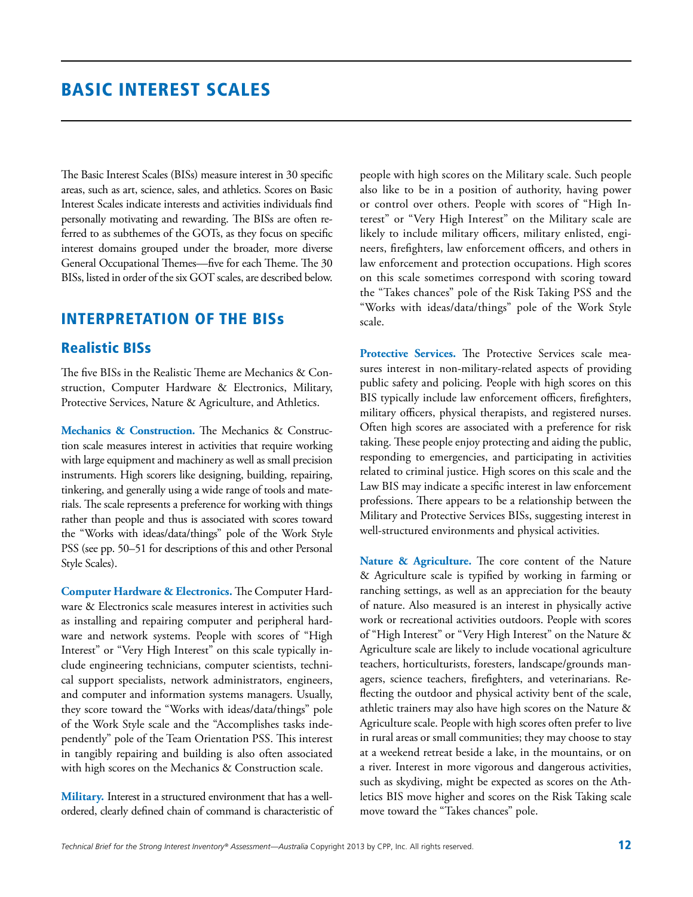# BASIC INTEREST SCALES

The Basic Interest Scales (BISs) measure interest in 30 specific areas, such as art, science, sales, and athletics. Scores on Basic Interest Scales indicate interests and activities individuals find personally motivating and rewarding. The BISs are often referred to as subthemes of the GOTs, as they focus on specific interest domains grouped under the broader, more diverse General Occupational Themes—five for each Theme. The 30 BISs, listed in order of the six GOT scales, are described below.

## INTERPRETATION OF THE BISs

### Realistic BISs

The five BISs in the Realistic Theme are Mechanics & Construction, Computer Hardware & Electronics, Military, Protective Services, Nature & Agriculture, and Athletics.

**Mechanics & Construction.** The Mechanics & Construction scale measures interest in activities that require working with large equipment and machinery as well as small precision instruments. High scorers like designing, building, repairing, tinkering, and generally using a wide range of tools and materials. The scale represents a preference for working with things rather than people and thus is associated with scores toward the "Works with ideas/data/things" pole of the Work Style PSS (see pp. 50–51 for descriptions of this and other Personal Style Scales).

**Computer Hardware & Electronics.** The Computer Hardware & Electronics scale measures interest in activities such as installing and repairing computer and peripheral hardware and network systems. People with scores of "High Interest" or "Very High Interest" on this scale typically include engineering technicians, computer scientists, technical support specialists, network administrators, engineers, and computer and information systems managers. Usually, they score toward the "Works with ideas/data/things" pole of the Work Style scale and the "Accomplishes tasks independently" pole of the Team Orientation PSS. This interest in tangibly repairing and building is also often associated with high scores on the Mechanics & Construction scale.

**Military.** Interest in a structured environment that has a well-ordered, clearly defined chain of command is characteristic of people with high scores on the Military scale. Such people also like to be in a position of authority, having power or control over others. People with scores of "High Interest" or "Very High Interest" on the Military scale are likely to include military officers, military enlisted, engineers, firefighters, law enforcement officers, and others in law enforcement and protection occupations. High scores on this scale sometimes correspond with scoring toward the "Takes chances" pole of the Risk Taking PSS and the "Works with ideas/data/things" pole of the Work Style scale.

**Protective Services.** The Protective Services scale measures interest in non-military-related aspects of providing public safety and policing. People with high scores on this BIS typically include law enforcement officers, firefighters, military officers, physical therapists, and registered nurses. Often high scores are associated with a preference for risk taking. These people enjoy protecting and aiding the public, responding to emergencies, and participating in activities related to criminal justice. High scores on this scale and the Law BIS may indicate a specific interest in law enforcement professions. There appears to be a relationship between the Military and Protective Services BISs, suggesting interest in well-structured environments and physical activities.

**Nature & Agriculture.** The core content of the Nature & Agriculture scale is typified by working in farming or ranching settings, as well as an appreciation for the beauty of nature. Also measured is an interest in physically active work or recreational activities outdoors. People with scores of "High Interest" or "Very High Interest" on the Nature & Agriculture scale are likely to include vocational agriculture teachers, horticulturists, foresters, landscape/grounds managers, science teachers, firefighters, and veterinarians. Reflecting the outdoor and physical activity bent of the scale, athletic trainers may also have high scores on the Nature & Agriculture scale. People with high scores often prefer to live in rural areas or small communities; they may choose to stay at a weekend retreat beside a lake, in the mountains, or on a river. Interest in more vigorous and dangerous activities, such as skydiving, might be expected as scores on the Athletics BIS move higher and scores on the Risk Taking scale move toward the "Takes chances" pole.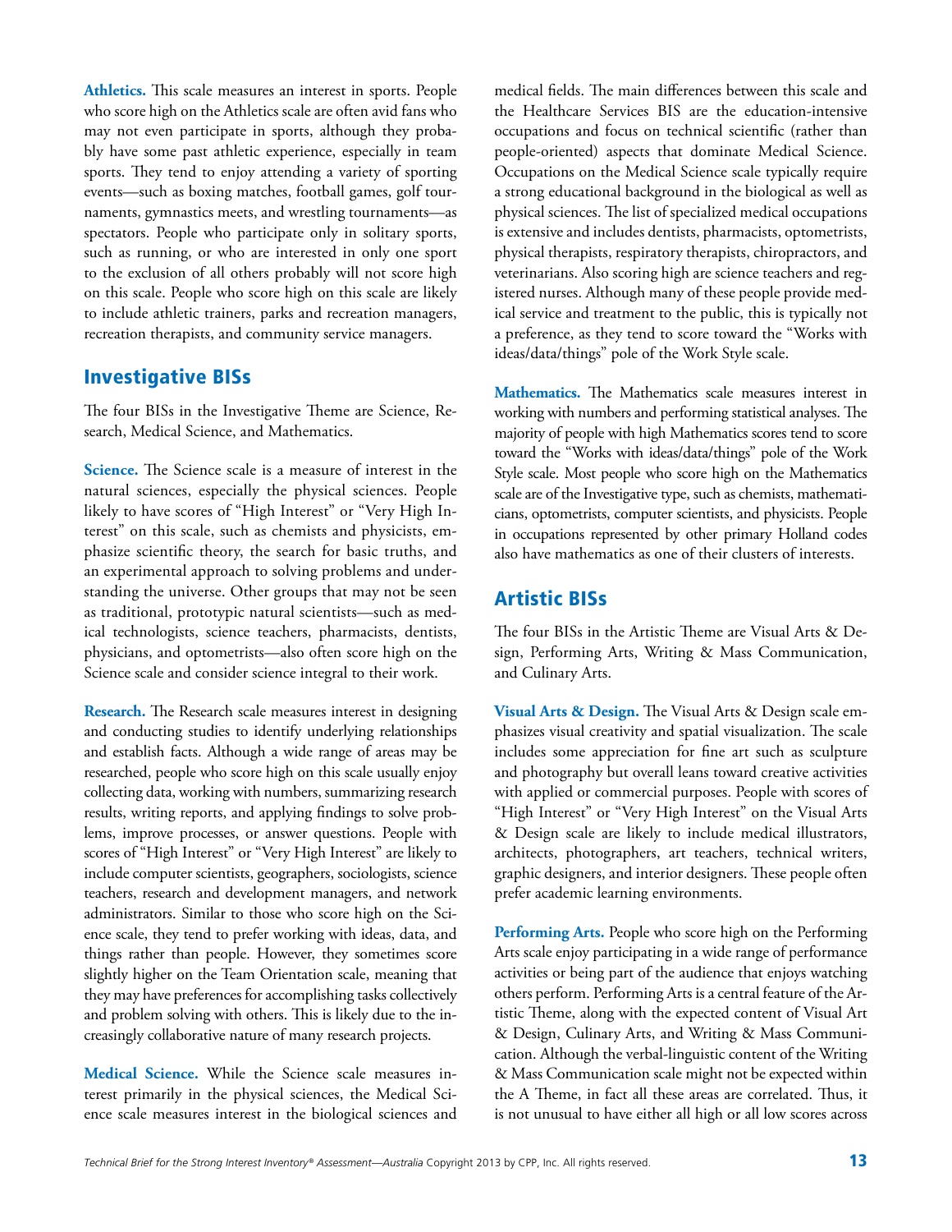**Athletics.** This scale measures an interest in sports. People who score high on the Athletics scale are often avid fans who may not even participate in sports, although they probably have some past athletic experience, especially in team sports. They tend to enjoy attending a variety of sporting events—such as boxing matches, football games, golf tournaments, gymnastics meets, and wrestling tournaments—as spectators. People who participate only in solitary sports, such as running, or who are interested in only one sport to the exclusion of all others probably will not score high on this scale. People who score high on this scale are likely to include athletic trainers, parks and recreation managers, recreation therapists, and community service managers.

## Investigative BISs

The four BISs in the Investigative Theme are Science, Research, Medical Science, and Mathematics.

**Science.** The Science scale is a measure of interest in the natural sciences, especially the physical sciences. People likely to have scores of "High Interest" or "Very High Interest" on this scale, such as chemists and physicists, emphasize scientific theory, the search for basic truths, and an experimental approach to solving problems and understanding the universe. Other groups that may not be seen as traditional, prototypic natural scientists—such as medical technologists, science teachers, pharmacists, dentists, physicians, and optometrists—also often score high on the Science scale and consider science integral to their work.

**Research.** The Research scale measures interest in designing and conducting studies to identify underlying relationships and establish facts. Although a wide range of areas may be researched, people who score high on this scale usually enjoy collecting data, working with numbers, summarizing research results, writing reports, and applying findings to solve problems, improve processes, or answer questions. People with scores of "High Interest" or "Very High Interest" are likely to include computer scientists, geographers, sociologists, science teachers, research and development managers, and network administrators. Similar to those who score high on the Science scale, they tend to prefer working with ideas, data, and things rather than people. However, they sometimes score slightly higher on the Team Orientation scale, meaning that they may have preferences for accomplishing tasks collectively and problem solving with others. This is likely due to the increasingly collaborative nature of many research projects.

**Medical Science.** While the Science scale measures interest primarily in the physical sciences, the Medical Science scale measures interest in the biological sciences and medical fields. The main differences between this scale and the Healthcare Services BIS are the education-intensive occupations and focus on technical scientific (rather than people-oriented) aspects that dominate Medical Science. Occupations on the Medical Science scale typically require a strong educational background in the biological as well as physical sciences. The list of specialized medical occupations is extensive and includes dentists, pharmacists, optometrists, physical therapists, respiratory therapists, chiropractors, and veterinarians. Also scoring high are science teachers and registered nurses. Although many of these people provide medical service and treatment to the public, this is typically not a preference, as they tend to score toward the "Works with ideas/data/things" pole of the Work Style scale.

**Mathematics.** The Mathematics scale measures interest in working with numbers and performing statistical analyses. The majority of people with high Mathematics scores tend to score toward the "Works with ideas/data/things" pole of the Work Style scale. Most people who score high on the Mathematics scale are of the Investigative type, such as chemists, mathematicians, optometrists, computer scientists, and physicists. People in occupations represented by other primary Holland codes also have mathematics as one of their clusters of interests.

## Artistic BISs

The four BISs in the Artistic Theme are Visual Arts & Design, Performing Arts, Writing & Mass Communication, and Culinary Arts.

**Visual Arts & Design.** The Visual Arts & Design scale emphasizes visual creativity and spatial visualization. The scale includes some appreciation for fine art such as sculpture and photography but overall leans toward creative activities with applied or commercial purposes. People with scores of "High Interest" or "Very High Interest" on the Visual Arts & Design scale are likely to include medical illustrators, architects, photographers, art teachers, technical writers, graphic designers, and interior designers. These people often prefer academic learning environments.

**Performing Arts.** People who score high on the Performing Arts scale enjoy participating in a wide range of performance activities or being part of the audience that enjoys watching others perform. Performing Arts is a central feature of the Artistic Theme, along with the expected content of Visual Art & Design, Culinary Arts, and Writing & Mass Communication. Although the verbal-linguistic content of the Writing & Mass Communication scale might not be expected within the A Theme, in fact all these areas are correlated. Thus, it is not unusual to have either all high or all low scores across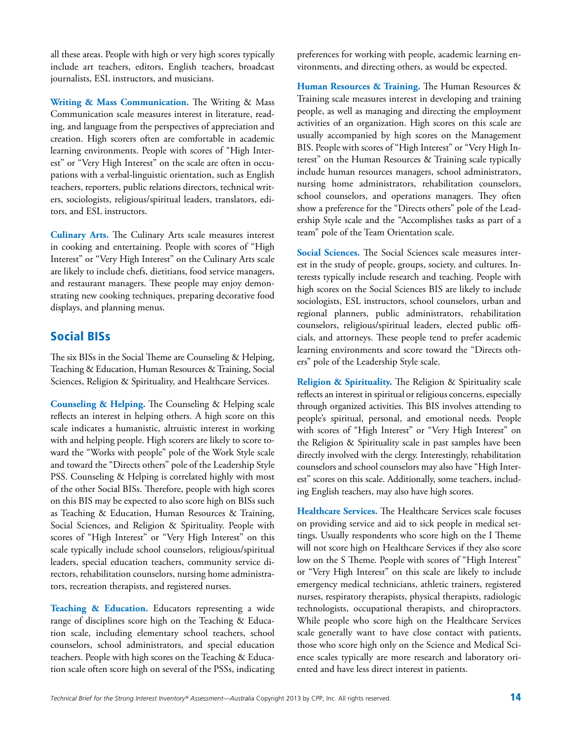all these areas. People with high or very high scores typically include art teachers, editors, English teachers, broadcast journalists, ESL instructors, and musicians.

**Writing & Mass Communication.** The Writing & Mass Communication scale measures interest in literature, reading, and language from the perspectives of appreciation and creation. High scorers often are comfortable in academic learning environments. People with scores of "High Interest" or "Very High Interest" on the scale are often in occupations with a verbal-linguistic orientation, such as English teachers, reporters, public relations directors, technical writers, sociologists, religious/spiritual leaders, translators, editors, and ESL instructors.

**Culinary Arts.** The Culinary Arts scale measures interest in cooking and entertaining. People with scores of "High Interest" or "Very High Interest" on the Culinary Arts scale are likely to include chefs, dietitians, food service managers, and restaurant managers. These people may enjoy demonstrating new cooking techniques, preparing decorative food displays, and planning menus.

## Social BISs

The six BISs in the Social Theme are Counseling & Helping, Teaching & Education, Human Resources & Training, Social Sciences, Religion & Spirituality, and Healthcare Services.

**Counseling & Helping.** The Counseling & Helping scale reflects an interest in helping others. A high score on this scale indicates a humanistic, altruistic interest in working with and helping people. High scorers are likely to score toward the "Works with people" pole of the Work Style scale and toward the "Directs others" pole of the Leadership Style PSS. Counseling & Helping is correlated highly with most of the other Social BISs. Therefore, people with high scores on this BIS may be expected to also score high on BISs such as Teaching & Education, Human Resources & Training, Social Sciences, and Religion & Spirituality. People with scores of "High Interest" or "Very High Interest" on this scale typically include school counselors, religious/spiritual leaders, special education teachers, community service directors, rehabilitation counselors, nursing home administrators, recreation therapists, and registered nurses.

**Teaching & Education.** Educators representing a wide range of disciplines score high on the Teaching & Education scale, including elementary school teachers, school counselors, school administrators, and special education teachers. People with high scores on the Teaching & Education scale often score high on several of the PSSs, indicating preferences for working with people, academic learning environments, and directing others, as would be expected.

**Human Resources & Training.** The Human Resources & Training scale measures interest in developing and training people, as well as managing and directing the employment activities of an organization. High scores on this scale are usually accompanied by high scores on the Management BIS. People with scores of "High Interest" or "Very High Interest" on the Human Resources & Training scale typically include human resources managers, school administrators, nursing home administrators, rehabilitation counselors, school counselors, and operations managers. They often show a preference for the "Directs others" pole of the Leadership Style scale and the "Accomplishes tasks as part of a team" pole of the Team Orientation scale.

**Social Sciences.** The Social Sciences scale measures interest in the study of people, groups, society, and cultures. Interests typically include research and teaching. People with high scores on the Social Sciences BIS are likely to include sociologists, ESL instructors, school counselors, urban and regional planners, public administrators, rehabilitation counselors, religious/spiritual leaders, elected public officials, and attorneys. These people tend to prefer academic learning environments and score toward the "Directs others" pole of the Leadership Style scale.

**Religion & Spirituality.** The Religion & Spirituality scale reflects an interest in spiritual or religious concerns, especially through organized activities. This BIS involves attending to people's spiritual, personal, and emotional needs. People with scores of "High Interest" or "Very High Interest" on the Religion & Spirituality scale in past samples have been directly involved with the clergy. Interestingly, rehabilitation counselors and school counselors may also have "High Interest" scores on this scale. Additionally, some teachers, including English teachers, may also have high scores.

**Healthcare Services.** The Healthcare Services scale focuses on providing service and aid to sick people in medical settings. Usually respondents who score high on the I Theme will not score high on Healthcare Services if they also score low on the S Theme. People with scores of "High Interest" or "Very High Interest" on this scale are likely to include emergency medical technicians, athletic trainers, registered nurses, respiratory therapists, physical therapists, radiologic technologists, occupational therapists, and chiropractors. While people who score high on the Healthcare Services scale generally want to have close contact with patients, those who score high only on the Science and Medical Science scales typically are more research and laboratory oriented and have less direct interest in patients.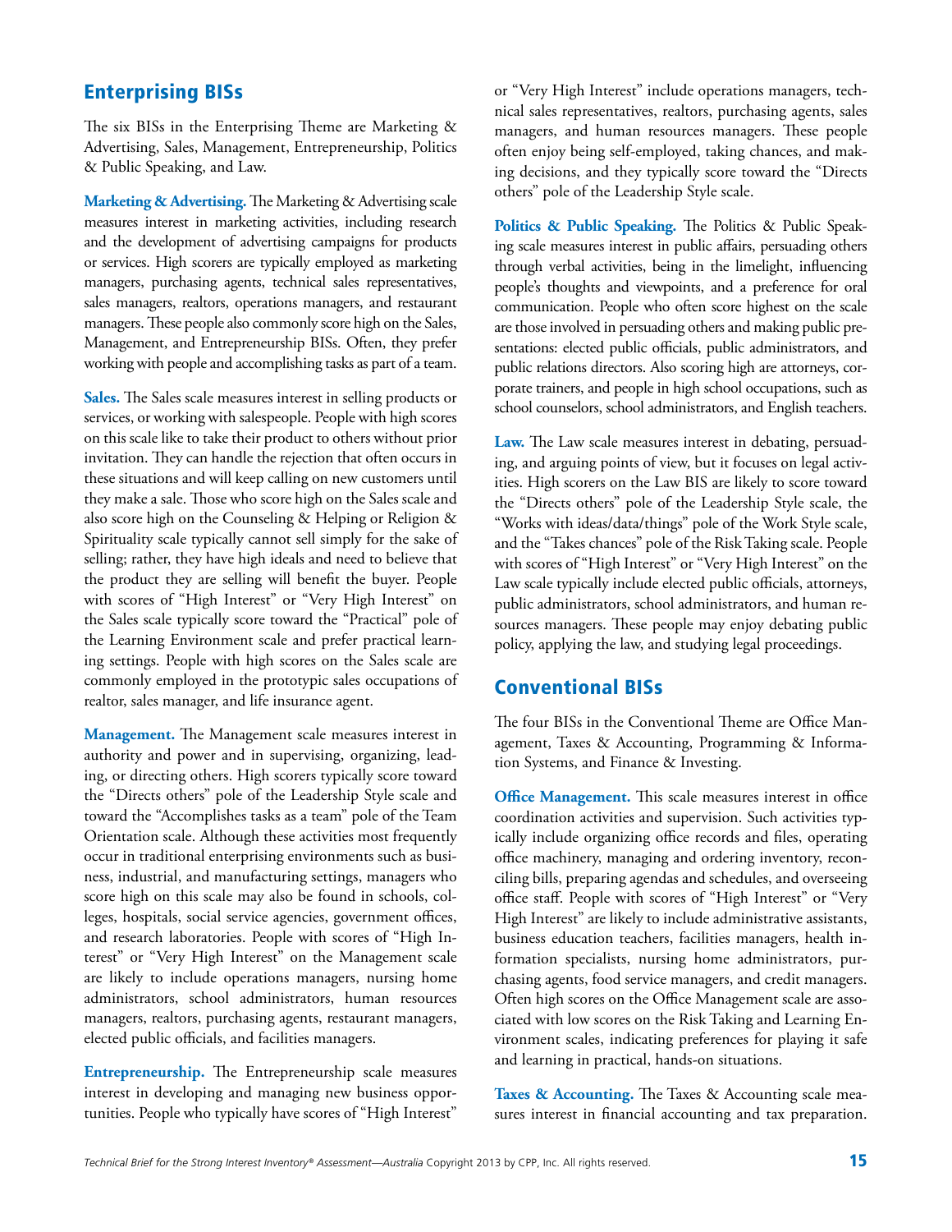## Enterprising BISs

The six BISs in the Enterprising Theme are Marketing & Advertising, Sales, Management, Entrepreneurship, Politics & Public Speaking, and Law.

**Marketing & Advertising.** The Marketing & Advertising scale measures interest in marketing activities, including research and the development of advertising campaigns for products or services. High scorers are typically employed as marketing managers, purchasing agents, technical sales representatives, sales managers, realtors, operations managers, and restaurant managers. These people also commonly score high on the Sales, Management, and Entrepreneurship BISs. Often, they prefer working with people and accomplishing tasks as part of a team.

**Sales.** The Sales scale measures interest in selling products or services, or working with salespeople. People with high scores on this scale like to take their product to others without prior invitation. They can handle the rejection that often occurs in these situations and will keep calling on new customers until they make a sale. Those who score high on the Sales scale and also score high on the Counseling & Helping or Religion & Spirituality scale typically cannot sell simply for the sake of selling; rather, they have high ideals and need to believe that the product they are selling will benefit the buyer. People with scores of "High Interest" or "Very High Interest" on the Sales scale typically score toward the "Practical" pole of the Learning Environment scale and prefer practical learning settings. People with high scores on the Sales scale are commonly employed in the prototypic sales occupations of realtor, sales manager, and life insurance agent.

**Management.** The Management scale measures interest in authority and power and in supervising, organizing, leading, or directing others. High scorers typically score toward the "Directs others" pole of the Leadership Style scale and toward the "Accomplishes tasks as a team" pole of the Team Orientation scale. Although these activities most frequently occur in traditional enterprising environments such as business, industrial, and manufacturing settings, managers who score high on this scale may also be found in schools, colleges, hospitals, social service agencies, government offices, and research laboratories. People with scores of "High Interest" or "Very High Interest" on the Management scale are likely to include operations managers, nursing home administrators, school administrators, human resources managers, realtors, purchasing agents, restaurant managers, elected public officials, and facilities managers.

**Entrepreneurship.** The Entrepreneurship scale measures interest in developing and managing new business opportunities. People who typically have scores of "High Interest" or "Very High Interest" include operations managers, technical sales representatives, realtors, purchasing agents, sales managers, and human resources managers. These people often enjoy being self-employed, taking chances, and making decisions, and they typically score toward the "Directs others" pole of the Leadership Style scale.

**Politics & Public Speaking.** The Politics & Public Speaking scale measures interest in public affairs, persuading others through verbal activities, being in the limelight, influencing people's thoughts and viewpoints, and a preference for oral communication. People who often score highest on the scale are those involved in persuading others and making public presentations: elected public officials, public administrators, and public relations directors. Also scoring high are attorneys, corporate trainers, and people in high school occupations, such as school counselors, school administrators, and English teachers.

**Law.** The Law scale measures interest in debating, persuading, and arguing points of view, but it focuses on legal activities. High scorers on the Law BIS are likely to score toward the "Directs others" pole of the Leadership Style scale, the "Works with ideas/data/things" pole of the Work Style scale, and the "Takes chances" pole of the Risk Taking scale. People with scores of "High Interest" or "Very High Interest" on the Law scale typically include elected public officials, attorneys, public administrators, school administrators, and human resources managers. These people may enjoy debating public policy, applying the law, and studying legal proceedings.

## Conventional BISs

The four BISs in the Conventional Theme are Office Management, Taxes & Accounting, Programming & Information Systems, and Finance & Investing.

**Office Management.** This scale measures interest in office coordination activities and supervision. Such activities typically include organizing office records and files, operating office machinery, managing and ordering inventory, reconciling bills, preparing agendas and schedules, and overseeing office staff. People with scores of "High Interest" or "Very High Interest" are likely to include administrative assistants, business education teachers, facilities managers, health information specialists, nursing home administrators, purchasing agents, food service managers, and credit managers. Often high scores on the Office Management scale are associated with low scores on the Risk Taking and Learning Environment scales, indicating preferences for playing it safe and learning in practical, hands-on situations.

**Taxes & Accounting.** The Taxes & Accounting scale measures interest in financial accounting and tax preparation.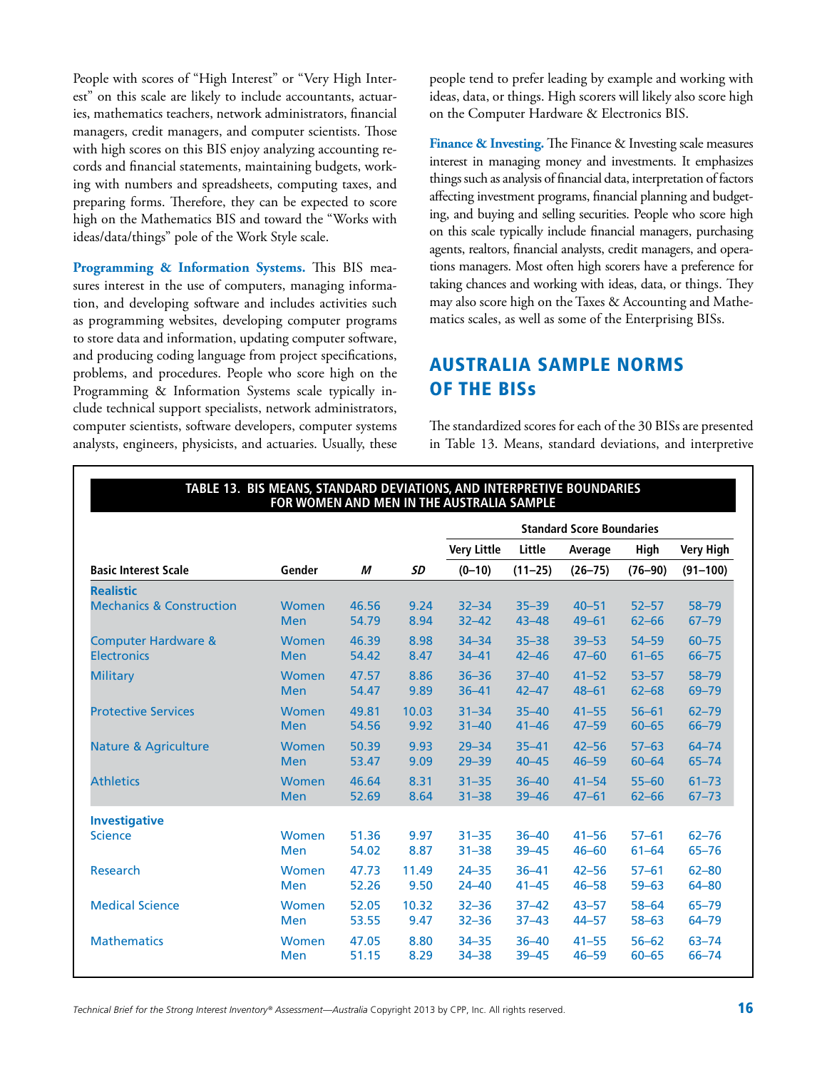People with scores of "High Interest" or "Very High Interest" on this scale are likely to include accountants, actuaries, mathematics teachers, network administrators, financial managers, credit managers, and computer scientists. Those with high scores on this BIS enjoy analyzing accounting records and financial statements, maintaining budgets, working with numbers and spreadsheets, computing taxes, and preparing forms. Therefore, they can be expected to score high on the Mathematics BIS and toward the "Works with ideas/data/things" pole of the Work Style scale.

**Programming & Information Systems.** This BIS measures interest in the use of computers, managing information, and developing software and includes activities such as programming websites, developing computer programs to store data and information, updating computer software, and producing coding language from project specifications, problems, and procedures. People who score high on the Programming & Information Systems scale typically include technical support specialists, network administrators, computer scientists, software developers, computer systems analysts, engineers, physicists, and actuaries. Usually, these people tend to prefer leading by example and working with ideas, data, or things. High scorers will likely also score high on the Computer Hardware & Electronics BIS.

**Finance & Investing.** The Finance & Investing scale measures interest in managing money and investments. It emphasizes things such as analysis of financial data, interpretation of factors affecting investment programs, financial planning and budgeting, and buying and selling securities. People who score high on this scale typically include financial managers, purchasing agents, realtors, financial analysts, credit managers, and operations managers. Most often high scorers have a preference for taking chances and working with ideas, data, or things. They may also score high on the Taxes & Accounting and Mathematics scales, as well as some of the Enterprising BISs.

## AUSTRALIA SAMPLE NORMS OF THE BISs

The standardized scores for each of the 30 BISs are presented in Table 13. Means, standard deviations, and interpretive

**TABLE 13. BIS MEANS, STANDARD DEVIATIONS, AND INTERPRETIVE BOUNDARIES FOR WOMEN AND MEN IN THE AUSTRALIA SAMPLE**

| | | | | Standard Score Boundaries | | | | |
|---|---|---|---|---|---|---|---|---|
| | | | | Very Little | Little | Average | High | Very High |
| Basic Interest Scale | Gender | *M* | *SD* | (0–10) | (11–25) | (26–75) | (76–90) | (91–100) |
| **Realistic** | | | | | | | | |
| Mechanics & Construction | Women | 46.56 | 9.24 | 32–34 | 35–39 | 40–51 | 52–57 | 58–79 |
| | Men | 54.79 | 8.94 | 32–42 | 43–48 | 49–61 | 62–66 | 67–79 |
| Computer Hardware & Electronics | Women | 46.39 | 8.98 | 34–34 | 35–38 | 39–53 | 54–59 | 60–75 |
| | Men | 54.42 | 8.47 | 34–41 | 42–46 | 47–60 | 61–65 | 66–75 |
| Military | Women | 47.57 | 8.86 | 36–36 | 37–40 | 41–52 | 53–57 | 58–79 |
| | Men | 54.47 | 9.89 | 36–41 | 42–47 | 48–61 | 62–68 | 69–79 |
| Protective Services | Women | 49.81 | 10.03 | 31–34 | 35–40 | 41–55 | 56–61 | 62–79 |
| | Men | 54.56 | 9.92 | 31–40 | 41–46 | 47–59 | 60–65 | 66–79 |
| Nature & Agriculture | Women | 50.39 | 9.93 | 29–34 | 35–41 | 42–56 | 57–63 | 64–74 |
| | Men | 53.47 | 9.09 | 29–39 | 40–45 | 46–59 | 60–64 | 65–74 |
| Athletics | Women | 46.64 | 8.31 | 31–35 | 36–40 | 41–54 | 55–60 | 61–73 |
| | Men | 52.69 | 8.64 | 31–38 | 39–46 | 47–61 | 62–66 | 67–73 |
| **Investigative** | | | | | | | | |
| Science | Women | 51.36 | 9.97 | 31–35 | 36–40 | 41–56 | 57–61 | 62–76 |
| | Men | 54.02 | 8.87 | 31–38 | 39–45 | 46–60 | 61–64 | 65–76 |
| Research | Women | 47.73 | 11.49 | 24–35 | 36–41 | 42–56 | 57–61 | 62–80 |
| | Men | 52.26 | 9.50 | 24–40 | 41–45 | 46–58 | 59–63 | 64–80 |
| Medical Science | Women | 52.05 | 10.32 | 32–36 | 37–42 | 43–57 | 58–64 | 65–79 |
| | Men | 53.55 | 9.47 | 32–36 | 37–43 | 44–57 | 58–63 | 64–79 |
| Mathematics | Women | 47.05 | 8.80 | 34–35 | 36–40 | 41–55 | 56–62 | 63–74 |
| | Men | 51.15 | 8.29 | 34–38 | 39–45 | 46–59 | 60–65 | 66–74 |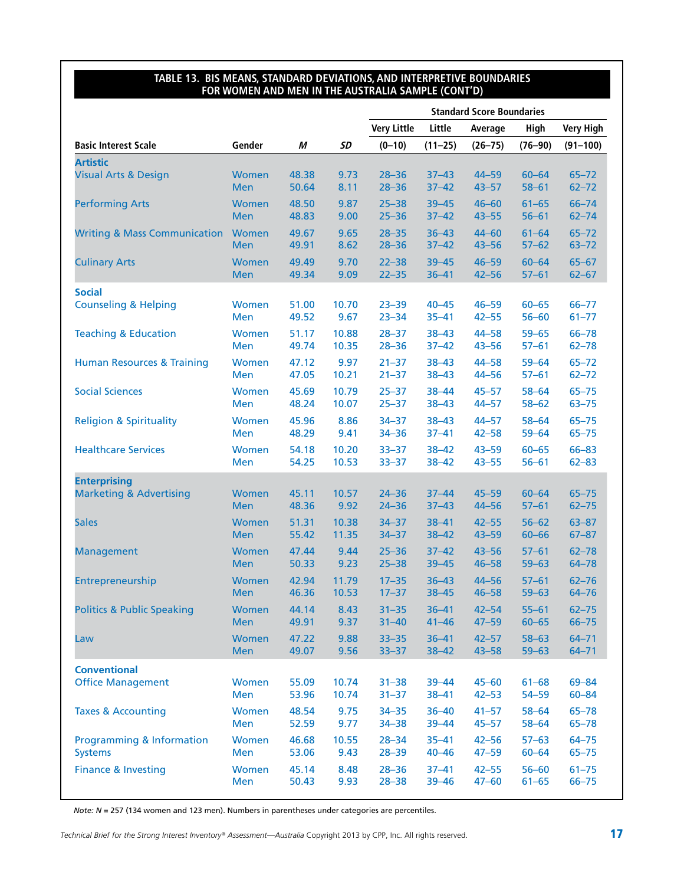**TABLE 13. BIS MEANS, STANDARD DEVIATIONS, AND INTERPRETIVE BOUNDARIES FOR WOMEN AND MEN IN THE AUSTRALIA SAMPLE (CONT'D)**

| | | | | Standard Score Boundaries | | | | |
|---|---|---|---|---|---|---|---|---|
| | | | | Very Little | Little | Average | High | Very High |
| Basic Interest Scale | Gender | *M* | *SD* | (0–10) | (11–25) | (26–75) | (76–90) | (91–100) |
| **Artistic** | | | | | | | | |
| Visual Arts & Design | Women | 48.38 | 9.73 | 28–36 | 37–43 | 44–59 | 60–64 | 65–72 |
| | Men | 50.64 | 8.11 | 28–36 | 37–42 | 43–57 | 58–61 | 62–72 |
| Performing Arts | Women | 48.50 | 9.87 | 25–38 | 39–45 | 46–60 | 61–65 | 66–74 |
| | Men | 48.83 | 9.00 | 25–36 | 37–42 | 43–55 | 56–61 | 62–74 |
| Writing & Mass Communication | Women | 49.67 | 9.65 | 28–35 | 36–43 | 44–60 | 61–64 | 65–72 |
| | Men | 49.91 | 8.62 | 28–36 | 37–42 | 43–56 | 57–62 | 63–72 |
| Culinary Arts | Women | 49.49 | 9.70 | 22–38 | 39–45 | 46–59 | 60–64 | 65–67 |
| | Men | 49.34 | 9.09 | 22–35 | 36–41 | 42–56 | 57–61 | 62–67 |
| **Social** | | | | | | | | |
| Counseling & Helping | Women | 51.00 | 10.70 | 23–39 | 40–45 | 46–59 | 60–65 | 66–77 |
| | Men | 49.52 | 9.67 | 23–34 | 35–41 | 42–55 | 56–60 | 61–77 |
| Teaching & Education | Women | 51.17 | 10.88 | 28–37 | 38–43 | 44–58 | 59–65 | 66–78 |
| | Men | 49.74 | 10.35 | 28–36 | 37–42 | 43–56 | 57–61 | 62–78 |
| Human Resources & Training | Women | 47.12 | 9.97 | 21–37 | 38–43 | 44–58 | 59–64 | 65–72 |
| | Men | 47.05 | 10.21 | 21–37 | 38–43 | 44–56 | 57–61 | 62–72 |
| Social Sciences | Women | 45.69 | 10.79 | 25–37 | 38–44 | 45–57 | 58–64 | 65–75 |
| | Men | 48.24 | 10.07 | 25–37 | 38–43 | 44–57 | 58–62 | 63–75 |
| Religion & Spirituality | Women | 45.96 | 8.86 | 34–37 | 38–43 | 44–57 | 58–64 | 65–75 |
| | Men | 48.29 | 9.41 | 34–36 | 37–41 | 42–58 | 59–64 | 65–75 |
| Healthcare Services | Women | 54.18 | 10.20 | 33–37 | 38–42 | 43–59 | 60–65 | 66–83 |
| | Men | 54.25 | 10.53 | 33–37 | 38–42 | 43–55 | 56–61 | 62–83 |
| **Enterprising** | | | | | | | | |
| Marketing & Advertising | Women | 45.11 | 10.57 | 24–36 | 37–44 | 45–59 | 60–64 | 65–75 |
| | Men | 48.36 | 9.92 | 24–36 | 37–43 | 44–56 | 57–61 | 62–75 |
| Sales | Women | 51.31 | 10.38 | 34–37 | 38–41 | 42–55 | 56–62 | 63–87 |
| | Men | 55.42 | 11.35 | 34–37 | 38–42 | 43–59 | 60–66 | 67–87 |
| Management | Women | 47.44 | 9.44 | 25–36 | 37–42 | 43–56 | 57–61 | 62–78 |
| | Men | 50.33 | 9.23 | 25–38 | 39–45 | 46–58 | 59–63 | 64–78 |
| Entrepreneurship | Women | 42.94 | 11.79 | 17–35 | 36–43 | 44–56 | 57–61 | 62–76 |
| | Men | 46.36 | 10.53 | 17–37 | 38–45 | 46–58 | 59–63 | 64–76 |
| Politics & Public Speaking | Women | 44.14 | 8.43 | 31–35 | 36–41 | 42–54 | 55–61 | 62–75 |
| | Men | 49.91 | 9.37 | 31–40 | 41–46 | 47–59 | 60–65 | 66–75 |
| Law | Women | 47.22 | 9.88 | 33–35 | 36–41 | 42–57 | 58–63 | 64–71 |
| | Men | 49.07 | 9.56 | 33–37 | 38–42 | 43–58 | 59–63 | 64–71 |
| **Conventional** | | | | | | | | |
| Office Management | Women | 55.09 | 10.74 | 31–38 | 39–44 | 45–60 | 61–68 | 69–84 |
| | Men | 53.96 | 10.74 | 31–37 | 38–41 | 42–53 | 54–59 | 60–84 |
| Taxes & Accounting | Women | 48.54 | 9.75 | 34–35 | 36–40 | 41–57 | 58–64 | 65–78 |
| | Men | 52.59 | 9.77 | 34–38 | 39–44 | 45–57 | 58–64 | 65–78 |
| Programming & Information Systems | Women | 46.68 | 10.55 | 28–34 | 35–41 | 42–56 | 57–63 | 64–75 |
| | Men | 53.06 | 9.43 | 28–39 | 40–46 | 47–59 | 60–64 | 65–75 |
| Finance & Investing | Women | 45.14 | 8.48 | 28–36 | 37–41 | 42–55 | 56–60 | 61–75 |
| | Men | 50.43 | 9.93 | 28–38 | 39–46 | 47–60 | 61–65 | 66–75 |

*Note: N* = 257 (134 women and 123 men). Numbers in parentheses under categories are percentiles.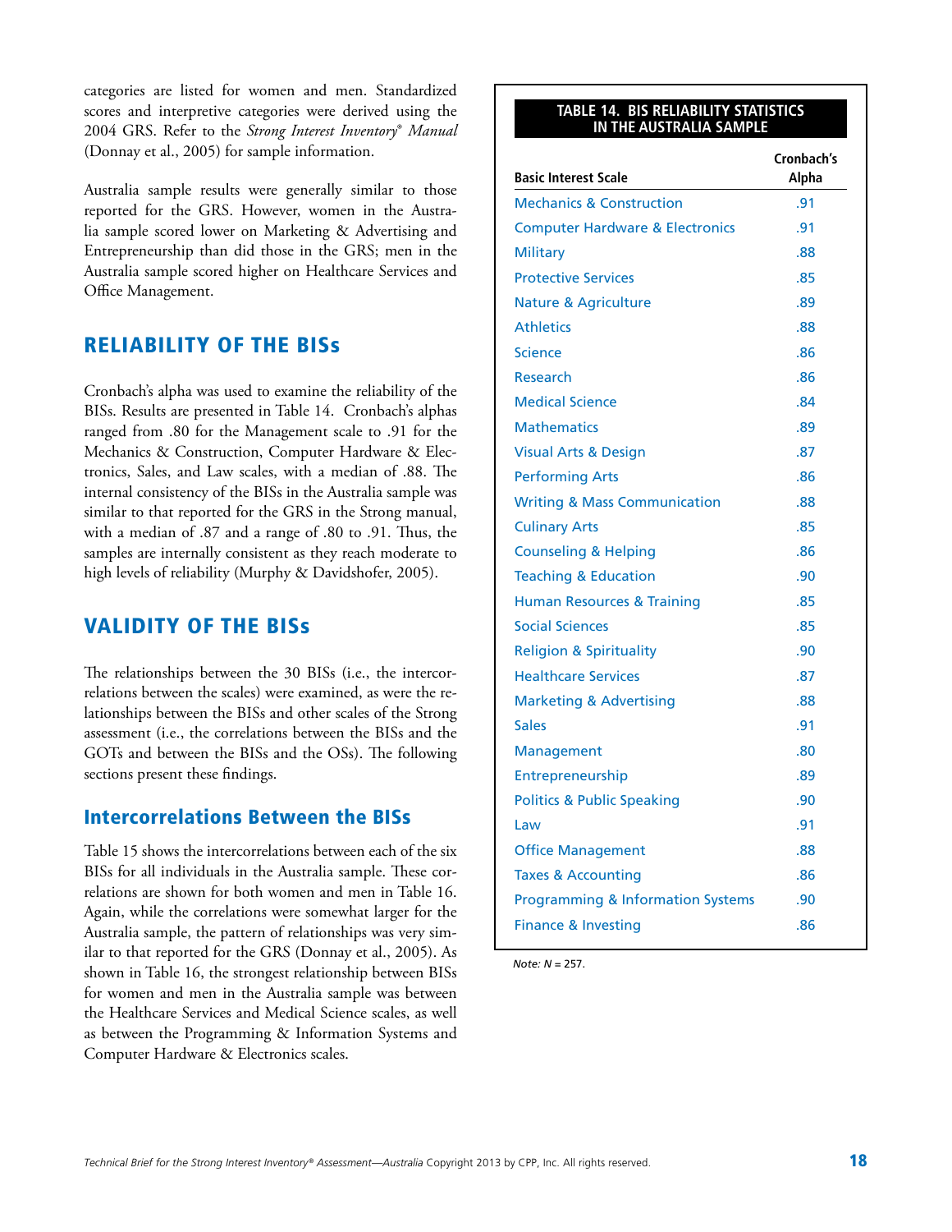categories are listed for women and men. Standardized scores and interpretive categories were derived using the 2004 GRS. Refer to the *Strong Interest Inventory® Manual* (Donnay et al., 2005) for sample information.

Australia sample results were generally similar to those reported for the GRS. However, women in the Australia sample scored lower on Marketing & Advertising and Entrepreneurship than did those in the GRS; men in the Australia sample scored higher on Healthcare Services and Office Management.

## RELIABILITY OF THE BISs

Cronbach's alpha was used to examine the reliability of the BISs. Results are presented in Table 14. Cronbach's alphas ranged from .80 for the Management scale to .91 for the Mechanics & Construction, Computer Hardware & Electronics, Sales, and Law scales, with a median of .88. The internal consistency of the BISs in the Australia sample was similar to that reported for the GRS in the Strong manual, with a median of .87 and a range of .80 to .91. Thus, the samples are internally consistent as they reach moderate to high levels of reliability (Murphy & Davidshofer, 2005).

## VALIDITY OF THE BISs

The relationships between the 30 BISs (i.e., the intercorrelations between the scales) were examined, as were the relationships between the BISs and other scales of the Strong assessment (i.e., the correlations between the BISs and the GOTs and between the BISs and the OSs). The following sections present these findings.

### Intercorrelations Between the BISs

Table 15 shows the intercorrelations between each of the six BISs for all individuals in the Australia sample. These correlations are shown for both women and men in Table 16. Again, while the correlations were somewhat larger for the Australia sample, the pattern of relationships was very similar to that reported for the GRS (Donnay et al., 2005). As shown in Table 16, the strongest relationship between BISs for women and men in the Australia sample was between the Healthcare Services and Medical Science scales, as well as between the Programming & Information Systems and Computer Hardware & Electronics scales.

**TABLE 14. BIS RELIABILITY STATISTICS IN THE AUSTRALIA SAMPLE**

| Basic Interest Scale | Cronbach's Alpha |
|---|---|
| Mechanics & Construction | .91 |
| Computer Hardware & Electronics | .91 |
| Military | .88 |
| Protective Services | .85 |
| Nature & Agriculture | .89 |
| Athletics | .88 |
| Science | .86 |
| Research | .86 |
| Medical Science | .84 |
| Mathematics | .89 |
| Visual Arts & Design | .87 |
| Performing Arts | .86 |
| Writing & Mass Communication | .88 |
| Culinary Arts | .85 |
| Counseling & Helping | .86 |
| Teaching & Education | .90 |
| Human Resources & Training | .85 |
| Social Sciences | .85 |
| Religion & Spirituality | .90 |
| Healthcare Services | .87 |
| Marketing & Advertising | .88 |
| Sales | .91 |
| Management | .80 |
| Entrepreneurship | .89 |
| Politics & Public Speaking | .90 |
| Law | .91 |
| Office Management | .88 |
| Taxes & Accounting | .86 |
| Programming & Information Systems | .90 |
| Finance & Investing | .86 |

*Note: N* = 257.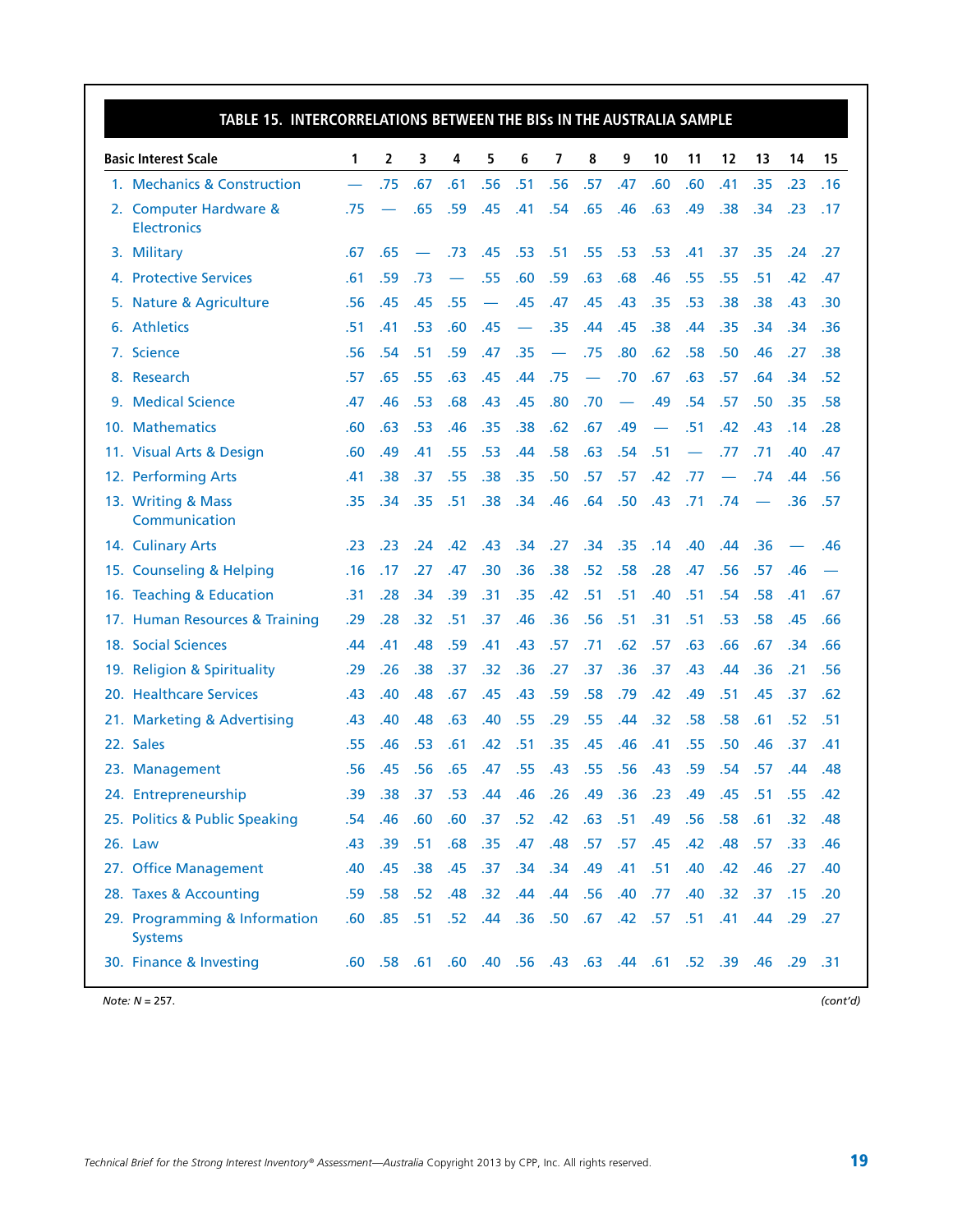## TABLE 15. INTERCORRELATIONS BETWEEN THE BISs IN THE AUSTRALIA SAMPLE

| Basic Interest Scale | 1 | 2 | 3 | 4 | 5 | 6 | 7 | 8 | 9 | 10 | 11 | 12 | 13 | 14 | 15 |
|---|---|---|---|---|---|---|---|---|---|---|---|---|---|---|---|
| 1. Mechanics & Construction | — | .75 | .67 | .61 | .56 | .51 | .56 | .57 | .47 | .60 | .60 | .41 | .35 | .23 | .16 |
| 2. Computer Hardware & Electronics | .75 | — | .65 | .59 | .45 | .41 | .54 | .65 | .46 | .63 | .49 | .38 | .34 | .23 | .17 |
| 3. Military | .67 | .65 | — | .73 | .45 | .53 | .51 | .55 | .53 | .53 | .41 | .37 | .35 | .24 | .27 |
| 4. Protective Services | .61 | .59 | .73 | — | .55 | .60 | .59 | .63 | .68 | .46 | .55 | .55 | .51 | .42 | .47 |
| 5. Nature & Agriculture | .56 | .45 | .45 | .55 | — | .45 | .47 | .45 | .43 | .35 | .53 | .38 | .38 | .43 | .30 |
| 6. Athletics | .51 | .41 | .53 | .60 | .45 | — | .35 | .44 | .45 | .38 | .44 | .35 | .34 | .34 | .36 |
| 7. Science | .56 | .54 | .51 | .59 | .47 | .35 | — | .75 | .80 | .62 | .58 | .50 | .46 | .27 | .38 |
| 8. Research | .57 | .65 | .55 | .63 | .45 | .44 | .75 | — | .70 | .67 | .63 | .57 | .64 | .34 | .52 |
| 9. Medical Science | .47 | .46 | .53 | .68 | .43 | .45 | .80 | .70 | — | .49 | .54 | .57 | .50 | .35 | .58 |
| 10. Mathematics | .60 | .63 | .53 | .46 | .35 | .38 | .62 | .67 | .49 | — | .51 | .42 | .43 | .14 | .28 |
| 11. Visual Arts & Design | .60 | .49 | .41 | .55 | .53 | .44 | .58 | .63 | .54 | .51 | — | .77 | .71 | .40 | .47 |
| 12. Performing Arts | .41 | .38 | .37 | .55 | .38 | .35 | .50 | .57 | .57 | .42 | .77 | — | .74 | .44 | .56 |
| 13. Writing & Mass Communication | .35 | .34 | .35 | .51 | .38 | .34 | .46 | .64 | .50 | .43 | .71 | .74 | — | .36 | .57 |
| 14. Culinary Arts | .23 | .23 | .24 | .42 | .43 | .34 | .27 | .34 | .35 | .14 | .40 | .44 | .36 | — | .46 |
| 15. Counseling & Helping | .16 | .17 | .27 | .47 | .30 | .36 | .38 | .52 | .58 | .28 | .47 | .56 | .57 | .46 | — |
| 16. Teaching & Education | .31 | .28 | .34 | .39 | .31 | .35 | .42 | .51 | .51 | .40 | .51 | .54 | .58 | .41 | .67 |
| 17. Human Resources & Training | .29 | .28 | .32 | .51 | .37 | .46 | .36 | .56 | .51 | .31 | .51 | .53 | .58 | .45 | .66 |
| 18. Social Sciences | .44 | .41 | .48 | .59 | .41 | .43 | .57 | .71 | .62 | .57 | .63 | .66 | .67 | .34 | .66 |
| 19. Religion & Spirituality | .29 | .26 | .38 | .37 | .32 | .36 | .27 | .37 | .36 | .37 | .43 | .44 | .36 | .21 | .56 |
| 20. Healthcare Services | .43 | .40 | .48 | .67 | .45 | .43 | .59 | .58 | .79 | .42 | .49 | .51 | .45 | .37 | .62 |
| 21. Marketing & Advertising | .43 | .40 | .48 | .63 | .40 | .55 | .29 | .55 | .44 | .32 | .58 | .58 | .61 | .52 | .51 |
| 22. Sales | .55 | .46 | .53 | .61 | .42 | .51 | .35 | .45 | .46 | .41 | .55 | .50 | .46 | .37 | .41 |
| 23. Management | .56 | .45 | .56 | .65 | .47 | .55 | .43 | .55 | .56 | .43 | .59 | .54 | .57 | .44 | .48 |
| 24. Entrepreneurship | .39 | .38 | .37 | .53 | .44 | .46 | .26 | .49 | .36 | .23 | .49 | .45 | .51 | .55 | .42 |
| 25. Politics & Public Speaking | .54 | .46 | .60 | .60 | .37 | .52 | .42 | .63 | .51 | .49 | .56 | .58 | .61 | .32 | .48 |
| 26. Law | .43 | .39 | .51 | .68 | .35 | .47 | .48 | .57 | .57 | .45 | .42 | .48 | .57 | .33 | .46 |
| 27. Office Management | .40 | .45 | .38 | .45 | .37 | .34 | .34 | .49 | .41 | .51 | .40 | .42 | .46 | .27 | .40 |
| 28. Taxes & Accounting | .59 | .58 | .52 | .48 | .32 | .44 | .44 | .56 | .40 | .77 | .40 | .32 | .37 | .15 | .20 |
| 29. Programming & Information Systems | .60 | .85 | .51 | .52 | .44 | .36 | .50 | .67 | .42 | .57 | .51 | .41 | .44 | .29 | .27 |
| 30. Finance & Investing | .60 | .58 | .61 | .60 | .40 | .56 | .43 | .63 | .44 | .61 | .52 | .39 | .46 | .29 | .31 |

*Note:* $N$ = 257.

*(cont'd)*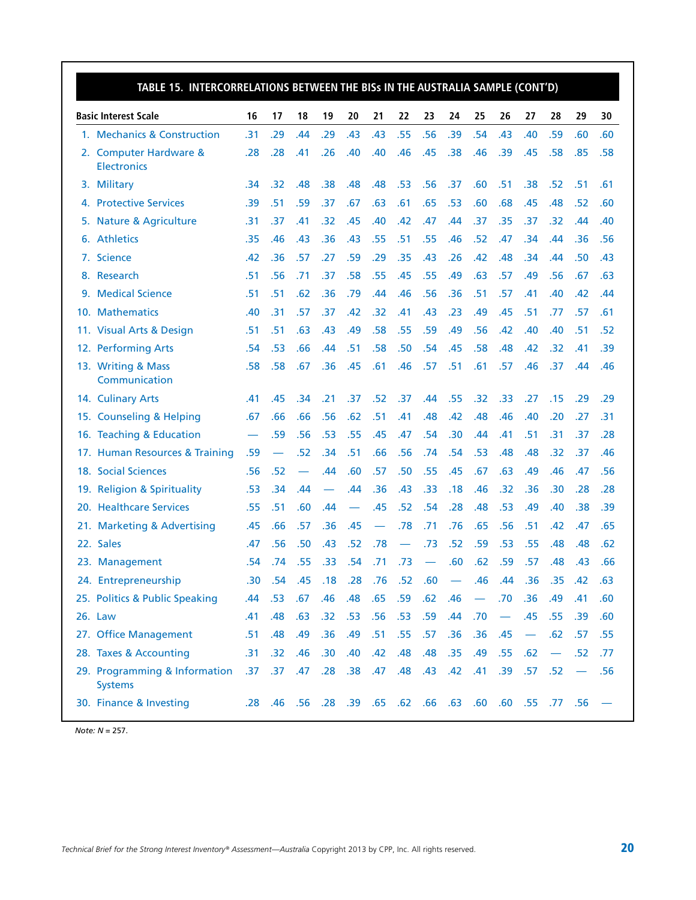## TABLE 15. INTERCORRELATIONS BETWEEN THE BISs IN THE AUSTRALIA SAMPLE (CONT'D)

| Basic Interest Scale | 16 | 17 | 18 | 19 | 20 | 21 | 22 | 23 | 24 | 25 | 26 | 27 | 28 | 29 | 30 |
|---|---|---|---|---|---|---|---|---|---|---|---|---|---|---|---|
| 1. Mechanics & Construction | .31 | .29 | .44 | .29 | .43 | .43 | .55 | .56 | .39 | .54 | .43 | .40 | .59 | .60 | .60 |
| 2. Computer Hardware & Electronics | .28 | .28 | .41 | .26 | .40 | .40 | .46 | .45 | .38 | .46 | .39 | .45 | .58 | .85 | .58 |
| 3. Military | .34 | .32 | .48 | .38 | .48 | .48 | .53 | .56 | .37 | .60 | .51 | .38 | .52 | .51 | .61 |
| 4. Protective Services | .39 | .51 | .59 | .37 | .67 | .63 | .61 | .65 | .53 | .60 | .68 | .45 | .48 | .52 | .60 |
| 5. Nature & Agriculture | .31 | .37 | .41 | .32 | .45 | .40 | .42 | .47 | .44 | .37 | .35 | .37 | .32 | .44 | .40 |
| 6. Athletics | .35 | .46 | .43 | .36 | .43 | .55 | .51 | .55 | .46 | .52 | .47 | .34 | .44 | .36 | .56 |
| 7. Science | .42 | .36 | .57 | .27 | .59 | .29 | .35 | .43 | .26 | .42 | .48 | .34 | .44 | .50 | .43 |
| 8. Research | .51 | .56 | .71 | .37 | .58 | .55 | .45 | .55 | .49 | .63 | .57 | .49 | .56 | .67 | .63 |
| 9. Medical Science | .51 | .51 | .62 | .36 | .79 | .44 | .46 | .56 | .36 | .51 | .57 | .41 | .40 | .42 | .44 |
| 10. Mathematics | .40 | .31 | .57 | .37 | .42 | .32 | .41 | .43 | .23 | .49 | .45 | .51 | .77 | .57 | .61 |
| 11. Visual Arts & Design | .51 | .51 | .63 | .43 | .49 | .58 | .55 | .59 | .49 | .56 | .42 | .40 | .40 | .51 | .52 |
| 12. Performing Arts | .54 | .53 | .66 | .44 | .51 | .58 | .50 | .54 | .45 | .58 | .48 | .42 | .32 | .41 | .39 |
| 13. Writing & Mass Communication | .58 | .58 | .67 | .36 | .45 | .61 | .46 | .57 | .51 | .61 | .57 | .46 | .37 | .44 | .46 |
| 14. Culinary Arts | .41 | .45 | .34 | .21 | .37 | .52 | .37 | .44 | .55 | .32 | .33 | .27 | .15 | .29 | .29 |
| 15. Counseling & Helping | .67 | .66 | .66 | .56 | .62 | .51 | .41 | .48 | .42 | .48 | .46 | .40 | .20 | .27 | .31 |
| 16. Teaching & Education | — | .59 | .56 | .53 | .55 | .45 | .47 | .54 | .30 | .44 | .41 | .51 | .31 | .37 | .28 |
| 17. Human Resources & Training | .59 | — | .52 | .34 | .51 | .66 | .56 | .74 | .54 | .53 | .48 | .48 | .32 | .37 | .46 |
| 18. Social Sciences | .56 | .52 | — | .44 | .60 | .57 | .50 | .55 | .45 | .67 | .63 | .49 | .46 | .47 | .56 |
| 19. Religion & Spirituality | .53 | .34 | .44 | — | .44 | .36 | .43 | .33 | .18 | .46 | .32 | .36 | .30 | .28 | .28 |
| 20. Healthcare Services | .55 | .51 | .60 | .44 | — | .45 | .52 | .54 | .28 | .48 | .53 | .49 | .40 | .38 | .39 |
| 21. Marketing & Advertising | .45 | .66 | .57 | .36 | .45 | — | .78 | .71 | .76 | .65 | .56 | .51 | .42 | .47 | .65 |
| 22. Sales | .47 | .56 | .50 | .43 | .52 | .78 | — | .73 | .52 | .59 | .53 | .55 | .48 | .48 | .62 |
| 23. Management | .54 | .74 | .55 | .33 | .54 | .71 | .73 | — | .60 | .62 | .59 | .57 | .48 | .43 | .66 |
| 24. Entrepreneurship | .30 | .54 | .45 | .18 | .28 | .76 | .52 | .60 | — | .46 | .44 | .36 | .35 | .42 | .63 |
| 25. Politics & Public Speaking | .44 | .53 | .67 | .46 | .48 | .65 | .59 | .62 | .46 | — | .70 | .36 | .49 | .41 | .60 |
| 26. Law | .41 | .48 | .63 | .32 | .53 | .56 | .53 | .59 | .44 | .70 | — | .45 | .55 | .39 | .60 |
| 27. Office Management | .51 | .48 | .49 | .36 | .49 | .51 | .55 | .57 | .36 | .36 | .45 | — | .62 | .57 | .55 |
| 28. Taxes & Accounting | .31 | .32 | .46 | .30 | .40 | .42 | .48 | .48 | .35 | .49 | .55 | .62 | — | .52 | .77 |
| 29. Programming & Information Systems | .37 | .37 | .47 | .28 | .38 | .47 | .48 | .43 | .42 | .41 | .39 | .57 | .52 | — | .56 |
| 30. Finance & Investing | .28 | .46 | .56 | .28 | .39 | .65 | .62 | .66 | .63 | .60 | .60 | .55 | .77 | .56 | — |

*Note: N* = 257.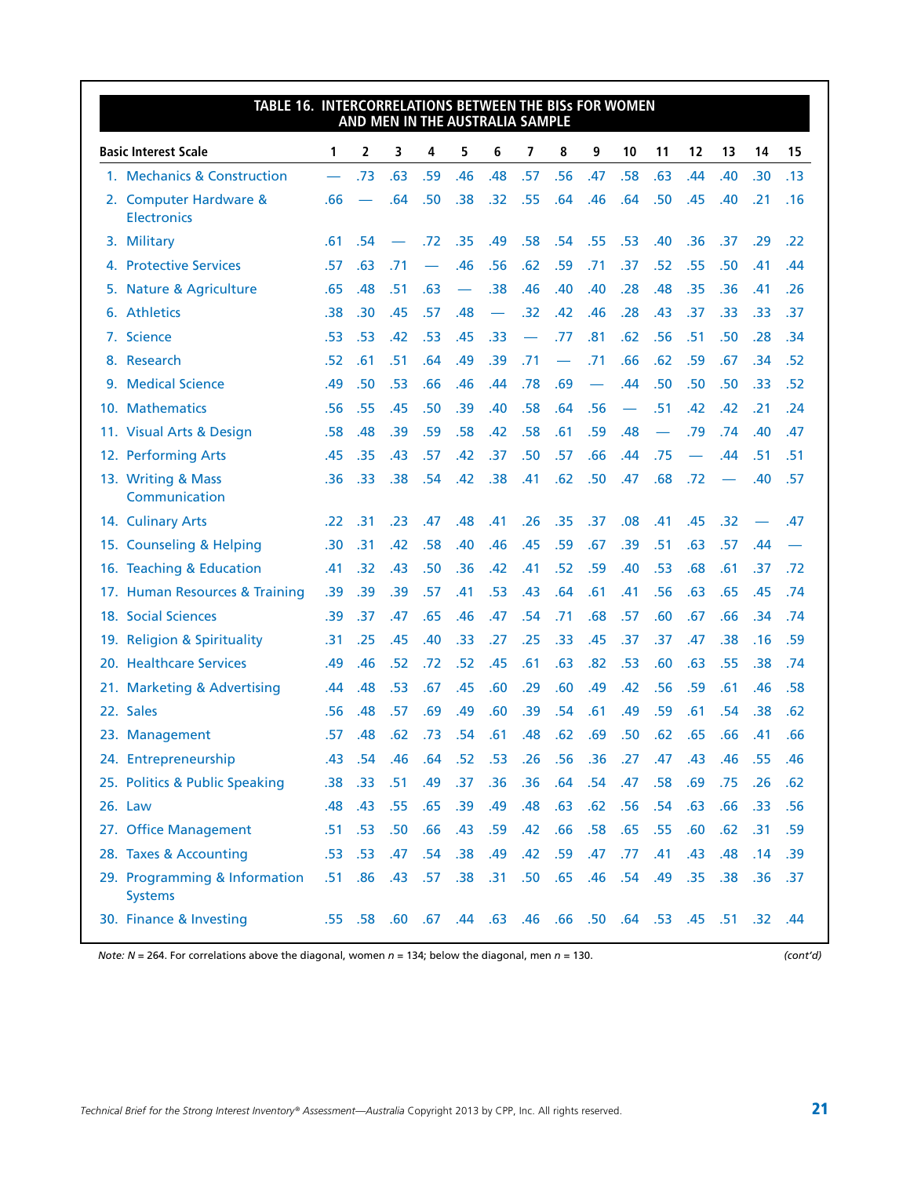**TABLE 16. INTERCORRELATIONS BETWEEN THE BISs FOR WOMEN AND MEN IN THE AUSTRALIA SAMPLE**

| Basic Interest Scale | 1 | 2 | 3 | 4 | 5 | 6 | 7 | 8 | 9 | 10 | 11 | 12 | 13 | 14 | 15 |
|---|---|---|---|---|---|---|---|---|---|---|---|---|---|---|---|
| 1. Mechanics & Construction | — | .73 | .63 | .59 | .46 | .48 | .57 | .56 | .47 | .58 | .63 | .44 | .40 | .30 | .13 |
| 2. Computer Hardware & Electronics | .66 | — | .64 | .50 | .38 | .32 | .55 | .64 | .46 | .64 | .50 | .45 | .40 | .21 | .16 |
| 3. Military | .61 | .54 | — | .72 | .35 | .49 | .58 | .54 | .55 | .53 | .40 | .36 | .37 | .29 | .22 |
| 4. Protective Services | .57 | .63 | .71 | — | .46 | .56 | .62 | .59 | .71 | .37 | .52 | .55 | .50 | .41 | .44 |
| 5. Nature & Agriculture | .65 | .48 | .51 | .63 | — | .38 | .46 | .40 | .40 | .28 | .48 | .35 | .36 | .41 | .26 |
| 6. Athletics | .38 | .30 | .45 | .57 | .48 | — | .32 | .42 | .46 | .28 | .43 | .37 | .33 | .33 | .37 |
| 7. Science | .53 | .53 | .42 | .53 | .45 | .33 | — | .77 | .81 | .62 | .56 | .51 | .50 | .28 | .34 |
| 8. Research | .52 | .61 | .51 | .64 | .49 | .39 | .71 | — | .71 | .66 | .62 | .59 | .67 | .34 | .52 |
| 9. Medical Science | .49 | .50 | .53 | .66 | .46 | .44 | .78 | .69 | — | .44 | .50 | .50 | .50 | .33 | .52 |
| 10. Mathematics | .56 | .55 | .45 | .50 | .39 | .40 | .58 | .64 | .56 | — | .51 | .42 | .42 | .21 | .24 |
| 11. Visual Arts & Design | .58 | .48 | .39 | .59 | .58 | .42 | .58 | .61 | .59 | .48 | — | .79 | .74 | .40 | .47 |
| 12. Performing Arts | .45 | .35 | .43 | .57 | .42 | .37 | .50 | .57 | .66 | .44 | .75 | — | .44 | .51 | .51 |
| 13. Writing & Mass Communication | .36 | .33 | .38 | .54 | .42 | .38 | .41 | .62 | .50 | .47 | .68 | .72 | — | .40 | .57 |
| 14. Culinary Arts | .22 | .31 | .23 | .47 | .48 | .41 | .26 | .35 | .37 | .08 | .41 | .45 | .32 | — | .47 |
| 15. Counseling & Helping | .30 | .31 | .42 | .58 | .40 | .46 | .45 | .59 | .67 | .39 | .51 | .63 | .57 | .44 | — |
| 16. Teaching & Education | .41 | .32 | .43 | .50 | .36 | .42 | .41 | .52 | .59 | .40 | .53 | .68 | .61 | .37 | .72 |
| 17. Human Resources & Training | .39 | .39 | .39 | .57 | .41 | .53 | .43 | .64 | .61 | .41 | .56 | .63 | .65 | .45 | .74 |
| 18. Social Sciences | .39 | .37 | .47 | .65 | .46 | .47 | .54 | .71 | .68 | .57 | .60 | .67 | .66 | .34 | .74 |
| 19. Religion & Spirituality | .31 | .25 | .45 | .40 | .33 | .27 | .25 | .33 | .45 | .37 | .37 | .47 | .38 | .16 | .59 |
| 20. Healthcare Services | .49 | .46 | .52 | .72 | .52 | .45 | .61 | .63 | .82 | .53 | .60 | .63 | .55 | .38 | .74 |
| 21. Marketing & Advertising | .44 | .48 | .53 | .67 | .45 | .60 | .29 | .60 | .49 | .42 | .56 | .59 | .61 | .46 | .58 |
| 22. Sales | .56 | .48 | .57 | .69 | .49 | .60 | .39 | .54 | .61 | .49 | .59 | .61 | .54 | .38 | .62 |
| 23. Management | .57 | .48 | .62 | .73 | .54 | .61 | .48 | .62 | .69 | .50 | .62 | .65 | .66 | .41 | .66 |
| 24. Entrepreneurship | .43 | .54 | .46 | .64 | .52 | .53 | .26 | .56 | .36 | .27 | .47 | .43 | .46 | .55 | .46 |
| 25. Politics & Public Speaking | .38 | .33 | .51 | .49 | .37 | .36 | .36 | .64 | .54 | .47 | .58 | .69 | .75 | .26 | .62 |
| 26. Law | .48 | .43 | .55 | .65 | .39 | .49 | .48 | .63 | .62 | .56 | .54 | .63 | .66 | .33 | .56 |
| 27. Office Management | .51 | .53 | .50 | .66 | .43 | .59 | .42 | .66 | .58 | .65 | .55 | .60 | .62 | .31 | .59 |
| 28. Taxes & Accounting | .53 | .53 | .47 | .54 | .38 | .49 | .42 | .59 | .47 | .77 | .41 | .43 | .48 | .14 | .39 |
| 29. Programming & Information Systems | .51 | .86 | .43 | .57 | .38 | .31 | .50 | .65 | .46 | .54 | .49 | .35 | .38 | .36 | .37 |
| 30. Finance & Investing | .55 | .58 | .60 | .67 | .44 | .63 | .46 | .66 | .50 | .64 | .53 | .45 | .51 | .32 | .44 |

*Note:* $N$ = 264. For correlations above the diagonal, women $n$ = 134; below the diagonal, men $n$ = 130. *(cont'd)*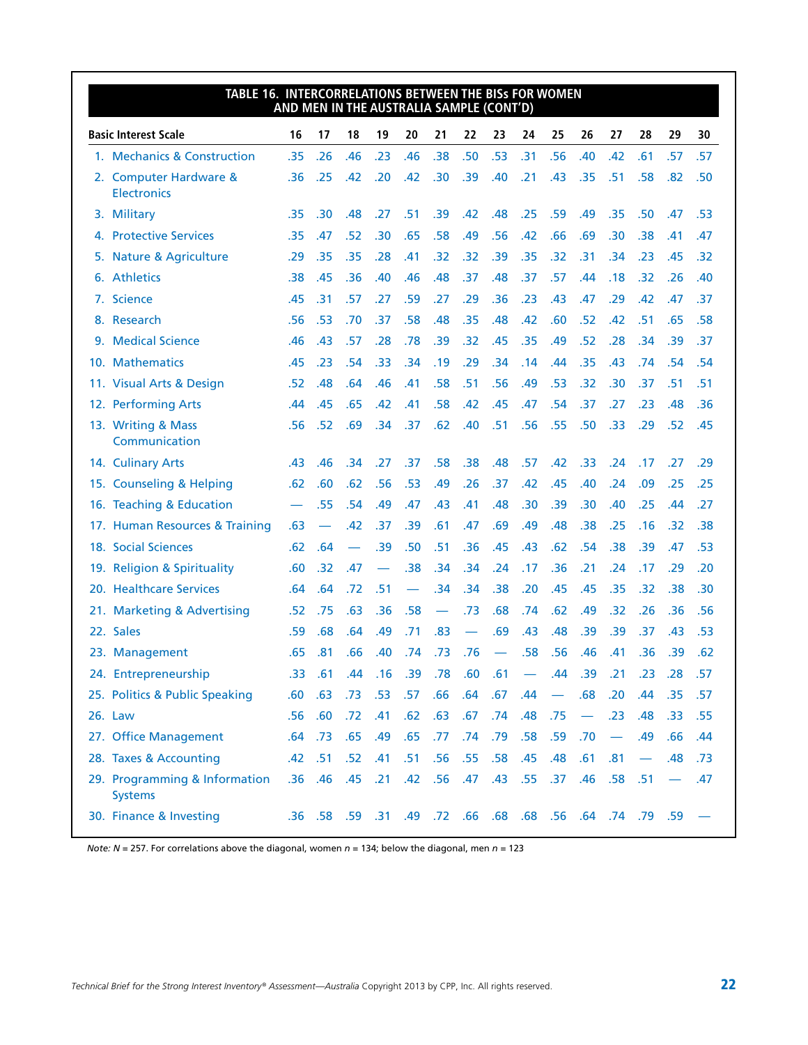**TABLE 16. INTERCORRELATIONS BETWEEN THE BISs FOR WOMEN AND MEN IN THE AUSTRALIA SAMPLE (CONT'D)**

| Basic Interest Scale | 16 | 17 | 18 | 19 | 20 | 21 | 22 | 23 | 24 | 25 | 26 | 27 | 28 | 29 | 30 |
|---|---|---|---|---|---|---|---|---|---|---|---|---|---|---|---|
| 1. Mechanics & Construction | .35 | .26 | .46 | .23 | .46 | .38 | .50 | .53 | .31 | .56 | .40 | .42 | .61 | .57 | .57 |
| 2. Computer Hardware & Electronics | .36 | .25 | .42 | .20 | .42 | .30 | .39 | .40 | .21 | .43 | .35 | .51 | .58 | .82 | .50 |
| 3. Military | .35 | .30 | .48 | .27 | .51 | .39 | .42 | .48 | .25 | .59 | .49 | .35 | .50 | .47 | .53 |
| 4. Protective Services | .35 | .47 | .52 | .30 | .65 | .58 | .49 | .56 | .42 | .66 | .69 | .30 | .38 | .41 | .47 |
| 5. Nature & Agriculture | .29 | .35 | .35 | .28 | .41 | .32 | .32 | .39 | .35 | .32 | .31 | .34 | .23 | .45 | .32 |
| 6. Athletics | .38 | .45 | .36 | .40 | .46 | .48 | .37 | .48 | .37 | .57 | .44 | .18 | .32 | .26 | .40 |
| 7. Science | .45 | .31 | .57 | .27 | .59 | .27 | .29 | .36 | .23 | .43 | .47 | .29 | .42 | .47 | .37 |
| 8. Research | .56 | .53 | .70 | .37 | .58 | .48 | .35 | .48 | .42 | .60 | .52 | .42 | .51 | .65 | .58 |
| 9. Medical Science | .46 | .43 | .57 | .28 | .78 | .39 | .32 | .45 | .35 | .49 | .52 | .28 | .34 | .39 | .37 |
| 10. Mathematics | .45 | .23 | .54 | .33 | .34 | .19 | .29 | .34 | .14 | .44 | .35 | .43 | .74 | .54 | .54 |
| 11. Visual Arts & Design | .52 | .48 | .64 | .46 | .41 | .58 | .51 | .56 | .49 | .53 | .32 | .30 | .37 | .51 | .51 |
| 12. Performing Arts | .44 | .45 | .65 | .42 | .41 | .58 | .42 | .45 | .47 | .54 | .37 | .27 | .23 | .48 | .36 |
| 13. Writing & Mass Communication | .56 | .52 | .69 | .34 | .37 | .62 | .40 | .51 | .56 | .55 | .50 | .33 | .29 | .52 | .45 |
| 14. Culinary Arts | .43 | .46 | .34 | .27 | .37 | .58 | .38 | .48 | .57 | .42 | .33 | .24 | .17 | .27 | .29 |
| 15. Counseling & Helping | .62 | .60 | .62 | .56 | .53 | .49 | .26 | .37 | .42 | .45 | .40 | .24 | .09 | .25 | .25 |
| 16. Teaching & Education | — | .55 | .54 | .49 | .47 | .43 | .41 | .48 | .30 | .39 | .30 | .40 | .25 | .44 | .27 |
| 17. Human Resources & Training | .63 | — | .42 | .37 | .39 | .61 | .47 | .69 | .49 | .48 | .38 | .25 | .16 | .32 | .38 |
| 18. Social Sciences | .62 | .64 | — | .39 | .50 | .51 | .36 | .45 | .43 | .62 | .54 | .38 | .39 | .47 | .53 |
| 19. Religion & Spirituality | .60 | .32 | .47 | — | .38 | .34 | .34 | .24 | .17 | .36 | .21 | .24 | .17 | .29 | .20 |
| 20. Healthcare Services | .64 | .64 | .72 | .51 | — | .34 | .34 | .38 | .20 | .45 | .45 | .35 | .32 | .38 | .30 |
| 21. Marketing & Advertising | .52 | .75 | .63 | .36 | .58 | — | .73 | .68 | .74 | .62 | .49 | .32 | .26 | .36 | .56 |
| 22. Sales | .59 | .68 | .64 | .49 | .71 | .83 | — | .69 | .43 | .48 | .39 | .39 | .37 | .43 | .53 |
| 23. Management | .65 | .81 | .66 | .40 | .74 | .73 | .76 | — | .58 | .56 | .46 | .41 | .36 | .39 | .62 |
| 24. Entrepreneurship | .33 | .61 | .44 | .16 | .39 | .78 | .60 | .61 | — | .44 | .39 | .21 | .23 | .28 | .57 |
| 25. Politics & Public Speaking | .60 | .63 | .73 | .53 | .57 | .66 | .64 | .67 | .44 | — | .68 | .20 | .44 | .35 | .57 |
| 26. Law | .56 | .60 | .72 | .41 | .62 | .63 | .67 | .74 | .48 | .75 | — | .23 | .48 | .33 | .55 |
| 27. Office Management | .64 | .73 | .65 | .49 | .65 | .77 | .74 | .79 | .58 | .59 | .70 | — | .49 | .66 | .44 |
| 28. Taxes & Accounting | .42 | .51 | .52 | .41 | .51 | .56 | .55 | .58 | .45 | .48 | .61 | .81 | — | .48 | .73 |
| 29. Programming & Information Systems | .36 | .46 | .45 | .21 | .42 | .56 | .47 | .43 | .55 | .37 | .46 | .58 | .51 | — | .47 |
| 30. Finance & Investing | .36 | .58 | .59 | .31 | .49 | .72 | .66 | .68 | .68 | .56 | .64 | .74 | .79 | .59 | — |

*Note: N* = 257. For correlations above the diagonal, women *n* = 134; below the diagonal, men *n* = 123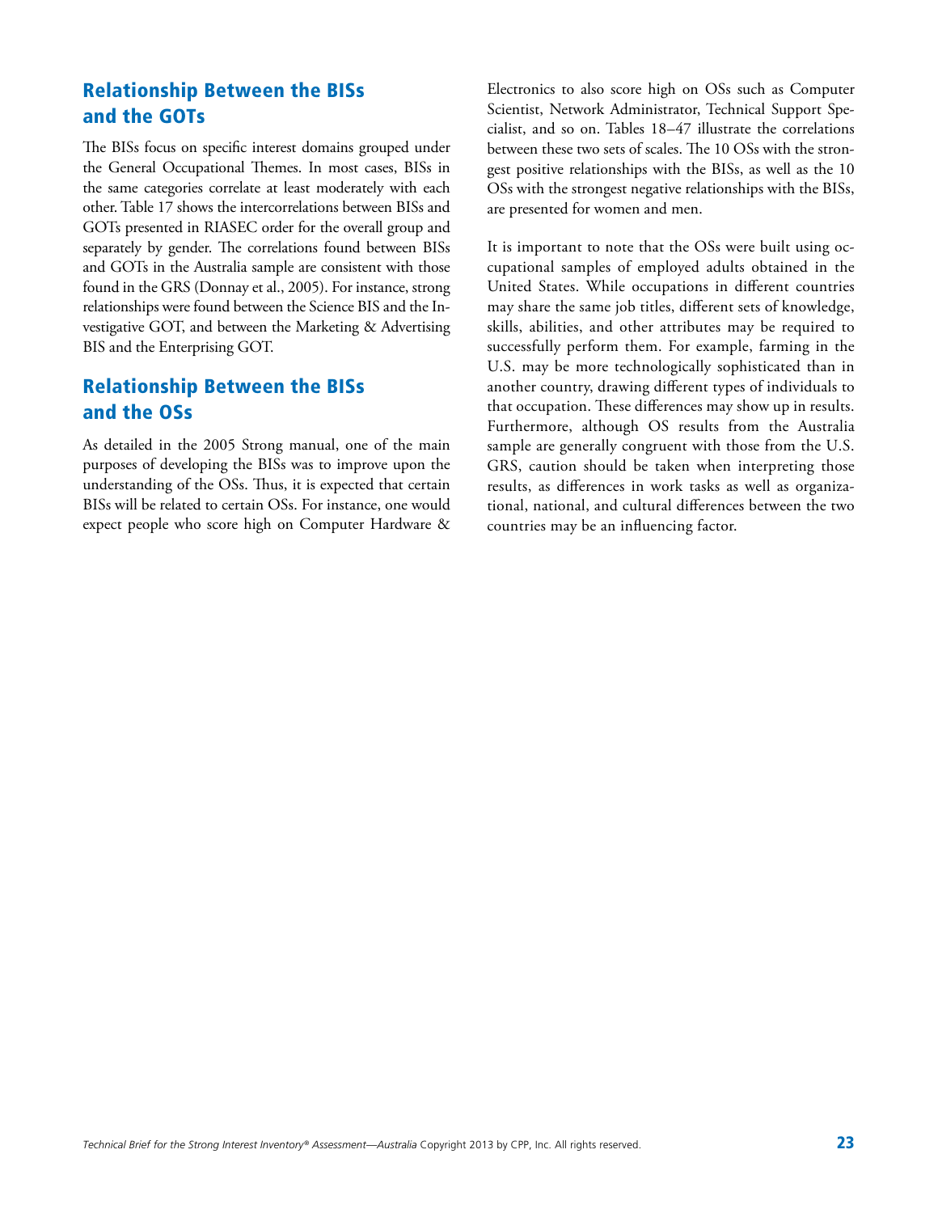## Relationship Between the BISs and the GOTs

The BISs focus on specific interest domains grouped under the General Occupational Themes. In most cases, BISs in the same categories correlate at least moderately with each other. Table 17 shows the intercorrelations between BISs and GOTs presented in RIASEC order for the overall group and separately by gender. The correlations found between BISs and GOTs in the Australia sample are consistent with those found in the GRS (Donnay et al., 2005). For instance, strong relationships were found between the Science BIS and the Investigative GOT, and between the Marketing & Advertising BIS and the Enterprising GOT.

## Relationship Between the BISs and the OSs

As detailed in the 2005 Strong manual, one of the main purposes of developing the BISs was to improve upon the understanding of the OSs. Thus, it is expected that certain BISs will be related to certain OSs. For instance, one would expect people who score high on Computer Hardware & Electronics to also score high on OSs such as Computer Scientist, Network Administrator, Technical Support Specialist, and so on. Tables 18–47 illustrate the correlations between these two sets of scales. The 10 OSs with the strongest positive relationships with the BISs, as well as the 10 OSs with the strongest negative relationships with the BISs, are presented for women and men.

It is important to note that the OSs were built using occupational samples of employed adults obtained in the United States. While occupations in different countries may share the same job titles, different sets of knowledge, skills, abilities, and other attributes may be required to successfully perform them. For example, farming in the U.S. may be more technologically sophisticated than in another country, drawing different types of individuals to that occupation. These differences may show up in results. Furthermore, although OS results from the Australia sample are generally congruent with those from the U.S. GRS, caution should be taken when interpreting those results, as differences in work tasks as well as organizational, national, and cultural differences between the two countries may be an influencing factor.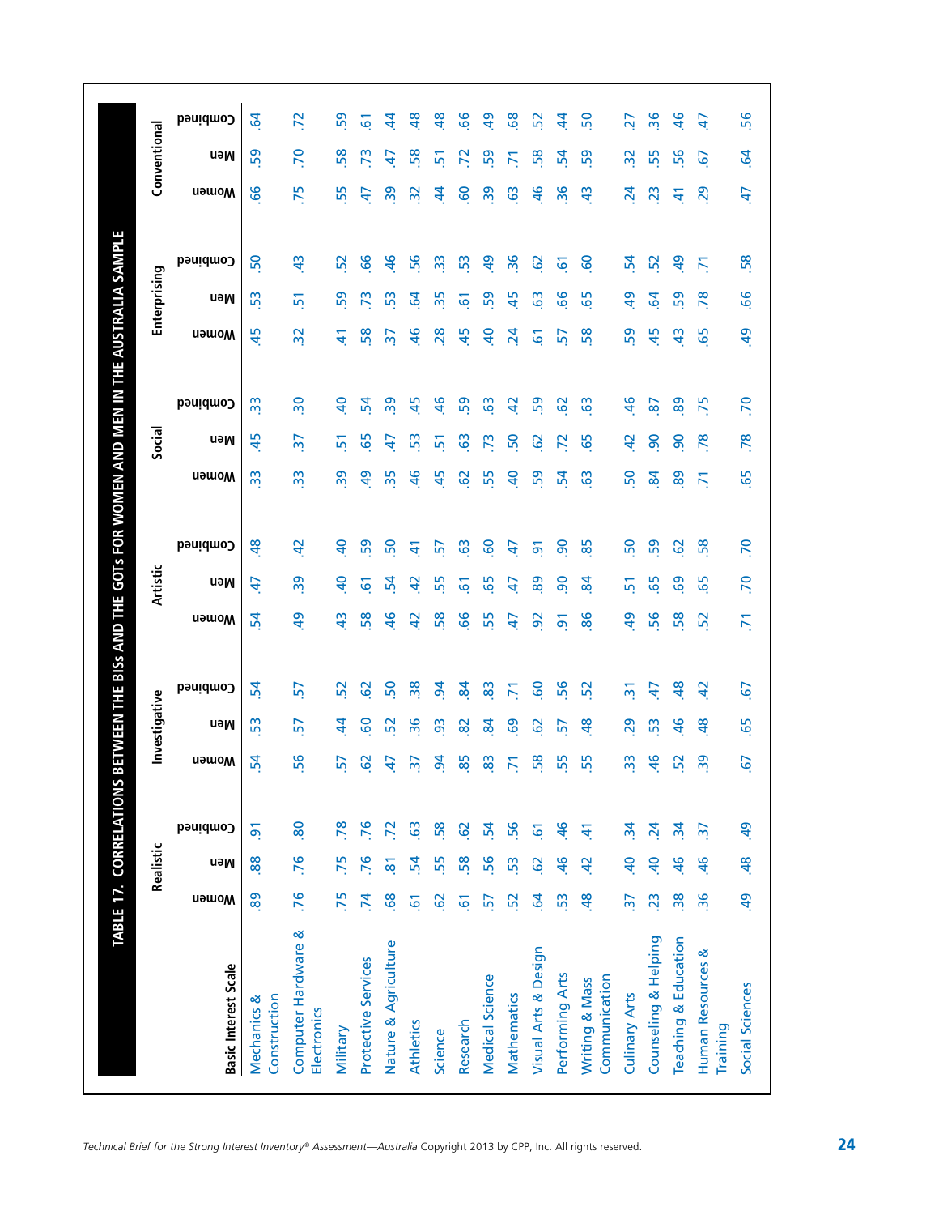## TABLE 17. CORRELATIONS BETWEEN THE BISs AND THE GOTs FOR WOMEN AND MEN IN THE AUSTRALIA SAMPLE

| Basic Interest Scale | Realistic | | | Investigative | | | Artistic | | | Social | | | Enterprising | | | Conventional | | |
|---|---|---|---|---|---|---|---|---|---|---|---|---|---|---|---|---|---|---|
| | Women | Men | Combined | Women | Men | Combined | Women | Men | Combined | Women | Men | Combined | Women | Men | Combined | Women | Men | Combined |
| Mechanics & Construction | .89 | .88 | .91 | .54 | .53 | .54 | .54 | .47 | .48 | .33 | .45 | .33 | .45 | .53 | .50 | .66 | .59 | .64 |
| Computer Hardware & Electronics | .76 | .76 | .80 | .56 | .57 | .57 | .49 | .39 | .42 | .33 | .37 | .30 | .32 | .51 | .43 | .75 | .70 | .72 |
| Military | .75 | .75 | .78 | .57 | .44 | .52 | .43 | .40 | .40 | .39 | .51 | .40 | .41 | .59 | .52 | .55 | .58 | .59 |
| Protective Services | .74 | .76 | .76 | .62 | .60 | .62 | .58 | .61 | .59 | .49 | .65 | .54 | .58 | .73 | .66 | .47 | .73 | .61 |
| Nature & Agriculture | .68 | .81 | .72 | .47 | .52 | .50 | .46 | .54 | .50 | .35 | .47 | .39 | .37 | .53 | .46 | .39 | .47 | .44 |
| Athletics | .61 | .54 | .63 | .37 | .36 | .38 | .42 | .42 | .41 | .46 | .53 | .45 | .46 | .64 | .56 | .32 | .58 | .48 |
| Science | .62 | .55 | .58 | .94 | .93 | .94 | .58 | .55 | .57 | .45 | .51 | .46 | .28 | .35 | .33 | .44 | .51 | .48 |
| Research | .61 | .58 | .62 | .85 | .82 | .84 | .66 | .61 | .63 | .62 | .63 | .59 | .45 | .61 | .53 | .60 | .72 | .66 |
| Medical Science | .57 | .56 | .54 | .83 | .84 | .83 | .55 | .65 | .60 | .55 | .73 | .63 | .40 | .59 | .49 | .39 | .59 | .49 |
| Mathematics | .52 | .53 | .56 | .71 | .69 | .71 | .47 | .47 | .47 | .40 | .50 | .42 | .24 | .45 | .36 | .63 | .71 | .68 |
| Visual Arts & Design | .64 | .62 | .61 | .58 | .62 | .60 | .92 | .89 | .91 | .59 | .62 | .59 | .61 | .63 | .62 | .46 | .58 | .52 |
| Performing Arts | .53 | .46 | .46 | .55 | .57 | .56 | .91 | .90 | .90 | .54 | .72 | .62 | .57 | .66 | .61 | .36 | .54 | .44 |
| Writing & Mass Communication | .48 | .42 | .41 | .55 | .48 | .52 | .86 | .84 | .85 | .63 | .65 | .63 | .58 | .65 | .60 | .43 | .59 | .50 |
| Culinary Arts | .37 | .40 | .34 | .33 | .29 | .31 | .49 | .51 | .50 | .50 | .42 | .46 | .59 | .49 | .54 | .24 | .32 | .27 |
| Counseling & Helping | .23 | .40 | .24 | .46 | .53 | .47 | .56 | .65 | .59 | .84 | .90 | .87 | .45 | .64 | .52 | .23 | .55 | .36 |
| Teaching & Education | .38 | .46 | .34 | .52 | .46 | .48 | .58 | .69 | .62 | .89 | .90 | .89 | .43 | .59 | .49 | .41 | .56 | .46 |
| Human Resources & Training | .36 | .46 | .37 | .39 | .48 | .42 | .52 | .65 | .58 | .71 | .78 | .75 | .65 | .78 | .71 | .29 | .67 | .47 |
| Social Sciences | .49 | .48 | .49 | .67 | .65 | .67 | .71 | .70 | .70 | .65 | .78 | .70 | .49 | .66 | .58 | .47 | .64 | .56 |

*Technical Brief for the Strong Interest Inventory® Assessment—Australia* Copyright 2013 by CPP, Inc. All rights reserved.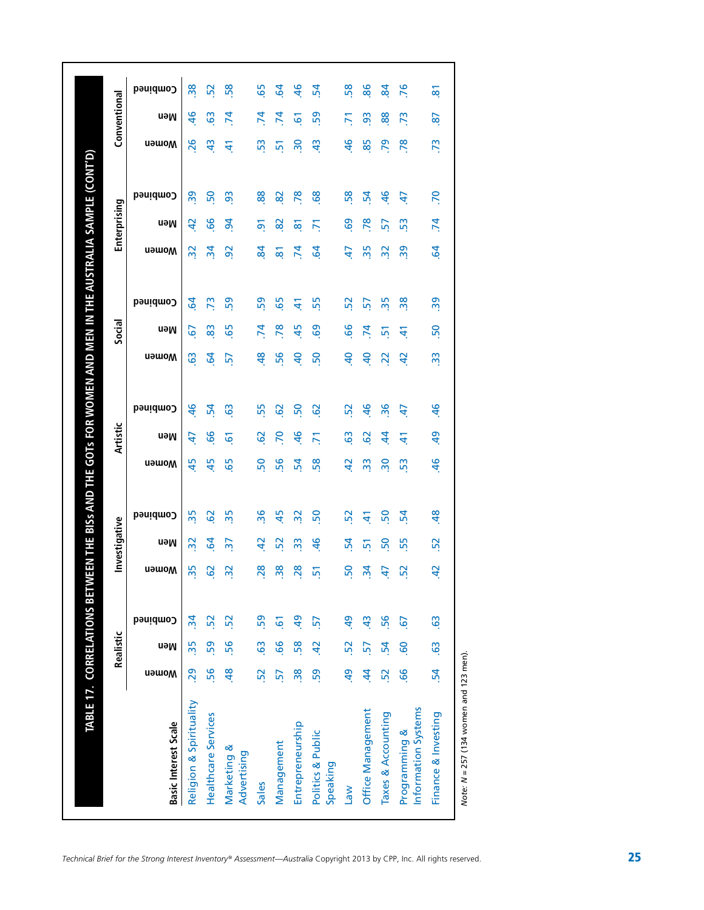## TABLE 17. CORRELATIONS BETWEEN THE BISs AND THE GOTs FOR WOMEN AND MEN IN THE AUSTRALIA SAMPLE (CONT'D)

| Basic Interest Scale | Realistic | | | Investigative | | | Artistic | | | Social | | | Enterprising | | | Conventional | | |
|---|---|---|---|---|---|---|---|---|---|---|---|---|---|---|---|---|---|---|
| | Women | Men | Combined | Women | Men | Combined | Women | Men | Combined | Women | Men | Combined | Women | Men | Combined | Women | Men | Combined |
| Religion & Spirituality | .29 | .35 | .34 | .35 | .32 | .35 | .45 | .47 | .46 | .63 | .67 | .64 | .32 | .42 | .39 | .26 | .46 | .38 |
| Healthcare Services | .56 | .59 | .52 | .62 | .64 | .62 | .45 | .66 | .54 | .64 | .83 | .73 | .34 | .66 | .50 | .43 | .63 | .52 |
| Marketing & Advertising | .48 | .56 | .52 | .32 | .37 | .35 | .65 | .61 | .63 | .57 | .65 | .59 | .92 | .94 | .93 | .41 | .74 | .58 |
| Sales | .52 | .63 | .59 | .28 | .42 | .36 | .50 | .62 | .55 | .48 | .74 | .59 | .84 | .91 | .88 | .53 | .74 | .65 |
| Management | .57 | .66 | .61 | .38 | .52 | .45 | .56 | .70 | .62 | .56 | .78 | .65 | .81 | .82 | .82 | .51 | .74 | .64 |
| Entrepreneurship | .38 | .58 | .49 | .28 | .33 | .32 | .54 | .46 | .50 | .40 | .45 | .41 | .74 | .81 | .78 | .30 | .61 | .46 |
| Politics & Public Speaking | .59 | .42 | .57 | .51 | .46 | .50 | .58 | .71 | .62 | .50 | .69 | .55 | .64 | .71 | .68 | .43 | .59 | .54 |
| Law | .49 | .52 | .49 | .50 | .54 | .52 | .42 | .63 | .52 | .40 | .66 | .52 | .47 | .69 | .58 | .46 | .71 | .58 |
| Office Management | .44 | .57 | .43 | .34 | .51 | .41 | .33 | .62 | .46 | .40 | .74 | .57 | .35 | .78 | .54 | .85 | .93 | .86 |
| Taxes & Accounting | .52 | .54 | .56 | .47 | .50 | .50 | .30 | .44 | .36 | .22 | .51 | .35 | .32 | .57 | .46 | .79 | .88 | .84 |
| Programming & Information Systems | .66 | .60 | .67 | .52 | .55 | .54 | .53 | .41 | .47 | .42 | .41 | .38 | .39 | .53 | .47 | .78 | .73 | .76 |
| Finance & Investing | .54 | .63 | .63 | .42 | .52 | .48 | .46 | .49 | .46 | .33 | .50 | .39 | .64 | .74 | .70 | .73 | .87 | .81 |

*Note:* $N = 257$ (134 women and 123 men).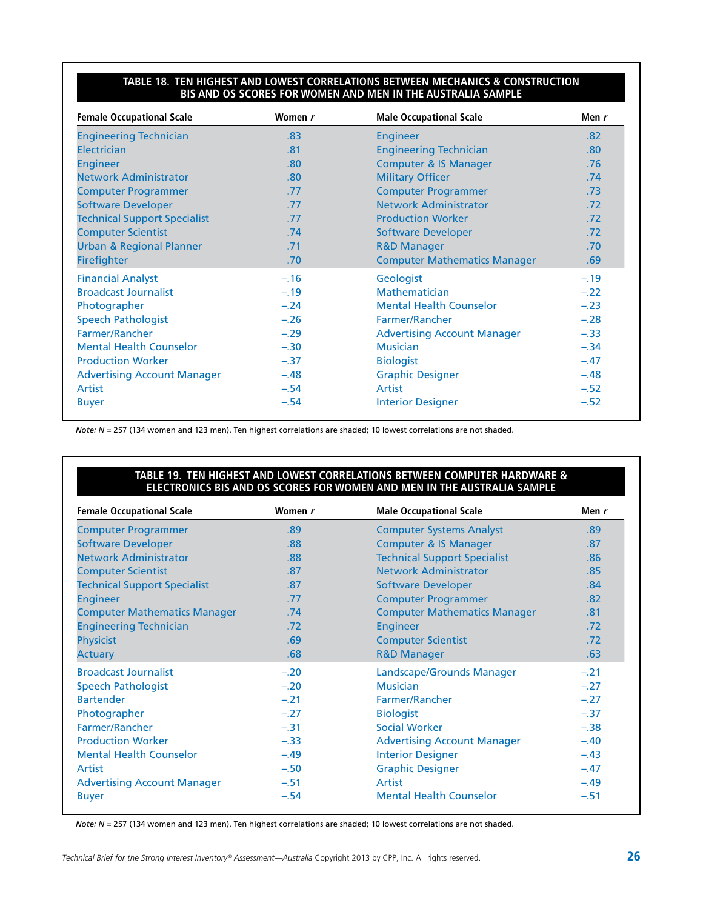**TABLE 18. TEN HIGHEST AND LOWEST CORRELATIONS BETWEEN MECHANICS & CONSTRUCTION BIS AND OS SCORES FOR WOMEN AND MEN IN THE AUSTRALIA SAMPLE**

| Female Occupational Scale | Women *r* | Male Occupational Scale | Men *r* |
|---|---|---|---|
| Engineering Technician | .83 | Engineer | .82 |
| Electrician | .81 | Engineering Technician | .80 |
| Engineer | .80 | Computer & IS Manager | .76 |
| Network Administrator | .80 | Military Officer | .74 |
| Computer Programmer | .77 | Computer Programmer | .73 |
| Software Developer | .77 | Network Administrator | .72 |
| Technical Support Specialist | .77 | Production Worker | .72 |
| Computer Scientist | .74 | Software Developer | .72 |
| Urban & Regional Planner | .71 | R&D Manager | .70 |
| Firefighter | .70 | Computer Mathematics Manager | .69 |
| Financial Analyst | –.16 | Geologist | –.19 |
| Broadcast Journalist | –.19 | Mathematician | –.22 |
| Photographer | –.24 | Mental Health Counselor | –.23 |
| Speech Pathologist | –.26 | Farmer/Rancher | –.28 |
| Farmer/Rancher | –.29 | Advertising Account Manager | –.33 |
| Mental Health Counselor | –.30 | Musician | –.34 |
| Production Worker | –.37 | Biologist | –.47 |
| Advertising Account Manager | –.48 | Graphic Designer | –.48 |
| Artist | –.54 | Artist | –.52 |
| Buyer | –.54 | Interior Designer | –.52 |

*Note: N* = 257 (134 women and 123 men). Ten highest correlations are shaded; 10 lowest correlations are not shaded.

**TABLE 19. TEN HIGHEST AND LOWEST CORRELATIONS BETWEEN COMPUTER HARDWARE & ELECTRONICS BIS AND OS SCORES FOR WOMEN AND MEN IN THE AUSTRALIA SAMPLE**

| Female Occupational Scale | Women *r* | Male Occupational Scale | Men *r* |
|---|---|---|---|
| Computer Programmer | .89 | Computer Systems Analyst | .89 |
| Software Developer | .88 | Computer & IS Manager | .87 |
| Network Administrator | .88 | Technical Support Specialist | .86 |
| Computer Scientist | .87 | Network Administrator | .85 |
| Technical Support Specialist | .87 | Software Developer | .84 |
| Engineer | .77 | Computer Programmer | .82 |
| Computer Mathematics Manager | .74 | Computer Mathematics Manager | .81 |
| Engineering Technician | .72 | Engineer | .72 |
| Physicist | .69 | Computer Scientist | .72 |
| Actuary | .68 | R&D Manager | .63 |
| Broadcast Journalist | –.20 | Landscape/Grounds Manager | –.21 |
| Speech Pathologist | –.20 | Musician | –.27 |
| Bartender | –.21 | Farmer/Rancher | –.27 |
| Photographer | –.27 | Biologist | –.37 |
| Farmer/Rancher | –.31 | Social Worker | –.38 |
| Production Worker | –.33 | Advertising Account Manager | –.40 |
| Mental Health Counselor | –.49 | Interior Designer | –.43 |
| Artist | –.50 | Graphic Designer | –.47 |
| Advertising Account Manager | –.51 | Artist | –.49 |
| Buyer | –.54 | Mental Health Counselor | –.51 |

*Note: N* = 257 (134 women and 123 men). Ten highest correlations are shaded; 10 lowest correlations are not shaded.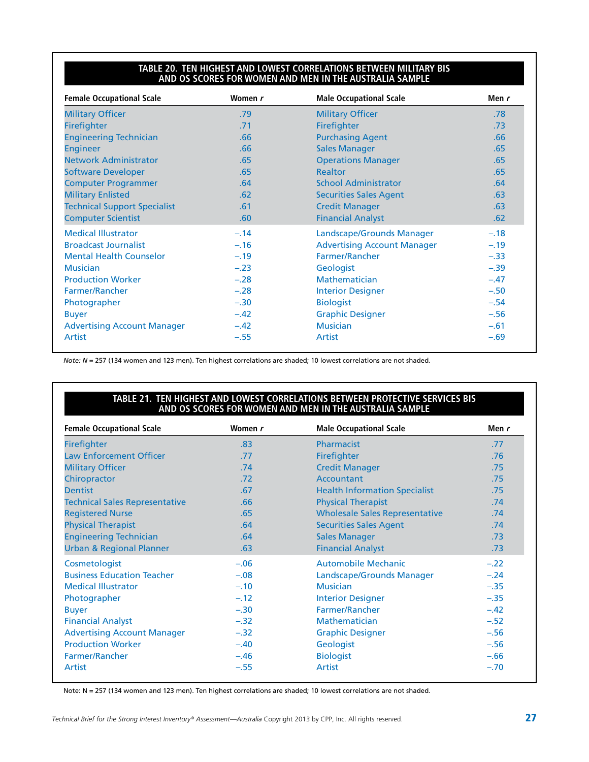**TABLE 20. TEN HIGHEST AND LOWEST CORRELATIONS BETWEEN MILITARY BIS AND OS SCORES FOR WOMEN AND MEN IN THE AUSTRALIA SAMPLE**

| Female Occupational Scale | Women *r* | Male Occupational Scale | Men *r* |
|---|---|---|---|
| Military Officer | .79 | Military Officer | .78 |
| Firefighter | .71 | Firefighter | .73 |
| Engineering Technician | .66 | Purchasing Agent | .66 |
| Engineer | .66 | Sales Manager | .65 |
| Network Administrator | .65 | Operations Manager | .65 |
| Software Developer | .65 | Realtor | .65 |
| Computer Programmer | .64 | School Administrator | .64 |
| Military Enlisted | .62 | Securities Sales Agent | .63 |
| Technical Support Specialist | .61 | Credit Manager | .63 |
| Computer Scientist | .60 | Financial Analyst | .62 |
| Medical Illustrator | –.14 | Landscape/Grounds Manager | –.18 |
| Broadcast Journalist | –.16 | Advertising Account Manager | –.19 |
| Mental Health Counselor | –.19 | Farmer/Rancher | –.33 |
| Musician | –.23 | Geologist | –.39 |
| Production Worker | –.28 | Mathematician | –.47 |
| Farmer/Rancher | –.28 | Interior Designer | –.50 |
| Photographer | –.30 | Biologist | –.54 |
| Buyer | –.42 | Graphic Designer | –.56 |
| Advertising Account Manager | –.42 | Musician | –.61 |
| Artist | –.55 | Artist | –.69 |

*Note: N* = 257 (134 women and 123 men). Ten highest correlations are shaded; 10 lowest correlations are not shaded.

**TABLE 21. TEN HIGHEST AND LOWEST CORRELATIONS BETWEEN PROTECTIVE SERVICES BIS AND OS SCORES FOR WOMEN AND MEN IN THE AUSTRALIA SAMPLE**

| Female Occupational Scale | Women *r* | Male Occupational Scale | Men *r* |
|---|---|---|---|
| Firefighter | .83 | Pharmacist | .77 |
| Law Enforcement Officer | .77 | Firefighter | .76 |
| Military Officer | .74 | Credit Manager | .75 |
| Chiropractor | .72 | Accountant | .75 |
| Dentist | .67 | Health Information Specialist | .75 |
| Technical Sales Representative | .66 | Physical Therapist | .74 |
| Registered Nurse | .65 | Wholesale Sales Representative | .74 |
| Physical Therapist | .64 | Securities Sales Agent | .74 |
| Engineering Technician | .64 | Sales Manager | .73 |
| Urban & Regional Planner | .63 | Financial Analyst | .73 |
| Cosmetologist | –.06 | Automobile Mechanic | –.22 |
| Business Education Teacher | –.08 | Landscape/Grounds Manager | –.24 |
| Medical Illustrator | –.10 | Musician | –.35 |
| Photographer | –.12 | Interior Designer | –.35 |
| Buyer | –.30 | Farmer/Rancher | –.42 |
| Financial Analyst | –.32 | Mathematician | –.52 |
| Advertising Account Manager | –.32 | Graphic Designer | –.56 |
| Production Worker | –.40 | Geologist | –.56 |
| Farmer/Rancher | –.46 | Biologist | –.66 |
| Artist | –.55 | Artist | –.70 |

Note: N = 257 (134 women and 123 men). Ten highest correlations are shaded; 10 lowest correlations are not shaded.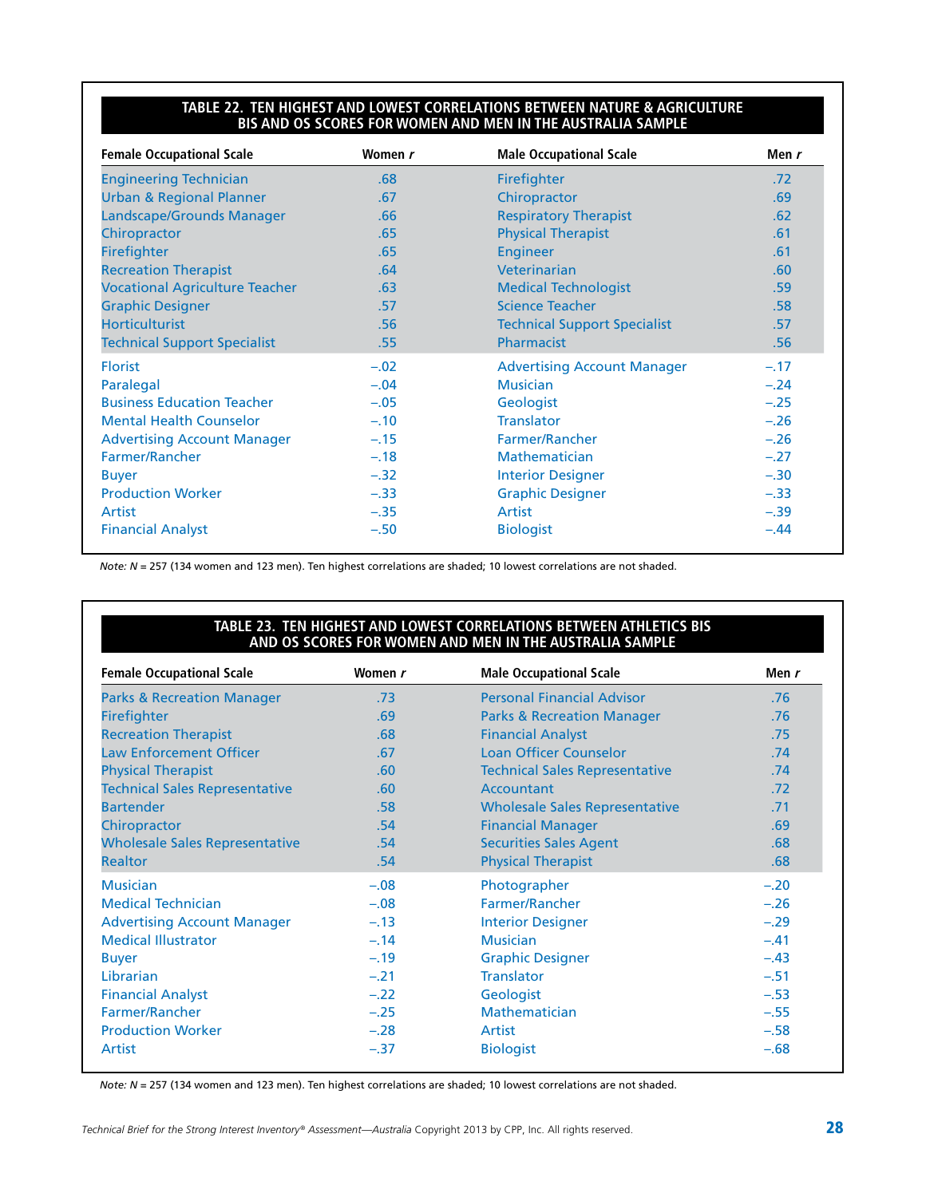**TABLE 22. TEN HIGHEST AND LOWEST CORRELATIONS BETWEEN NATURE & AGRICULTURE BIS AND OS SCORES FOR WOMEN AND MEN IN THE AUSTRALIA SAMPLE**

| Female Occupational Scale | Women *r* | Male Occupational Scale | Men *r* |
|---|---|---|---|
| Engineering Technician | .68 | Firefighter | .72 |
| Urban & Regional Planner | .67 | Chiropractor | .69 |
| Landscape/Grounds Manager | .66 | Respiratory Therapist | .62 |
| Chiropractor | .65 | Physical Therapist | .61 |
| Firefighter | .65 | Engineer | .61 |
| Recreation Therapist | .64 | Veterinarian | .60 |
| Vocational Agriculture Teacher | .63 | Medical Technologist | .59 |
| Graphic Designer | .57 | Science Teacher | .58 |
| Horticulturist | .56 | Technical Support Specialist | .57 |
| Technical Support Specialist | .55 | Pharmacist | .56 |
| Florist | –.02 | Advertising Account Manager | –.17 |
| Paralegal | –.04 | Musician | –.24 |
| Business Education Teacher | –.05 | Geologist | –.25 |
| Mental Health Counselor | –.10 | Translator | –.26 |
| Advertising Account Manager | –.15 | Farmer/Rancher | –.26 |
| Farmer/Rancher | –.18 | Mathematician | –.27 |
| Buyer | –.32 | Interior Designer | –.30 |
| Production Worker | –.33 | Graphic Designer | –.33 |
| Artist | –.35 | Artist | –.39 |
| Financial Analyst | –.50 | Biologist | –.44 |

*Note: N* = 257 (134 women and 123 men). Ten highest correlations are shaded; 10 lowest correlations are not shaded.

**TABLE 23. TEN HIGHEST AND LOWEST CORRELATIONS BETWEEN ATHLETICS BIS AND OS SCORES FOR WOMEN AND MEN IN THE AUSTRALIA SAMPLE**

| Female Occupational Scale | Women *r* | Male Occupational Scale | Men *r* |
|---|---|---|---|
| Parks & Recreation Manager | .73 | Personal Financial Advisor | .76 |
| Firefighter | .69 | Parks & Recreation Manager | .76 |
| Recreation Therapist | .68 | Financial Analyst | .75 |
| Law Enforcement Officer | .67 | Loan Officer Counselor | .74 |
| Physical Therapist | .60 | Technical Sales Representative | .74 |
| Technical Sales Representative | .60 | Accountant | .72 |
| Bartender | .58 | Wholesale Sales Representative | .71 |
| Chiropractor | .54 | Financial Manager | .69 |
| Wholesale Sales Representative | .54 | Securities Sales Agent | .68 |
| Realtor | .54 | Physical Therapist | .68 |
| Musician | –.08 | Photographer | –.20 |
| Medical Technician | –.08 | Farmer/Rancher | –.26 |
| Advertising Account Manager | –.13 | Interior Designer | –.29 |
| Medical Illustrator | –.14 | Musician | –.41 |
| Buyer | –.19 | Graphic Designer | –.43 |
| Librarian | –.21 | Translator | –.51 |
| Financial Analyst | –.22 | Geologist | –.53 |
| Farmer/Rancher | –.25 | Mathematician | –.55 |
| Production Worker | –.28 | Artist | –.58 |
| Artist | –.37 | Biologist | –.68 |

*Note: N* = 257 (134 women and 123 men). Ten highest correlations are shaded; 10 lowest correlations are not shaded.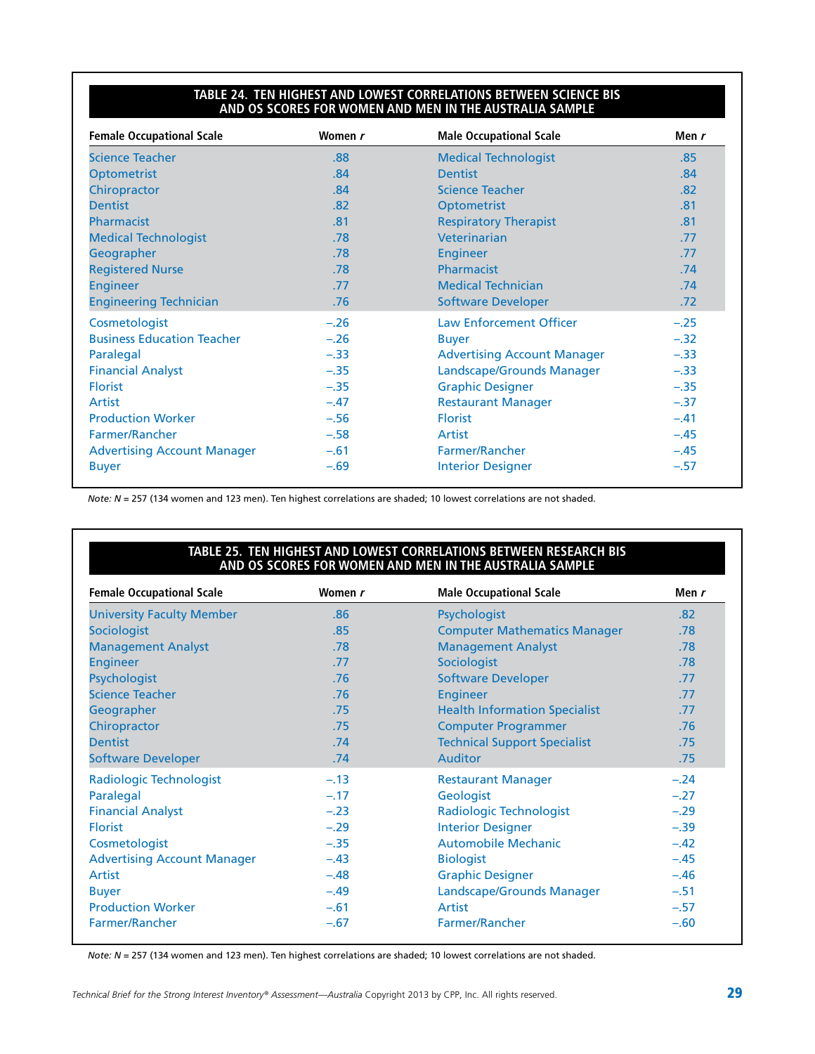**TABLE 24. TEN HIGHEST AND LOWEST CORRELATIONS BETWEEN SCIENCE BIS AND OS SCORES FOR WOMEN AND MEN IN THE AUSTRALIA SAMPLE**

| Female Occupational Scale | Women *r* | Male Occupational Scale | Men *r* |
|---|---|---|---|
| Science Teacher | .88 | Medical Technologist | .85 |
| Optometrist | .84 | Dentist | .84 |
| Chiropractor | .84 | Science Teacher | .82 |
| Dentist | .82 | Optometrist | .81 |
| Pharmacist | .81 | Respiratory Therapist | .81 |
| Medical Technologist | .78 | Veterinarian | .77 |
| Geographer | .78 | Engineer | .77 |
| Registered Nurse | .78 | Pharmacist | .74 |
| Engineer | .77 | Medical Technician | .74 |
| Engineering Technician | .76 | Software Developer | .72 |
| Cosmetologist | –.26 | Law Enforcement Officer | –.25 |
| Business Education Teacher | –.26 | Buyer | –.32 |
| Paralegal | –.33 | Advertising Account Manager | –.33 |
| Financial Analyst | –.35 | Landscape/Grounds Manager | –.33 |
| Florist | –.35 | Graphic Designer | –.35 |
| Artist | –.47 | Restaurant Manager | –.37 |
| Production Worker | –.56 | Florist | –.41 |
| Farmer/Rancher | –.58 | Artist | –.45 |
| Advertising Account Manager | –.61 | Farmer/Rancher | –.45 |
| Buyer | –.69 | Interior Designer | –.57 |

*Note: N* = 257 (134 women and 123 men). Ten highest correlations are shaded; 10 lowest correlations are not shaded.

**TABLE 25. TEN HIGHEST AND LOWEST CORRELATIONS BETWEEN RESEARCH BIS AND OS SCORES FOR WOMEN AND MEN IN THE AUSTRALIA SAMPLE**

| Female Occupational Scale | Women *r* | Male Occupational Scale | Men *r* |
|---|---|---|---|
| University Faculty Member | .86 | Psychologist | .82 |
| Sociologist | .85 | Computer Mathematics Manager | .78 |
| Management Analyst | .78 | Management Analyst | .78 |
| Engineer | .77 | Sociologist | .78 |
| Psychologist | .76 | Software Developer | .77 |
| Science Teacher | .76 | Engineer | .77 |
| Geographer | .75 | Health Information Specialist | .77 |
| Chiropractor | .75 | Computer Programmer | .76 |
| Dentist | .74 | Technical Support Specialist | .75 |
| Software Developer | .74 | Auditor | .75 |
| Radiologic Technologist | –.13 | Restaurant Manager | –.24 |
| Paralegal | –.17 | Geologist | –.27 |
| Financial Analyst | –.23 | Radiologic Technologist | –.29 |
| Florist | –.29 | Interior Designer | –.39 |
| Cosmetologist | –.35 | Automobile Mechanic | –.42 |
| Advertising Account Manager | –.43 | Biologist | –.45 |
| Artist | –.48 | Graphic Designer | –.46 |
| Buyer | –.49 | Landscape/Grounds Manager | –.51 |
| Production Worker | –.61 | Artist | –.57 |
| Farmer/Rancher | –.67 | Farmer/Rancher | –.60 |

*Note: N* = 257 (134 women and 123 men). Ten highest correlations are shaded; 10 lowest correlations are not shaded.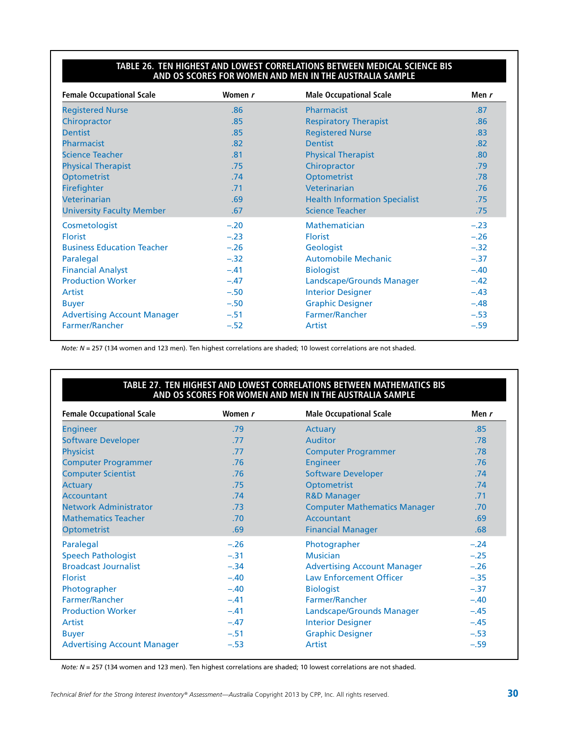**TABLE 26. TEN HIGHEST AND LOWEST CORRELATIONS BETWEEN MEDICAL SCIENCE BIS AND OS SCORES FOR WOMEN AND MEN IN THE AUSTRALIA SAMPLE**

| Female Occupational Scale | Women *r* | Male Occupational Scale | Men *r* |
|---|---|---|---|
| Registered Nurse | .86 | Pharmacist | .87 |
| Chiropractor | .85 | Respiratory Therapist | .86 |
| Dentist | .85 | Registered Nurse | .83 |
| Pharmacist | .82 | Dentist | .82 |
| Science Teacher | .81 | Physical Therapist | .80 |
| Physical Therapist | .75 | Chiropractor | .79 |
| Optometrist | .74 | Optometrist | .78 |
| Firefighter | .71 | Veterinarian | .76 |
| Veterinarian | .69 | Health Information Specialist | .75 |
| University Faculty Member | .67 | Science Teacher | .75 |
| Cosmetologist | –.20 | Mathematician | –.23 |
| Florist | –.23 | Florist | –.26 |
| Business Education Teacher | –.26 | Geologist | –.32 |
| Paralegal | –.32 | Automobile Mechanic | –.37 |
| Financial Analyst | –.41 | Biologist | –.40 |
| Production Worker | –.47 | Landscape/Grounds Manager | –.42 |
| Artist | –.50 | Interior Designer | –.43 |
| Buyer | –.50 | Graphic Designer | –.48 |
| Advertising Account Manager | –.51 | Farmer/Rancher | –.53 |
| Farmer/Rancher | –.52 | Artist | –.59 |

*Note: N* = 257 (134 women and 123 men). Ten highest correlations are shaded; 10 lowest correlations are not shaded.

**TABLE 27. TEN HIGHEST AND LOWEST CORRELATIONS BETWEEN MATHEMATICS BIS AND OS SCORES FOR WOMEN AND MEN IN THE AUSTRALIA SAMPLE**

| Female Occupational Scale | Women *r* | Male Occupational Scale | Men *r* |
|---|---|---|---|
| Engineer | .79 | Actuary | .85 |
| Software Developer | .77 | Auditor | .78 |
| Physicist | .77 | Computer Programmer | .78 |
| Computer Programmer | .76 | Engineer | .76 |
| Computer Scientist | .76 | Software Developer | .74 |
| Actuary | .75 | Optometrist | .74 |
| Accountant | .74 | R&D Manager | .71 |
| Network Administrator | .73 | Computer Mathematics Manager | .70 |
| Mathematics Teacher | .70 | Accountant | .69 |
| Optometrist | .69 | Financial Manager | .68 |
| Paralegal | –.26 | Photographer | –.24 |
| Speech Pathologist | –.31 | Musician | –.25 |
| Broadcast Journalist | –.34 | Advertising Account Manager | –.26 |
| Florist | –.40 | Law Enforcement Officer | –.35 |
| Photographer | –.40 | Biologist | –.37 |
| Farmer/Rancher | –.41 | Farmer/Rancher | –.40 |
| Production Worker | –.41 | Landscape/Grounds Manager | –.45 |
| Artist | –.47 | Interior Designer | –.45 |
| Buyer | –.51 | Graphic Designer | –.53 |
| Advertising Account Manager | –.53 | Artist | –.59 |

*Note: N* = 257 (134 women and 123 men). Ten highest correlations are shaded; 10 lowest correlations are not shaded.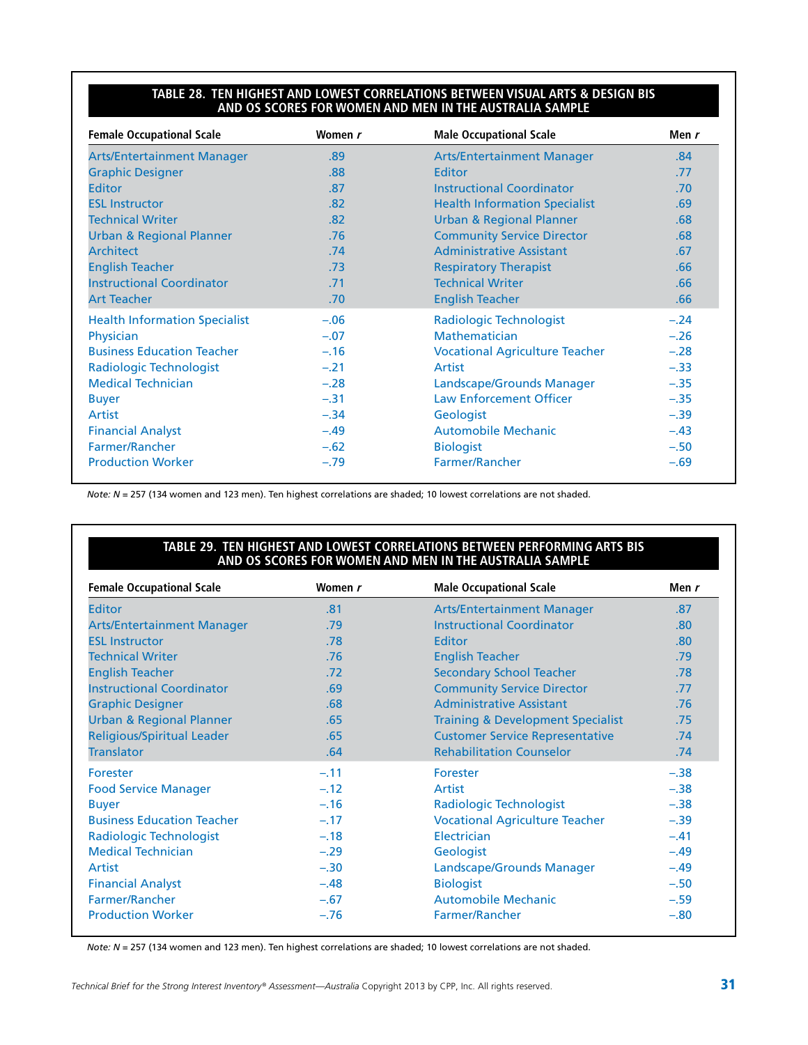**TABLE 28. TEN HIGHEST AND LOWEST CORRELATIONS BETWEEN VISUAL ARTS & DESIGN BIS AND OS SCORES FOR WOMEN AND MEN IN THE AUSTRALIA SAMPLE**

| Female Occupational Scale | Women *r* | Male Occupational Scale | Men *r* |
|---|---|---|---|
| Arts/Entertainment Manager | .89 | Arts/Entertainment Manager | .84 |
| Graphic Designer | .88 | Editor | .77 |
| Editor | .87 | Instructional Coordinator | .70 |
| ESL Instructor | .82 | Health Information Specialist | .69 |
| Technical Writer | .82 | Urban & Regional Planner | .68 |
| Urban & Regional Planner | .76 | Community Service Director | .68 |
| Architect | .74 | Administrative Assistant | .67 |
| English Teacher | .73 | Respiratory Therapist | .66 |
| Instructional Coordinator | .71 | Technical Writer | .66 |
| Art Teacher | .70 | English Teacher | .66 |
| Health Information Specialist | −.06 | Radiologic Technologist | −.24 |
| Physician | −.07 | Mathematician | −.26 |
| Business Education Teacher | −.16 | Vocational Agriculture Teacher | −.28 |
| Radiologic Technologist | −.21 | Artist | −.33 |
| Medical Technician | −.28 | Landscape/Grounds Manager | −.35 |
| Buyer | −.31 | Law Enforcement Officer | −.35 |
| Artist | −.34 | Geologist | −.39 |
| Financial Analyst | −.49 | Automobile Mechanic | −.43 |
| Farmer/Rancher | −.62 | Biologist | −.50 |
| Production Worker | −.79 | Farmer/Rancher | −.69 |

*Note: N* = 257 (134 women and 123 men). Ten highest correlations are shaded; 10 lowest correlations are not shaded.

**TABLE 29. TEN HIGHEST AND LOWEST CORRELATIONS BETWEEN PERFORMING ARTS BIS AND OS SCORES FOR WOMEN AND MEN IN THE AUSTRALIA SAMPLE**

| Female Occupational Scale | Women *r* | Male Occupational Scale | Men *r* |
|---|---|---|---|
| Editor | .81 | Arts/Entertainment Manager | .87 |
| Arts/Entertainment Manager | .79 | Instructional Coordinator | .80 |
| ESL Instructor | .78 | Editor | .80 |
| Technical Writer | .76 | English Teacher | .79 |
| English Teacher | .72 | Secondary School Teacher | .78 |
| Instructional Coordinator | .69 | Community Service Director | .77 |
| Graphic Designer | .68 | Administrative Assistant | .76 |
| Urban & Regional Planner | .65 | Training & Development Specialist | .75 |
| Religious/Spiritual Leader | .65 | Customer Service Representative | .74 |
| Translator | .64 | Rehabilitation Counselor | .74 |
| Forester | −.11 | Forester | −.38 |
| Food Service Manager | −.12 | Artist | −.38 |
| Buyer | −.16 | Radiologic Technologist | −.38 |
| Business Education Teacher | −.17 | Vocational Agriculture Teacher | −.39 |
| Radiologic Technologist | −.18 | Electrician | −.41 |
| Medical Technician | −.29 | Geologist | −.49 |
| Artist | −.30 | Landscape/Grounds Manager | −.49 |
| Financial Analyst | −.48 | Biologist | −.50 |
| Farmer/Rancher | −.67 | Automobile Mechanic | −.59 |
| Production Worker | −.76 | Farmer/Rancher | −.80 |

*Note: N* = 257 (134 women and 123 men). Ten highest correlations are shaded; 10 lowest correlations are not shaded.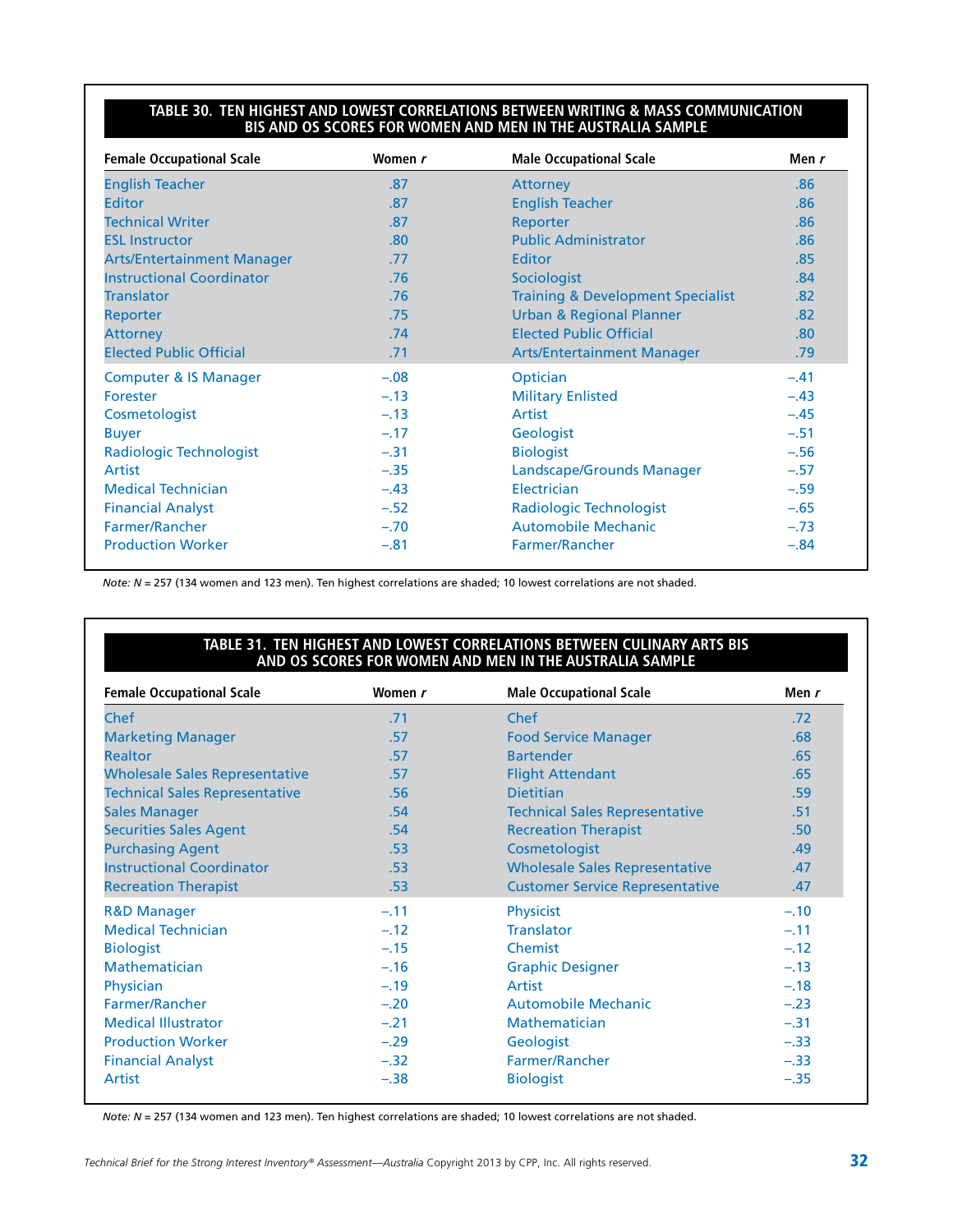**TABLE 30. TEN HIGHEST AND LOWEST CORRELATIONS BETWEEN WRITING & MASS COMMUNICATION BIS AND OS SCORES FOR WOMEN AND MEN IN THE AUSTRALIA SAMPLE**

| Female Occupational Scale | Women *r* | Male Occupational Scale | Men *r* |
|---|---|---|---|
| English Teacher | .87 | Attorney | .86 |
| Editor | .87 | English Teacher | .86 |
| Technical Writer | .87 | Reporter | .86 |
| ESL Instructor | .80 | Public Administrator | .86 |
| Arts/Entertainment Manager | .77 | Editor | .85 |
| Instructional Coordinator | .76 | Sociologist | .84 |
| Translator | .76 | Training & Development Specialist | .82 |
| Reporter | .75 | Urban & Regional Planner | .82 |
| Attorney | .74 | Elected Public Official | .80 |
| Elected Public Official | .71 | Arts/Entertainment Manager | .79 |
| Computer & IS Manager | –.08 | Optician | –.41 |
| Forester | –.13 | Military Enlisted | –.43 |
| Cosmetologist | –.13 | Artist | –.45 |
| Buyer | –.17 | Geologist | –.51 |
| Radiologic Technologist | –.31 | Biologist | –.56 |
| Artist | –.35 | Landscape/Grounds Manager | –.57 |
| Medical Technician | –.43 | Electrician | –.59 |
| Financial Analyst | –.52 | Radiologic Technologist | –.65 |
| Farmer/Rancher | –.70 | Automobile Mechanic | –.73 |
| Production Worker | –.81 | Farmer/Rancher | –.84 |

*Note: N* = 257 (134 women and 123 men). Ten highest correlations are shaded; 10 lowest correlations are not shaded.

**TABLE 31. TEN HIGHEST AND LOWEST CORRELATIONS BETWEEN CULINARY ARTS BIS AND OS SCORES FOR WOMEN AND MEN IN THE AUSTRALIA SAMPLE**

| Female Occupational Scale | Women *r* | Male Occupational Scale | Men *r* |
|---|---|---|---|
| Chef | .71 | Chef | .72 |
| Marketing Manager | .57 | Food Service Manager | .68 |
| Realtor | .57 | Bartender | .65 |
| Wholesale Sales Representative | .57 | Flight Attendant | .65 |
| Technical Sales Representative | .56 | Dietitian | .59 |
| Sales Manager | .54 | Technical Sales Representative | .51 |
| Securities Sales Agent | .54 | Recreation Therapist | .50 |
| Purchasing Agent | .53 | Cosmetologist | .49 |
| Instructional Coordinator | .53 | Wholesale Sales Representative | .47 |
| Recreation Therapist | .53 | Customer Service Representative | .47 |
| R&D Manager | –.11 | Physicist | –.10 |
| Medical Technician | –.12 | Translator | –.11 |
| Biologist | –.15 | Chemist | –.12 |
| Mathematician | –.16 | Graphic Designer | –.13 |
| Physician | –.19 | Artist | –.18 |
| Farmer/Rancher | –.20 | Automobile Mechanic | –.23 |
| Medical Illustrator | –.21 | Mathematician | –.31 |
| Production Worker | –.29 | Geologist | –.33 |
| Financial Analyst | –.32 | Farmer/Rancher | –.33 |
| Artist | –.38 | Biologist | –.35 |

*Note: N* = 257 (134 women and 123 men). Ten highest correlations are shaded; 10 lowest correlations are not shaded.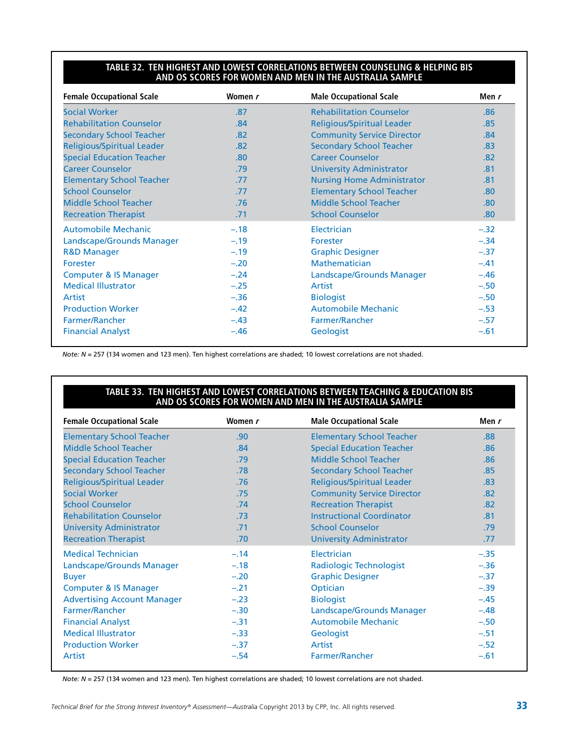**TABLE 32. TEN HIGHEST AND LOWEST CORRELATIONS BETWEEN COUNSELING & HELPING BIS AND OS SCORES FOR WOMEN AND MEN IN THE AUSTRALIA SAMPLE**

| Female Occupational Scale | Women *r* | Male Occupational Scale | Men *r* |
|---|---|---|---|
| Social Worker | .87 | Rehabilitation Counselor | .86 |
| Rehabilitation Counselor | .84 | Religious/Spiritual Leader | .85 |
| Secondary School Teacher | .82 | Community Service Director | .84 |
| Religious/Spiritual Leader | .82 | Secondary School Teacher | .83 |
| Special Education Teacher | .80 | Career Counselor | .82 |
| Career Counselor | .79 | University Administrator | .81 |
| Elementary School Teacher | .77 | Nursing Home Administrator | .81 |
| School Counselor | .77 | Elementary School Teacher | .80 |
| Middle School Teacher | .76 | Middle School Teacher | .80 |
| Recreation Therapist | .71 | School Counselor | .80 |
| Automobile Mechanic | –.18 | Electrician | –.32 |
| Landscape/Grounds Manager | –.19 | Forester | –.34 |
| R&D Manager | –.19 | Graphic Designer | –.37 |
| Forester | –.20 | Mathematician | –.41 |
| Computer & IS Manager | –.24 | Landscape/Grounds Manager | –.46 |
| Medical Illustrator | –.25 | Artist | –.50 |
| Artist | –.36 | Biologist | –.50 |
| Production Worker | –.42 | Automobile Mechanic | –.53 |
| Farmer/Rancher | –.43 | Farmer/Rancher | –.57 |
| Financial Analyst | –.46 | Geologist | –.61 |

*Note: N* = 257 (134 women and 123 men). Ten highest correlations are shaded; 10 lowest correlations are not shaded.

**TABLE 33. TEN HIGHEST AND LOWEST CORRELATIONS BETWEEN TEACHING & EDUCATION BIS AND OS SCORES FOR WOMEN AND MEN IN THE AUSTRALIA SAMPLE**

| Female Occupational Scale | Women *r* | Male Occupational Scale | Men *r* |
|---|---|---|---|
| Elementary School Teacher | .90 | Elementary School Teacher | .88 |
| Middle School Teacher | .84 | Special Education Teacher | .86 |
| Special Education Teacher | .79 | Middle School Teacher | .86 |
| Secondary School Teacher | .78 | Secondary School Teacher | .85 |
| Religious/Spiritual Leader | .76 | Religious/Spiritual Leader | .83 |
| Social Worker | .75 | Community Service Director | .82 |
| School Counselor | .74 | Recreation Therapist | .82 |
| Rehabilitation Counselor | .73 | Instructional Coordinator | .81 |
| University Administrator | .71 | School Counselor | .79 |
| Recreation Therapist | .70 | University Administrator | .77 |
| Medical Technician | –.14 | Electrician | –.35 |
| Landscape/Grounds Manager | –.18 | Radiologic Technologist | –.36 |
| Buyer | –.20 | Graphic Designer | –.37 |
| Computer & IS Manager | –.21 | Optician | –.39 |
| Advertising Account Manager | –.23 | Biologist | –.45 |
| Farmer/Rancher | –.30 | Landscape/Grounds Manager | –.48 |
| Financial Analyst | –.31 | Automobile Mechanic | –.50 |
| Medical Illustrator | –.33 | Geologist | –.51 |
| Production Worker | –.37 | Artist | –.52 |
| Artist | –.54 | Farmer/Rancher | –.61 |

*Note: N* = 257 (134 women and 123 men). Ten highest correlations are shaded; 10 lowest correlations are not shaded.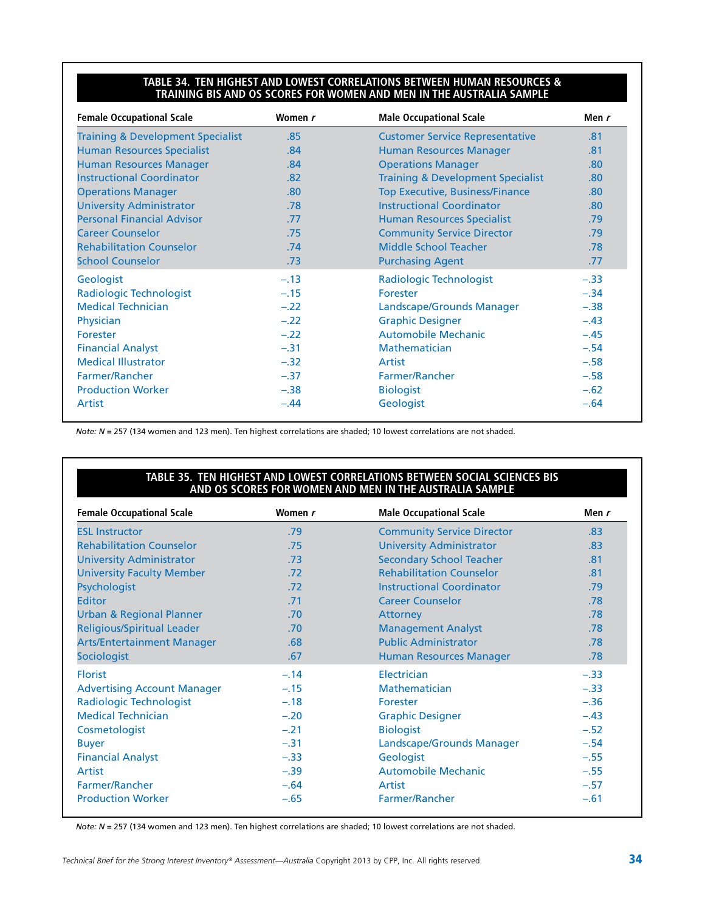**TABLE 34. TEN HIGHEST AND LOWEST CORRELATIONS BETWEEN HUMAN RESOURCES & TRAINING BIS AND OS SCORES FOR WOMEN AND MEN IN THE AUSTRALIA SAMPLE**

| Female Occupational Scale | Women *r* | Male Occupational Scale | Men *r* |
|---|---|---|---|
| Training & Development Specialist | .85 | Customer Service Representative | .81 |
| Human Resources Specialist | .84 | Human Resources Manager | .81 |
| Human Resources Manager | .84 | Operations Manager | .80 |
| Instructional Coordinator | .82 | Training & Development Specialist | .80 |
| Operations Manager | .80 | Top Executive, Business/Finance | .80 |
| University Administrator | .78 | Instructional Coordinator | .80 |
| Personal Financial Advisor | .77 | Human Resources Specialist | .79 |
| Career Counselor | .75 | Community Service Director | .79 |
| Rehabilitation Counselor | .74 | Middle School Teacher | .78 |
| School Counselor | .73 | Purchasing Agent | .77 |
| Geologist | –.13 | Radiologic Technologist | –.33 |
| Radiologic Technologist | –.15 | Forester | –.34 |
| Medical Technician | –.22 | Landscape/Grounds Manager | –.38 |
| Physician | –.22 | Graphic Designer | –.43 |
| Forester | –.22 | Automobile Mechanic | –.45 |
| Financial Analyst | –.31 | Mathematician | –.54 |
| Medical Illustrator | –.32 | Artist | –.58 |
| Farmer/Rancher | –.37 | Farmer/Rancher | –.58 |
| Production Worker | –.38 | Biologist | –.62 |
| Artist | –.44 | Geologist | –.64 |

*Note: N* = 257 (134 women and 123 men). Ten highest correlations are shaded; 10 lowest correlations are not shaded.

**TABLE 35. TEN HIGHEST AND LOWEST CORRELATIONS BETWEEN SOCIAL SCIENCES BIS AND OS SCORES FOR WOMEN AND MEN IN THE AUSTRALIA SAMPLE**

| Female Occupational Scale | Women *r* | Male Occupational Scale | Men *r* |
|---|---|---|---|
| ESL Instructor | .79 | Community Service Director | .83 |
| Rehabilitation Counselor | .75 | University Administrator | .83 |
| University Administrator | .73 | Secondary School Teacher | .81 |
| University Faculty Member | .72 | Rehabilitation Counselor | .81 |
| Psychologist | .72 | Instructional Coordinator | .79 |
| Editor | .71 | Career Counselor | .78 |
| Urban & Regional Planner | .70 | Attorney | .78 |
| Religious/Spiritual Leader | .70 | Management Analyst | .78 |
| Arts/Entertainment Manager | .68 | Public Administrator | .78 |
| Sociologist | .67 | Human Resources Manager | .78 |
| Florist | –.14 | Electrician | –.33 |
| Advertising Account Manager | –.15 | Mathematician | –.33 |
| Radiologic Technologist | –.18 | Forester | –.36 |
| Medical Technician | –.20 | Graphic Designer | –.43 |
| Cosmetologist | –.21 | Biologist | –.52 |
| Buyer | –.31 | Landscape/Grounds Manager | –.54 |
| Financial Analyst | –.33 | Geologist | –.55 |
| Artist | –.39 | Automobile Mechanic | –.55 |
| Farmer/Rancher | –.64 | Artist | –.57 |
| Production Worker | –.65 | Farmer/Rancher | –.61 |

*Note: N* = 257 (134 women and 123 men). Ten highest correlations are shaded; 10 lowest correlations are not shaded.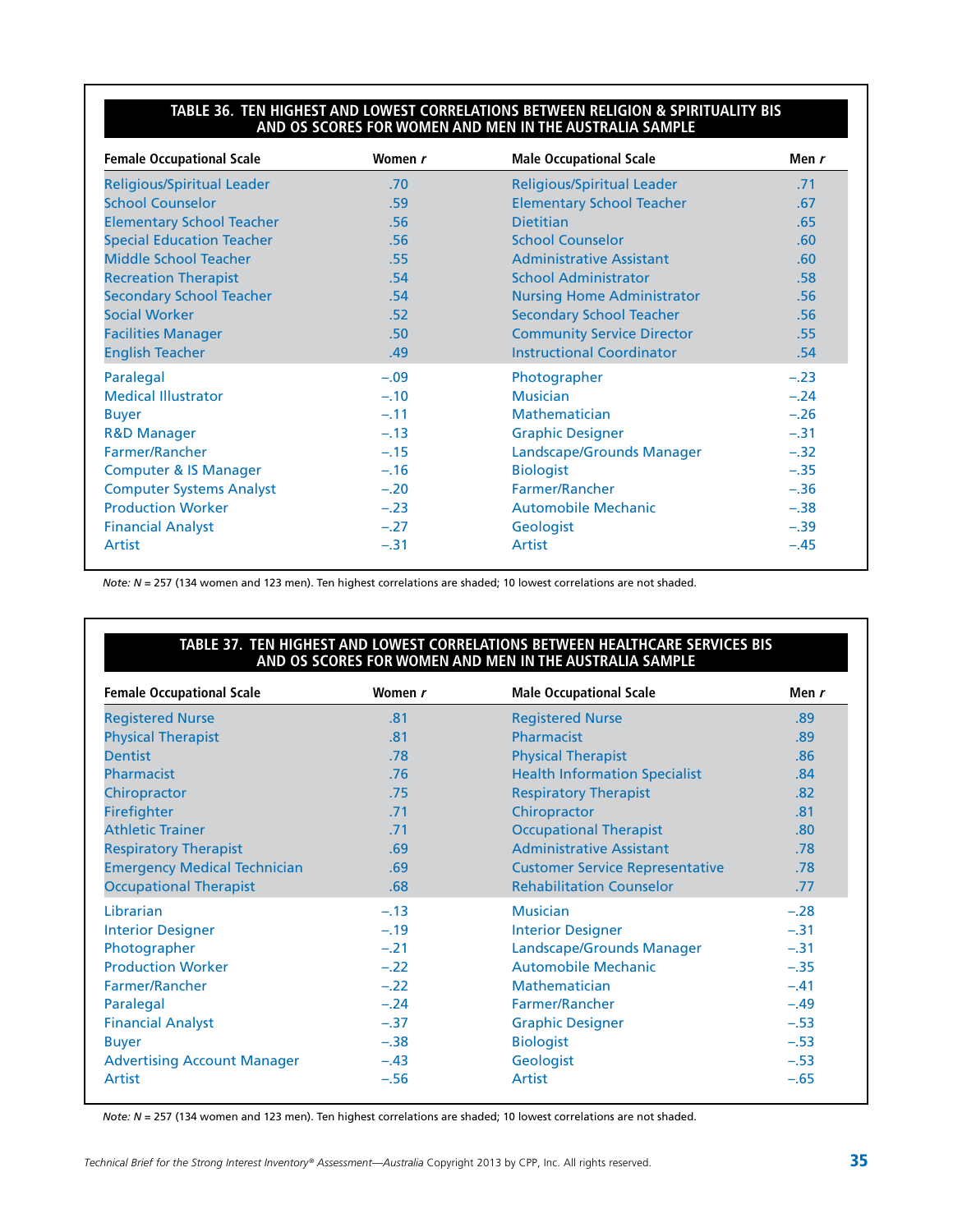**TABLE 36. TEN HIGHEST AND LOWEST CORRELATIONS BETWEEN RELIGION & SPIRITUALITY BIS AND OS SCORES FOR WOMEN AND MEN IN THE AUSTRALIA SAMPLE**

| Female Occupational Scale | Women *r* | Male Occupational Scale | Men *r* |
|---|---|---|---|
| Religious/Spiritual Leader | .70 | Religious/Spiritual Leader | .71 |
| School Counselor | .59 | Elementary School Teacher | .67 |
| Elementary School Teacher | .56 | Dietitian | .65 |
| Special Education Teacher | .56 | School Counselor | .60 |
| Middle School Teacher | .55 | Administrative Assistant | .60 |
| Recreation Therapist | .54 | School Administrator | .58 |
| Secondary School Teacher | .54 | Nursing Home Administrator | .56 |
| Social Worker | .52 | Secondary School Teacher | .56 |
| Facilities Manager | .50 | Community Service Director | .55 |
| English Teacher | .49 | Instructional Coordinator | .54 |
| Paralegal | –.09 | Photographer | –.23 |
| Medical Illustrator | –.10 | Musician | –.24 |
| Buyer | –.11 | Mathematician | –.26 |
| R&D Manager | –.13 | Graphic Designer | –.31 |
| Farmer/Rancher | –.15 | Landscape/Grounds Manager | –.32 |
| Computer & IS Manager | –.16 | Biologist | –.35 |
| Computer Systems Analyst | –.20 | Farmer/Rancher | –.36 |
| Production Worker | –.23 | Automobile Mechanic | –.38 |
| Financial Analyst | –.27 | Geologist | –.39 |
| Artist | –.31 | Artist | –.45 |

*Note: N* = 257 (134 women and 123 men). Ten highest correlations are shaded; 10 lowest correlations are not shaded.

**TABLE 37. TEN HIGHEST AND LOWEST CORRELATIONS BETWEEN HEALTHCARE SERVICES BIS AND OS SCORES FOR WOMEN AND MEN IN THE AUSTRALIA SAMPLE**

| Female Occupational Scale | Women *r* | Male Occupational Scale | Men *r* |
|---|---|---|---|
| Registered Nurse | .81 | Registered Nurse | .89 |
| Physical Therapist | .81 | Pharmacist | .89 |
| Dentist | .78 | Physical Therapist | .86 |
| Pharmacist | .76 | Health Information Specialist | .84 |
| Chiropractor | .75 | Respiratory Therapist | .82 |
| Firefighter | .71 | Chiropractor | .81 |
| Athletic Trainer | .71 | Occupational Therapist | .80 |
| Respiratory Therapist | .69 | Administrative Assistant | .78 |
| Emergency Medical Technician | .69 | Customer Service Representative | .78 |
| Occupational Therapist | .68 | Rehabilitation Counselor | .77 |
| Librarian | –.13 | Musician | –.28 |
| Interior Designer | –.19 | Interior Designer | –.31 |
| Photographer | –.21 | Landscape/Grounds Manager | –.31 |
| Production Worker | –.22 | Automobile Mechanic | –.35 |
| Farmer/Rancher | –.22 | Mathematician | –.41 |
| Paralegal | –.24 | Farmer/Rancher | –.49 |
| Financial Analyst | –.37 | Graphic Designer | –.53 |
| Buyer | –.38 | Biologist | –.53 |
| Advertising Account Manager | –.43 | Geologist | –.53 |
| Artist | –.56 | Artist | –.65 |

*Note: N* = 257 (134 women and 123 men). Ten highest correlations are shaded; 10 lowest correlations are not shaded.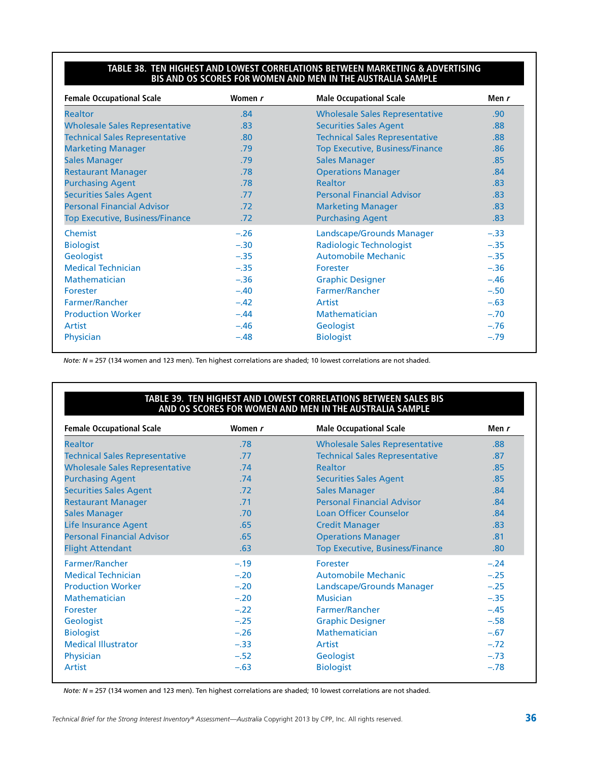### TABLE 38. TEN HIGHEST AND LOWEST CORRELATIONS BETWEEN MARKETING & ADVERTISING BIS AND OS SCORES FOR WOMEN AND MEN IN THE AUSTRALIA SAMPLE

| Female Occupational Scale | Women *r* | Male Occupational Scale | Men *r* |
|---|---|---|---|
| Realtor | .84 | Wholesale Sales Representative | .90 |
| Wholesale Sales Representative | .83 | Securities Sales Agent | .88 |
| Technical Sales Representative | .80 | Technical Sales Representative | .88 |
| Marketing Manager | .79 | Top Executive, Business/Finance | .86 |
| Sales Manager | .79 | Sales Manager | .85 |
| Restaurant Manager | .78 | Operations Manager | .84 |
| Purchasing Agent | .78 | Realtor | .83 |
| Securities Sales Agent | .77 | Personal Financial Advisor | .83 |
| Personal Financial Advisor | .72 | Marketing Manager | .83 |
| Top Executive, Business/Finance | .72 | Purchasing Agent | .83 |
| Chemist | –.26 | Landscape/Grounds Manager | –.33 |
| Biologist | –.30 | Radiologic Technologist | –.35 |
| Geologist | –.35 | Automobile Mechanic | –.35 |
| Medical Technician | –.35 | Forester | –.36 |
| Mathematician | –.36 | Graphic Designer | –.46 |
| Forester | –.40 | Farmer/Rancher | –.50 |
| Farmer/Rancher | –.42 | Artist | –.63 |
| Production Worker | –.44 | Mathematician | –.70 |
| Artist | –.46 | Geologist | –.76 |
| Physician | –.48 | Biologist | –.79 |

*Note:* *N* = 257 (134 women and 123 men). Ten highest correlations are shaded; 10 lowest correlations are not shaded.

### TABLE 39. TEN HIGHEST AND LOWEST CORRELATIONS BETWEEN SALES BIS AND OS SCORES FOR WOMEN AND MEN IN THE AUSTRALIA SAMPLE

| Female Occupational Scale | Women *r* | Male Occupational Scale | Men *r* |
|---|---|---|---|
| Realtor | .78 | Wholesale Sales Representative | .88 |
| Technical Sales Representative | .77 | Technical Sales Representative | .87 |
| Wholesale Sales Representative | .74 | Realtor | .85 |
| Purchasing Agent | .74 | Securities Sales Agent | .85 |
| Securities Sales Agent | .72 | Sales Manager | .84 |
| Restaurant Manager | .71 | Personal Financial Advisor | .84 |
| Sales Manager | .70 | Loan Officer Counselor | .84 |
| Life Insurance Agent | .65 | Credit Manager | .83 |
| Personal Financial Advisor | .65 | Operations Manager | .81 |
| Flight Attendant | .63 | Top Executive, Business/Finance | .80 |
| Farmer/Rancher | –.19 | Forester | –.24 |
| Medical Technician | –.20 | Automobile Mechanic | –.25 |
| Production Worker | –.20 | Landscape/Grounds Manager | –.25 |
| Mathematician | –.20 | Musician | –.35 |
| Forester | –.22 | Farmer/Rancher | –.45 |
| Geologist | –.25 | Graphic Designer | –.58 |
| Biologist | –.26 | Mathematician | –.67 |
| Medical Illustrator | –.33 | Artist | –.72 |
| Physician | –.52 | Geologist | –.73 |
| Artist | –.63 | Biologist | –.78 |

*Note:* *N* = 257 (134 women and 123 men). Ten highest correlations are shaded; 10 lowest correlations are not shaded.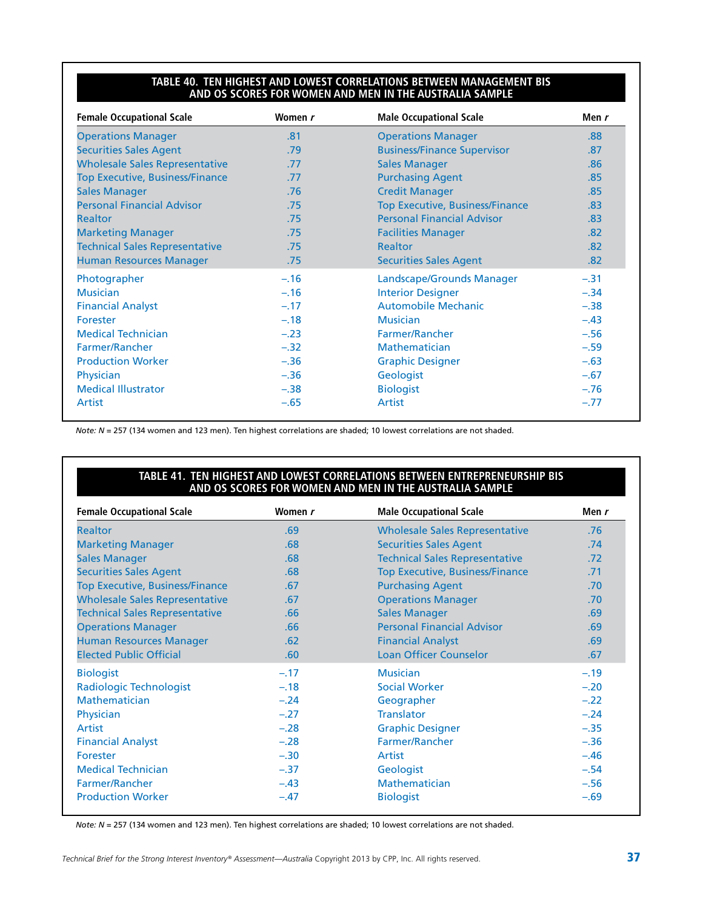### TABLE 40. TEN HIGHEST AND LOWEST CORRELATIONS BETWEEN MANAGEMENT BIS AND OS SCORES FOR WOMEN AND MEN IN THE AUSTRALIA SAMPLE

| Female Occupational Scale | Women *r* | Male Occupational Scale | Men *r* |
|---|---|---|---|
| Operations Manager | .81 | Operations Manager | .88 |
| Securities Sales Agent | .79 | Business/Finance Supervisor | .87 |
| Wholesale Sales Representative | .77 | Sales Manager | .86 |
| Top Executive, Business/Finance | .77 | Purchasing Agent | .85 |
| Sales Manager | .76 | Credit Manager | .85 |
| Personal Financial Advisor | .75 | Top Executive, Business/Finance | .83 |
| Realtor | .75 | Personal Financial Advisor | .83 |
| Marketing Manager | .75 | Facilities Manager | .82 |
| Technical Sales Representative | .75 | Realtor | .82 |
| Human Resources Manager | .75 | Securities Sales Agent | .82 |
| Photographer | −.16 | Landscape/Grounds Manager | −.31 |
| Musician | −.16 | Interior Designer | −.34 |
| Financial Analyst | −.17 | Automobile Mechanic | −.38 |
| Forester | −.18 | Musician | −.43 |
| Medical Technician | −.23 | Farmer/Rancher | −.56 |
| Farmer/Rancher | −.32 | Mathematician | −.59 |
| Production Worker | −.36 | Graphic Designer | −.63 |
| Physician | −.36 | Geologist | −.67 |
| Medical Illustrator | −.38 | Biologist | −.76 |
| Artist | −.65 | Artist | −.77 |

*Note: N* = 257 (134 women and 123 men). Ten highest correlations are shaded; 10 lowest correlations are not shaded.

### TABLE 41. TEN HIGHEST AND LOWEST CORRELATIONS BETWEEN ENTREPRENEURSHIP BIS AND OS SCORES FOR WOMEN AND MEN IN THE AUSTRALIA SAMPLE

| Female Occupational Scale | Women *r* | Male Occupational Scale | Men *r* |
|---|---|---|---|
| Realtor | .69 | Wholesale Sales Representative | .76 |
| Marketing Manager | .68 | Securities Sales Agent | .74 |
| Sales Manager | .68 | Technical Sales Representative | .72 |
| Securities Sales Agent | .68 | Top Executive, Business/Finance | .71 |
| Top Executive, Business/Finance | .67 | Purchasing Agent | .70 |
| Wholesale Sales Representative | .67 | Operations Manager | .70 |
| Technical Sales Representative | .66 | Sales Manager | .69 |
| Operations Manager | .66 | Personal Financial Advisor | .69 |
| Human Resources Manager | .62 | Financial Analyst | .69 |
| Elected Public Official | .60 | Loan Officer Counselor | .67 |
| Biologist | −.17 | Musician | −.19 |
| Radiologic Technologist | −.18 | Social Worker | −.20 |
| Mathematician | −.24 | Geographer | −.22 |
| Physician | −.27 | Translator | −.24 |
| Artist | −.28 | Graphic Designer | −.35 |
| Financial Analyst | −.28 | Farmer/Rancher | −.36 |
| Forester | −.30 | Artist | −.46 |
| Medical Technician | −.37 | Geologist | −.54 |
| Farmer/Rancher | −.43 | Mathematician | −.56 |
| Production Worker | −.47 | Biologist | −.69 |

*Note: N* = 257 (134 women and 123 men). Ten highest correlations are shaded; 10 lowest correlations are not shaded.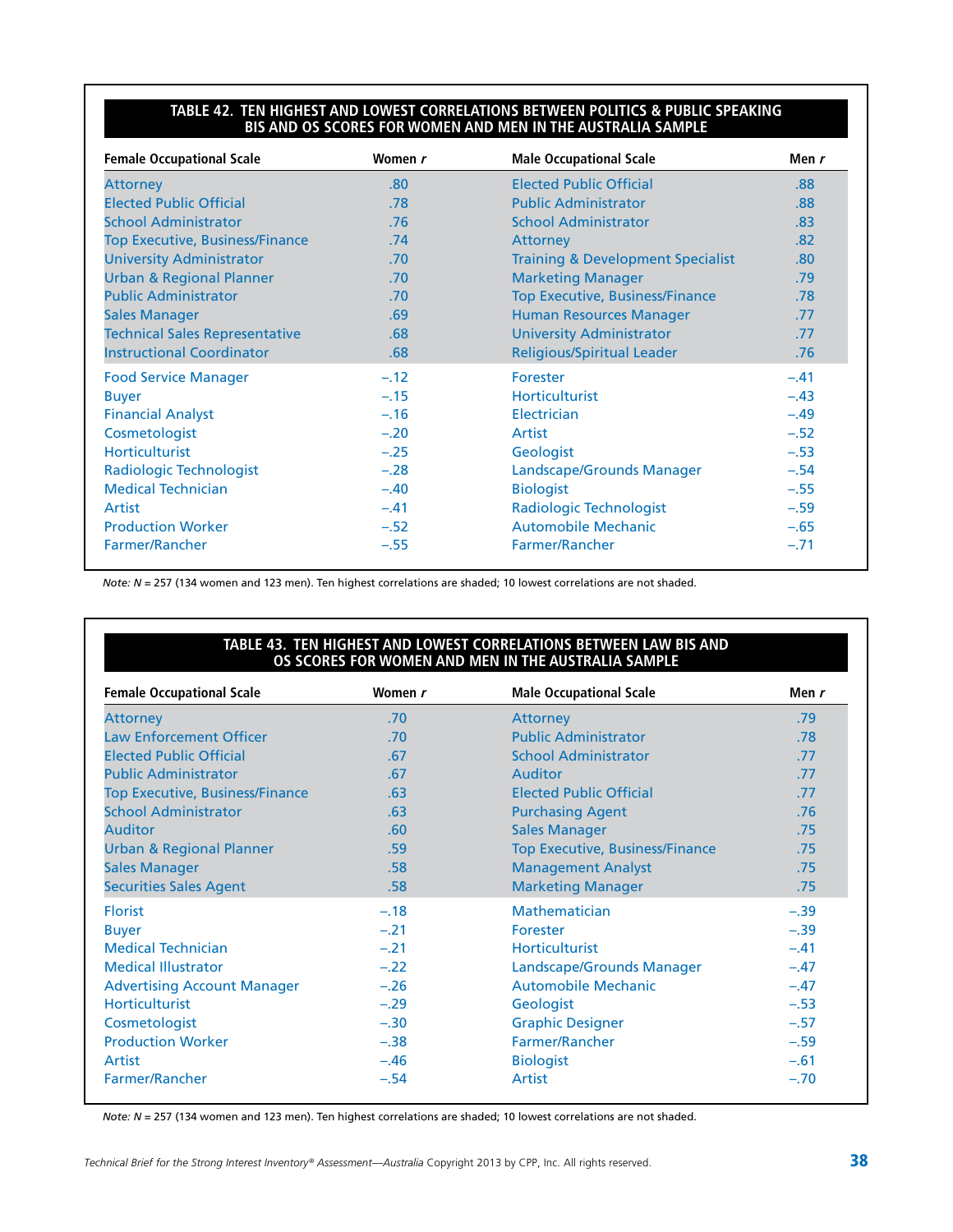## TABLE 42. TEN HIGHEST AND LOWEST CORRELATIONS BETWEEN POLITICS & PUBLIC SPEAKING BIS AND OS SCORES FOR WOMEN AND MEN IN THE AUSTRALIA SAMPLE

| Female Occupational Scale | Women *r* | Male Occupational Scale | Men *r* |
|---|---|---|---|
| Attorney | .80 | Elected Public Official | .88 |
| Elected Public Official | .78 | Public Administrator | .88 |
| School Administrator | .76 | School Administrator | .83 |
| Top Executive, Business/Finance | .74 | Attorney | .82 |
| University Administrator | .70 | Training & Development Specialist | .80 |
| Urban & Regional Planner | .70 | Marketing Manager | .79 |
| Public Administrator | .70 | Top Executive, Business/Finance | .78 |
| Sales Manager | .69 | Human Resources Manager | .77 |
| Technical Sales Representative | .68 | University Administrator | .77 |
| Instructional Coordinator | .68 | Religious/Spiritual Leader | .76 |
| Food Service Manager | −.12 | Forester | −.41 |
| Buyer | −.15 | Horticulturist | −.43 |
| Financial Analyst | −.16 | Electrician | −.49 |
| Cosmetologist | −.20 | Artist | −.52 |
| Horticulturist | −.25 | Geologist | −.53 |
| Radiologic Technologist | −.28 | Landscape/Grounds Manager | −.54 |
| Medical Technician | −.40 | Biologist | −.55 |
| Artist | −.41 | Radiologic Technologist | −.59 |
| Production Worker | −.52 | Automobile Mechanic | −.65 |
| Farmer/Rancher | −.55 | Farmer/Rancher | −.71 |

*Note: N* = 257 (134 women and 123 men). Ten highest correlations are shaded; 10 lowest correlations are not shaded.

## TABLE 43. TEN HIGHEST AND LOWEST CORRELATIONS BETWEEN LAW BIS AND OS SCORES FOR WOMEN AND MEN IN THE AUSTRALIA SAMPLE

| Female Occupational Scale | Women *r* | Male Occupational Scale | Men *r* |
|---|---|---|---|
| Attorney | .70 | Attorney | .79 |
| Law Enforcement Officer | .70 | Public Administrator | .78 |
| Elected Public Official | .67 | School Administrator | .77 |
| Public Administrator | .67 | Auditor | .77 |
| Top Executive, Business/Finance | .63 | Elected Public Official | .77 |
| School Administrator | .63 | Purchasing Agent | .76 |
| Auditor | .60 | Sales Manager | .75 |
| Urban & Regional Planner | .59 | Top Executive, Business/Finance | .75 |
| Sales Manager | .58 | Management Analyst | .75 |
| Securities Sales Agent | .58 | Marketing Manager | .75 |
| Florist | −.18 | Mathematician | −.39 |
| Buyer | −.21 | Forester | −.39 |
| Medical Technician | −.21 | Horticulturist | −.41 |
| Medical Illustrator | −.22 | Landscape/Grounds Manager | −.47 |
| Advertising Account Manager | −.26 | Automobile Mechanic | −.47 |
| Horticulturist | −.29 | Geologist | −.53 |
| Cosmetologist | −.30 | Graphic Designer | −.57 |
| Production Worker | −.38 | Farmer/Rancher | −.59 |
| Artist | −.46 | Biologist | −.61 |
| Farmer/Rancher | −.54 | Artist | −.70 |

*Note: N* = 257 (134 women and 123 men). Ten highest correlations are shaded; 10 lowest correlations are not shaded.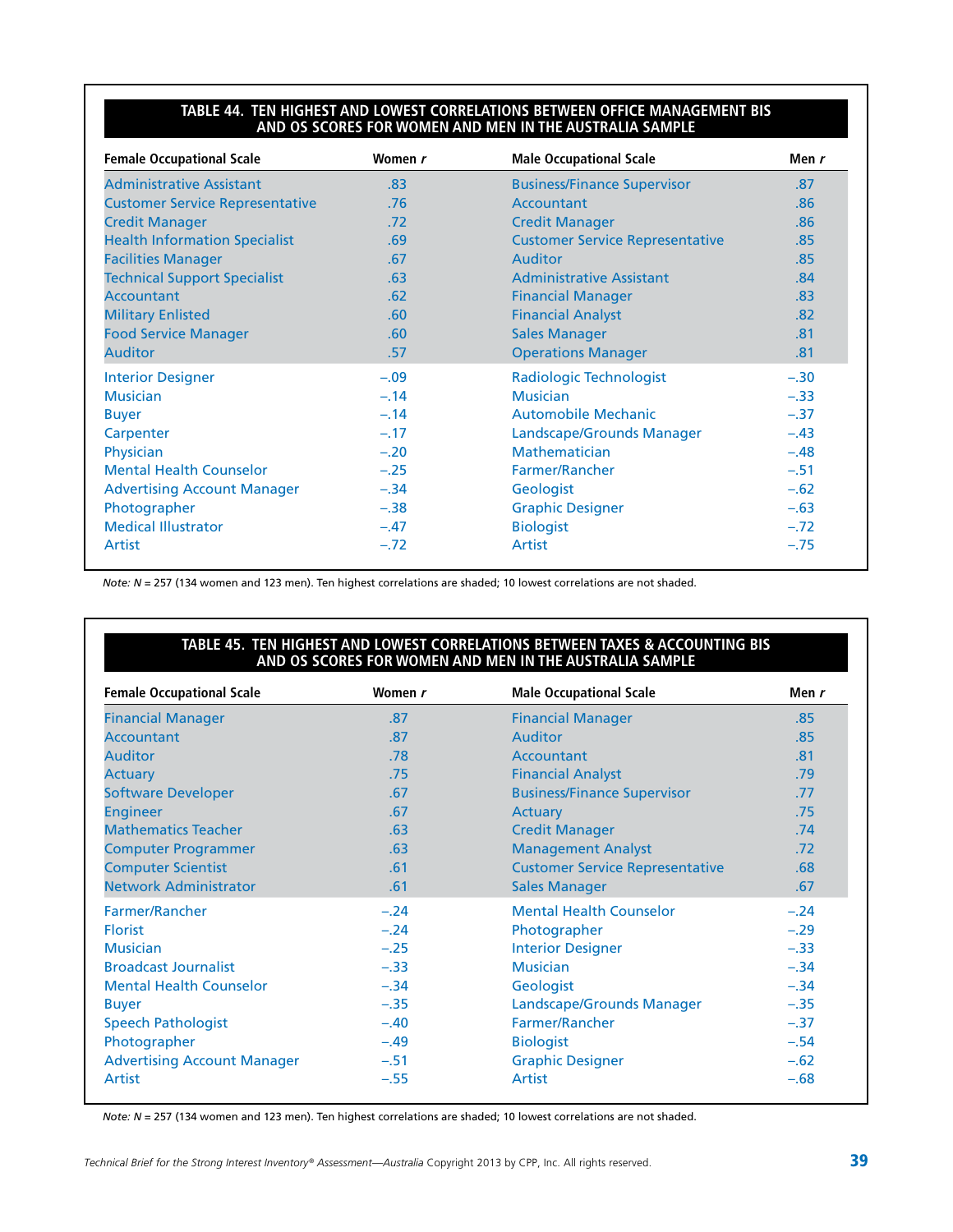**TABLE 44. TEN HIGHEST AND LOWEST CORRELATIONS BETWEEN OFFICE MANAGEMENT BIS AND OS SCORES FOR WOMEN AND MEN IN THE AUSTRALIA SAMPLE**

| Female Occupational Scale | Women *r* | Male Occupational Scale | Men *r* |
|---|---|---|---|
| Administrative Assistant | .83 | Business/Finance Supervisor | .87 |
| Customer Service Representative | .76 | Accountant | .86 |
| Credit Manager | .72 | Credit Manager | .86 |
| Health Information Specialist | .69 | Customer Service Representative | .85 |
| Facilities Manager | .67 | Auditor | .85 |
| Technical Support Specialist | .63 | Administrative Assistant | .84 |
| Accountant | .62 | Financial Manager | .83 |
| Military Enlisted | .60 | Financial Analyst | .82 |
| Food Service Manager | .60 | Sales Manager | .81 |
| Auditor | .57 | Operations Manager | .81 |
| Interior Designer | –.09 | Radiologic Technologist | –.30 |
| Musician | –.14 | Musician | –.33 |
| Buyer | –.14 | Automobile Mechanic | –.37 |
| Carpenter | –.17 | Landscape/Grounds Manager | –.43 |
| Physician | –.20 | Mathematician | –.48 |
| Mental Health Counselor | –.25 | Farmer/Rancher | –.51 |
| Advertising Account Manager | –.34 | Geologist | –.62 |
| Photographer | –.38 | Graphic Designer | –.63 |
| Medical Illustrator | –.47 | Biologist | –.72 |
| Artist | –.72 | Artist | –.75 |

*Note: N* = 257 (134 women and 123 men). Ten highest correlations are shaded; 10 lowest correlations are not shaded.

**TABLE 45. TEN HIGHEST AND LOWEST CORRELATIONS BETWEEN TAXES & ACCOUNTING BIS AND OS SCORES FOR WOMEN AND MEN IN THE AUSTRALIA SAMPLE**

| Female Occupational Scale | Women *r* | Male Occupational Scale | Men *r* |
|---|---|---|---|
| Financial Manager | .87 | Financial Manager | .85 |
| Accountant | .87 | Auditor | .85 |
| Auditor | .78 | Accountant | .81 |
| Actuary | .75 | Financial Analyst | .79 |
| Software Developer | .67 | Business/Finance Supervisor | .77 |
| Engineer | .67 | Actuary | .75 |
| Mathematics Teacher | .63 | Credit Manager | .74 |
| Computer Programmer | .63 | Management Analyst | .72 |
| Computer Scientist | .61 | Customer Service Representative | .68 |
| Network Administrator | .61 | Sales Manager | .67 |
| Farmer/Rancher | –.24 | Mental Health Counselor | –.24 |
| Florist | –.24 | Photographer | –.29 |
| Musician | –.25 | Interior Designer | –.33 |
| Broadcast Journalist | –.33 | Musician | –.34 |
| Mental Health Counselor | –.34 | Geologist | –.34 |
| Buyer | –.35 | Landscape/Grounds Manager | –.35 |
| Speech Pathologist | –.40 | Farmer/Rancher | –.37 |
| Photographer | –.49 | Biologist | –.54 |
| Advertising Account Manager | –.51 | Graphic Designer | –.62 |
| Artist | –.55 | Artist | –.68 |

*Note: N* = 257 (134 women and 123 men). Ten highest correlations are shaded; 10 lowest correlations are not shaded.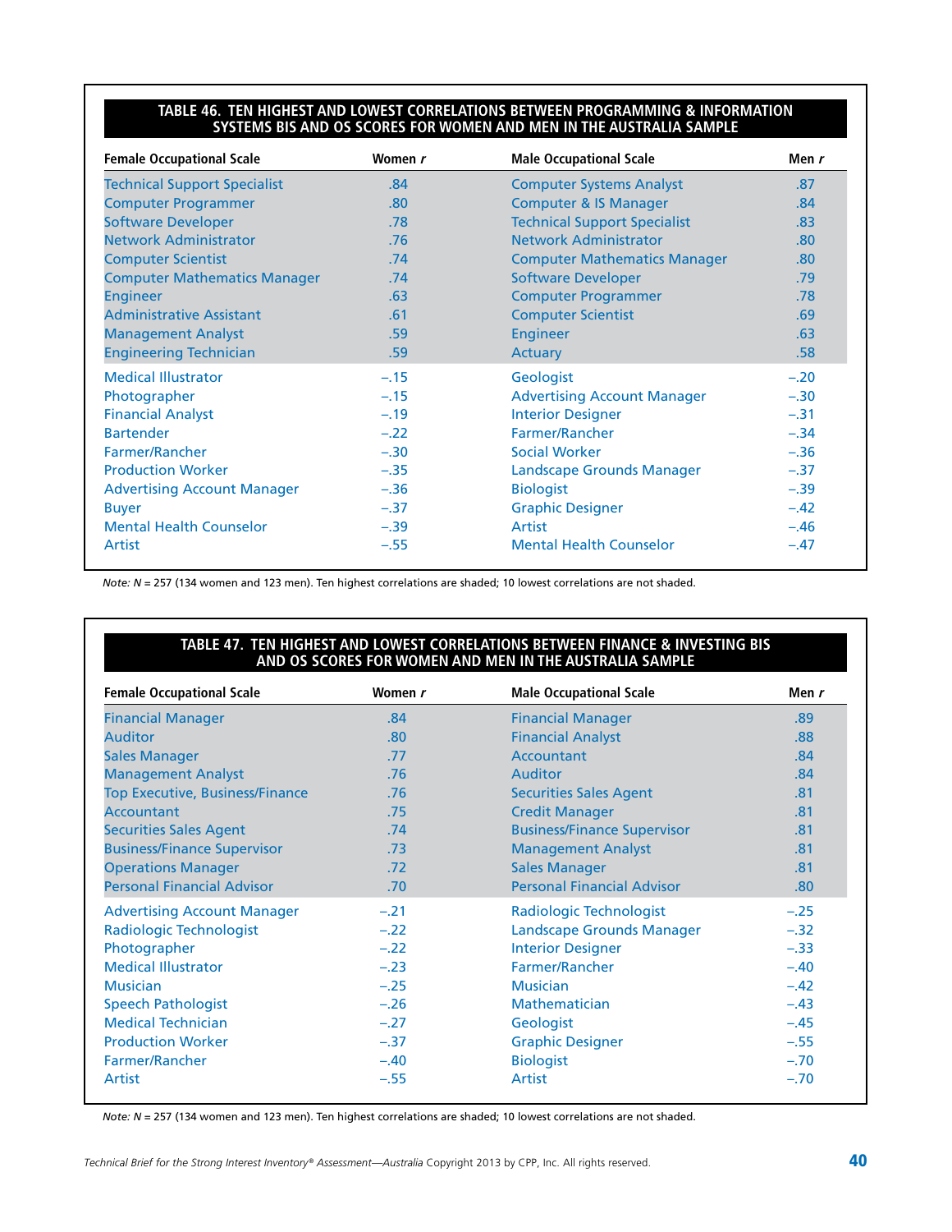**TABLE 46. TEN HIGHEST AND LOWEST CORRELATIONS BETWEEN PROGRAMMING & INFORMATION SYSTEMS BIS AND OS SCORES FOR WOMEN AND MEN IN THE AUSTRALIA SAMPLE**

| Female Occupational Scale | Women *r* | Male Occupational Scale | Men *r* |
|---|---|---|---|
| Technical Support Specialist | .84 | Computer Systems Analyst | .87 |
| Computer Programmer | .80 | Computer & IS Manager | .84 |
| Software Developer | .78 | Technical Support Specialist | .83 |
| Network Administrator | .76 | Network Administrator | .80 |
| Computer Scientist | .74 | Computer Mathematics Manager | .80 |
| Computer Mathematics Manager | .74 | Software Developer | .79 |
| Engineer | .63 | Computer Programmer | .78 |
| Administrative Assistant | .61 | Computer Scientist | .69 |
| Management Analyst | .59 | Engineer | .63 |
| Engineering Technician | .59 | Actuary | .58 |
| Medical Illustrator | –.15 | Geologist | –.20 |
| Photographer | –.15 | Advertising Account Manager | –.30 |
| Financial Analyst | –.19 | Interior Designer | –.31 |
| Bartender | –.22 | Farmer/Rancher | –.34 |
| Farmer/Rancher | –.30 | Social Worker | –.36 |
| Production Worker | –.35 | Landscape Grounds Manager | –.37 |
| Advertising Account Manager | –.36 | Biologist | –.39 |
| Buyer | –.37 | Graphic Designer | –.42 |
| Mental Health Counselor | –.39 | Artist | –.46 |
| Artist | –.55 | Mental Health Counselor | –.47 |

*Note: N* = 257 (134 women and 123 men). Ten highest correlations are shaded; 10 lowest correlations are not shaded.

**TABLE 47. TEN HIGHEST AND LOWEST CORRELATIONS BETWEEN FINANCE & INVESTING BIS AND OS SCORES FOR WOMEN AND MEN IN THE AUSTRALIA SAMPLE**

| Female Occupational Scale | Women *r* | Male Occupational Scale | Men *r* |
|---|---|---|---|
| Financial Manager | .84 | Financial Manager | .89 |
| Auditor | .80 | Financial Analyst | .88 |
| Sales Manager | .77 | Accountant | .84 |
| Management Analyst | .76 | Auditor | .84 |
| Top Executive, Business/Finance | .76 | Securities Sales Agent | .81 |
| Accountant | .75 | Credit Manager | .81 |
| Securities Sales Agent | .74 | Business/Finance Supervisor | .81 |
| Business/Finance Supervisor | .73 | Management Analyst | .81 |
| Operations Manager | .72 | Sales Manager | .81 |
| Personal Financial Advisor | .70 | Personal Financial Advisor | .80 |
| Advertising Account Manager | –.21 | Radiologic Technologist | –.25 |
| Radiologic Technologist | –.22 | Landscape Grounds Manager | –.32 |
| Photographer | –.22 | Interior Designer | –.33 |
| Medical Illustrator | –.23 | Farmer/Rancher | –.40 |
| Musician | –.25 | Musician | –.42 |
| Speech Pathologist | –.26 | Mathematician | –.43 |
| Medical Technician | –.27 | Geologist | –.45 |
| Production Worker | –.37 | Graphic Designer | –.55 |
| Farmer/Rancher | –.40 | Biologist | –.70 |
| Artist | –.55 | Artist | –.70 |

*Note: N* = 257 (134 women and 123 men). Ten highest correlations are shaded; 10 lowest correlations are not shaded.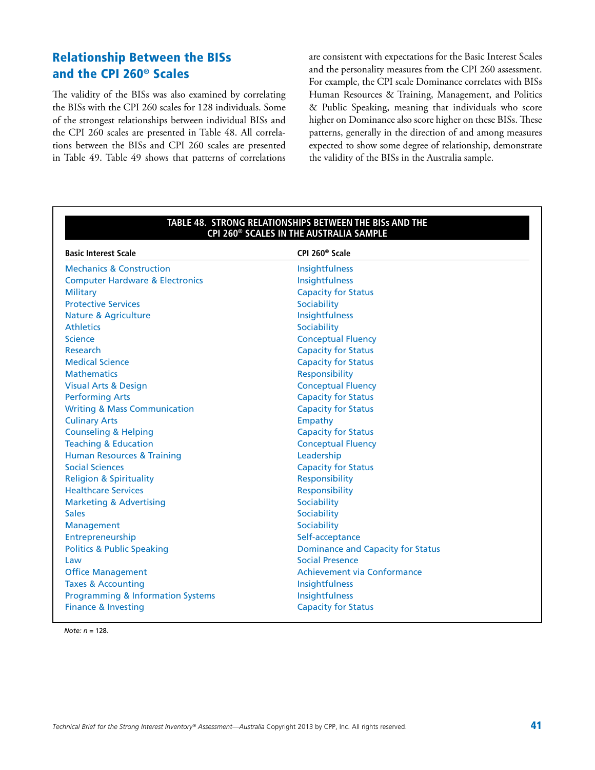## Relationship Between the BISs and the CPI 260® Scales

The validity of the BISs was also examined by correlating the BISs with the CPI 260 scales for 128 individuals. Some of the strongest relationships between individual BISs and the CPI 260 scales are presented in Table 48. All correlations between the BISs and CPI 260 scales are presented in Table 49. Table 49 shows that patterns of correlations are consistent with expectations for the Basic Interest Scales and the personality measures from the CPI 260 assessment. For example, the CPI scale Dominance correlates with BISs Human Resources & Training, Management, and Politics & Public Speaking, meaning that individuals who score higher on Dominance also score higher on these BISs. These patterns, generally in the direction of and among measures expected to show some degree of relationship, demonstrate the validity of the BISs in the Australia sample.

**TABLE 48. STRONG RELATIONSHIPS BETWEEN THE BISs AND THE CPI 260® SCALES IN THE AUSTRALIA SAMPLE**

| Basic Interest Scale | CPI 260® Scale |
|---|---|
| Mechanics & Construction | Insightfulness |
| Computer Hardware & Electronics | Insightfulness |
| Military | Capacity for Status |
| Protective Services | Sociability |
| Nature & Agriculture | Insightfulness |
| Athletics | Sociability |
| Science | Conceptual Fluency |
| Research | Capacity for Status |
| Medical Science | Capacity for Status |
| Mathematics | Responsibility |
| Visual Arts & Design | Conceptual Fluency |
| Performing Arts | Capacity for Status |
| Writing & Mass Communication | Capacity for Status |
| Culinary Arts | Empathy |
| Counseling & Helping | Capacity for Status |
| Teaching & Education | Conceptual Fluency |
| Human Resources & Training | Leadership |
| Social Sciences | Capacity for Status |
| Religion & Spirituality | Responsibility |
| Healthcare Services | Responsibility |
| Marketing & Advertising | Sociability |
| Sales | Sociability |
| Management | Sociability |
| Entrepreneurship | Self-acceptance |
| Politics & Public Speaking | Dominance and Capacity for Status |
| Law | Social Presence |
| Office Management | Achievement via Conformance |
| Taxes & Accounting | Insightfulness |
| Programming & Information Systems | Insightfulness |
| Finance & Investing | Capacity for Status |

*Note: n* = 128.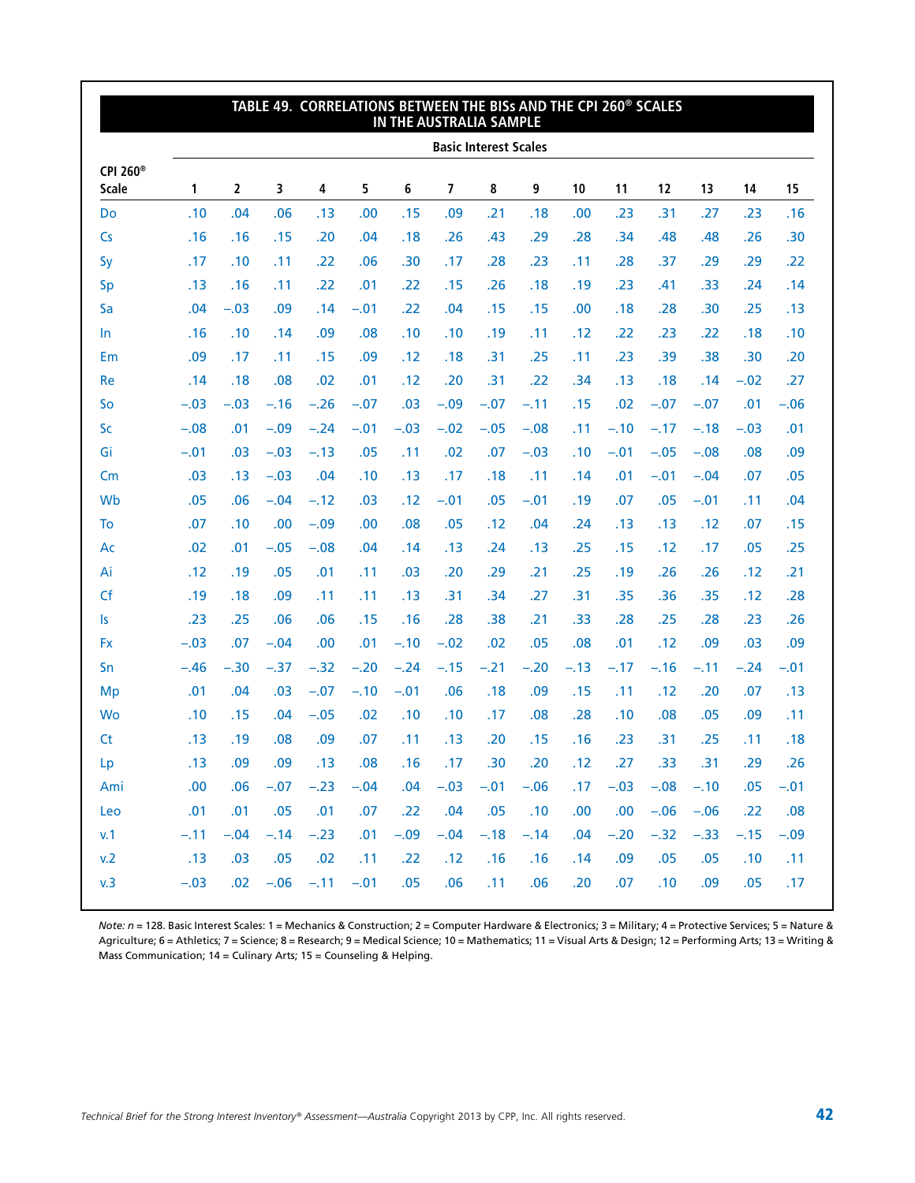## TABLE 49. CORRELATIONS BETWEEN THE BISs AND THE CPI 260® SCALES IN THE AUSTRALIA SAMPLE

| CPI 260® Scale | Basic Interest Scales | | | | | | | | | | | | | | |
|---|---|---|---|---|---|---|---|---|---|---|---|---|---|---|---|
| | 1 | 2 | 3 | 4 | 5 | 6 | 7 | 8 | 9 | 10 | 11 | 12 | 13 | 14 | 15 |
| Do | .10 | .04 | .06 | .13 | .00 | .15 | .09 | .21 | .18 | .00 | .23 | .31 | .27 | .23 | .16 |
| Cs | .16 | .16 | .15 | .20 | .04 | .18 | .26 | .43 | .29 | .28 | .34 | .48 | .48 | .26 | .30 |
| Sy | .17 | .10 | .11 | .22 | .06 | .30 | .17 | .28 | .23 | .11 | .28 | .37 | .29 | .29 | .22 |
| Sp | .13 | .16 | .11 | .22 | .01 | .22 | .15 | .26 | .18 | .19 | .23 | .41 | .33 | .24 | .14 |
| Sa | .04 | −.03 | .09 | .14 | −.01 | .22 | .04 | .15 | .15 | .00 | .18 | .28 | .30 | .25 | .13 |
| In | .16 | .10 | .14 | .09 | .08 | .10 | .10 | .19 | .11 | .12 | .22 | .23 | .22 | .18 | .10 |
| Em | .09 | .17 | .11 | .15 | .09 | .12 | .18 | .31 | .25 | .11 | .23 | .39 | .38 | .30 | .20 |
| Re | .14 | .18 | .08 | .02 | .01 | .12 | .20 | .31 | .22 | .34 | .13 | .18 | .14 | −.02 | .27 |
| So | −.03 | −.03 | −.16 | −.26 | −.07 | .03 | −.09 | −.07 | −.11 | .15 | .02 | −.07 | −.07 | .01 | −.06 |
| Sc | −.08 | .01 | −.09 | −.24 | −.01 | −.03 | −.02 | −.05 | −.08 | .11 | −.10 | −.17 | −.18 | −.03 | .01 |
| Gi | −.01 | .03 | −.03 | −.13 | .05 | .11 | .02 | .07 | −.03 | .10 | −.01 | −.05 | −.08 | .08 | .09 |
| Cm | .03 | .13 | −.03 | .04 | .10 | .13 | .17 | .18 | .11 | .14 | .01 | −.01 | −.04 | .07 | .05 |
| Wb | .05 | .06 | −.04 | −.12 | .03 | .12 | −.01 | .05 | −.01 | .19 | .07 | .05 | −.01 | .11 | .04 |
| To | .07 | .10 | .00 | −.09 | .00 | .08 | .05 | .12 | .04 | .24 | .13 | .13 | .12 | .07 | .15 |
| Ac | .02 | .01 | −.05 | −.08 | .04 | .14 | .13 | .24 | .13 | .25 | .15 | .12 | .17 | .05 | .25 |
| Ai | .12 | .19 | .05 | .01 | .11 | .03 | .20 | .29 | .21 | .25 | .19 | .26 | .26 | .12 | .21 |
| Cf | .19 | .18 | .09 | .11 | .11 | .13 | .31 | .34 | .27 | .31 | .35 | .36 | .35 | .12 | .28 |
| Is | .23 | .25 | .06 | .06 | .15 | .16 | .28 | .38 | .21 | .33 | .28 | .25 | .28 | .23 | .26 |
| Fx | −.03 | .07 | −.04 | .00 | .01 | −.10 | −.02 | .02 | .05 | .08 | .01 | .12 | .09 | .03 | .09 |
| Sn | −.46 | −.30 | −.37 | −.32 | −.20 | −.24 | −.15 | −.21 | −.20 | −.13 | −.17 | −.16 | −.11 | −.24 | −.01 |
| Mp | .01 | .04 | .03 | −.07 | −.10 | −.01 | .06 | .18 | .09 | .15 | .11 | .12 | .20 | .07 | .13 |
| Wo | .10 | .15 | .04 | −.05 | .02 | .10 | .10 | .17 | .08 | .28 | .10 | .08 | .05 | .09 | .11 |
| Ct | .13 | .19 | .08 | .09 | .07 | .11 | .13 | .20 | .15 | .16 | .23 | .31 | .25 | .11 | .18 |
| Lp | .13 | .09 | .09 | .13 | .08 | .16 | .17 | .30 | .20 | .12 | .27 | .33 | .31 | .29 | .26 |
| Ami | .00 | .06 | −.07 | −.23 | −.04 | .04 | −.03 | −.01 | −.06 | .17 | −.03 | −.08 | −.10 | .05 | −.01 |
| Leo | .01 | .01 | .05 | .01 | .07 | .22 | .04 | .05 | .10 | .00 | .00 | −.06 | −.06 | .22 | .08 |
| v.1 | −.11 | −.04 | −.14 | −.23 | .01 | −.09 | −.04 | −.18 | −.14 | .04 | −.20 | −.32 | −.33 | −.15 | −.09 |
| v.2 | .13 | .03 | .05 | .02 | .11 | .22 | .12 | .16 | .16 | .14 | .09 | .05 | .05 | .10 | .11 |
| v.3 | −.03 | .02 | −.06 | −.11 | −.01 | .05 | .06 | .11 | .06 | .20 | .07 | .10 | .09 | .05 | .17 |

*Note: n* = 128. Basic Interest Scales: 1 = Mechanics & Construction; 2 = Computer Hardware & Electronics; 3 = Military; 4 = Protective Services; 5 = Nature & Agriculture; 6 = Athletics; 7 = Science; 8 = Research; 9 = Medical Science; 10 = Mathematics; 11 = Visual Arts & Design; 12 = Performing Arts; 13 = Writing & Mass Communication; 14 = Culinary Arts; 15 = Counseling & Helping.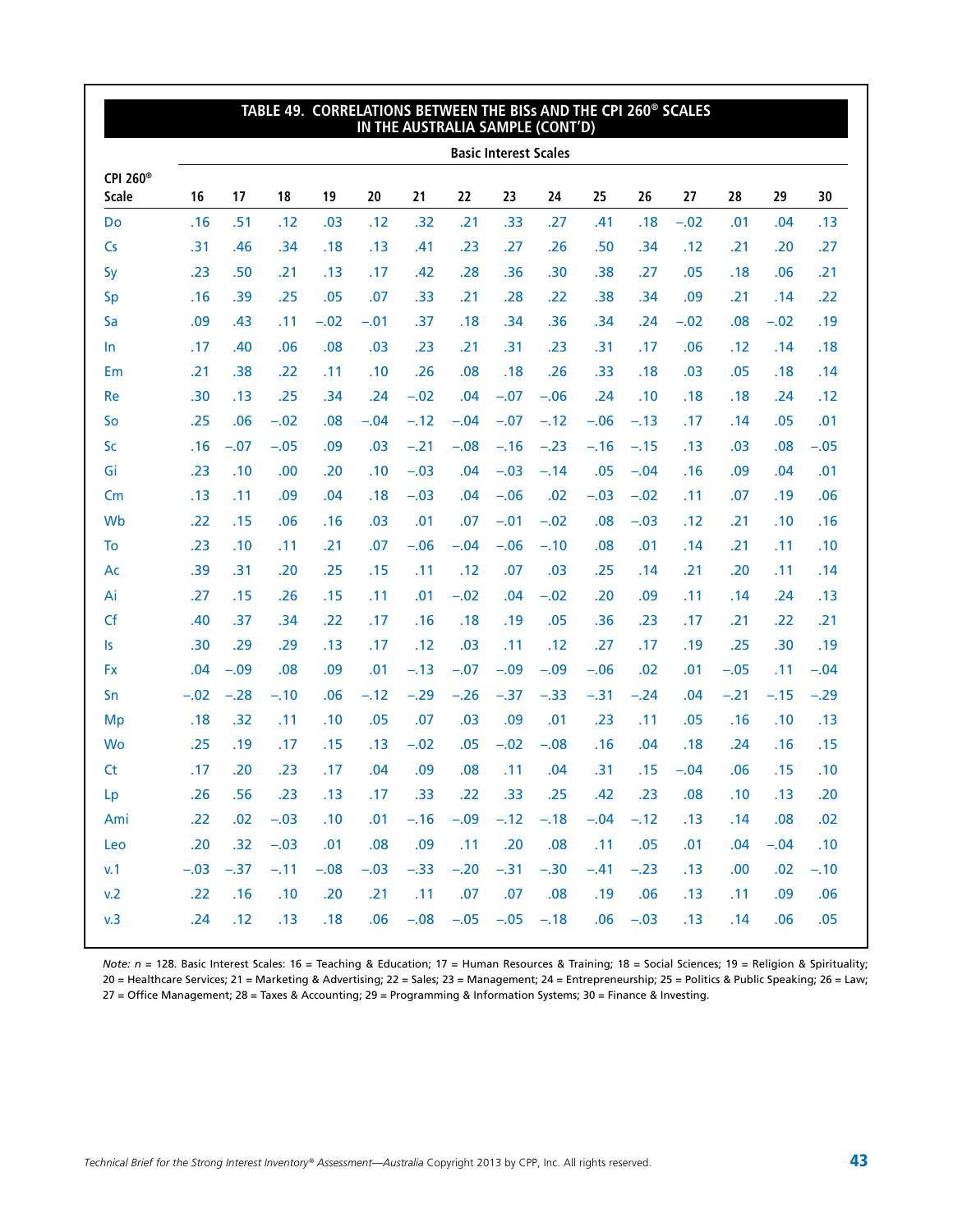## TABLE 49. CORRELATIONS BETWEEN THE BISs AND THE CPI 260® SCALES IN THE AUSTRALIA SAMPLE (CONT'D)

| CPI 260® Scale | Basic Interest Scales | | | | | | | | | | | | | | |
|---|---|---|---|---|---|---|---|---|---|---|---|---|---|---|---|
| | 16 | 17 | 18 | 19 | 20 | 21 | 22 | 23 | 24 | 25 | 26 | 27 | 28 | 29 | 30 |
| Do | .16 | .51 | .12 | .03 | .12 | .32 | .21 | .33 | .27 | .41 | .18 | −.02 | .01 | .04 | .13 |
| Cs | .31 | .46 | .34 | .18 | .13 | .41 | .23 | .27 | .26 | .50 | .34 | .12 | .21 | .20 | .27 |
| Sy | .23 | .50 | .21 | .13 | .17 | .42 | .28 | .36 | .30 | .38 | .27 | .05 | .18 | .06 | .21 |
| Sp | .16 | .39 | .25 | .05 | .07 | .33 | .21 | .28 | .22 | .38 | .34 | .09 | .21 | .14 | .22 |
| Sa | .09 | .43 | .11 | −.02 | −.01 | .37 | .18 | .34 | .36 | .34 | .24 | −.02 | .08 | −.02 | .19 |
| In | .17 | .40 | .06 | .08 | .03 | .23 | .21 | .31 | .23 | .31 | .17 | .06 | .12 | .14 | .18 |
| Em | .21 | .38 | .22 | .11 | .10 | .26 | .08 | .18 | .26 | .33 | .18 | .03 | .05 | .18 | .14 |
| Re | .30 | .13 | .25 | .34 | .24 | −.02 | .04 | −.07 | −.06 | .24 | .10 | .18 | .18 | .24 | .12 |
| So | .25 | .06 | −.02 | .08 | −.04 | −.12 | −.04 | −.07 | −.12 | −.06 | −.13 | .17 | .14 | .05 | .01 |
| Sc | .16 | −.07 | −.05 | .09 | .03 | −.21 | −.08 | −.16 | −.23 | −.16 | −.15 | .13 | .03 | .08 | −.05 |
| Gi | .23 | .10 | .00 | .20 | .10 | −.03 | .04 | −.03 | −.14 | .05 | −.04 | .16 | .09 | .04 | .01 |
| Cm | .13 | .11 | .09 | .04 | .18 | −.03 | .04 | −.06 | .02 | −.03 | −.02 | .11 | .07 | .19 | .06 |
| Wb | .22 | .15 | .06 | .16 | .03 | .01 | .07 | −.01 | −.02 | .08 | −.03 | .12 | .21 | .10 | .16 |
| To | .23 | .10 | .11 | .21 | .07 | −.06 | −.04 | −.06 | −.10 | .08 | .01 | .14 | .21 | .11 | .10 |
| Ac | .39 | .31 | .20 | .25 | .15 | .11 | .12 | .07 | .03 | .25 | .14 | .21 | .20 | .11 | .14 |
| Ai | .27 | .15 | .26 | .15 | .11 | .01 | −.02 | .04 | −.02 | .20 | .09 | .11 | .14 | .24 | .13 |
| Cf | .40 | .37 | .34 | .22 | .17 | .16 | .18 | .19 | .05 | .36 | .23 | .17 | .21 | .22 | .21 |
| Is | .30 | .29 | .29 | .13 | .17 | .12 | .03 | .11 | .12 | .27 | .17 | .19 | .25 | .30 | .19 |
| Fx | .04 | −.09 | .08 | .09 | .01 | −.13 | −.07 | −.09 | −.09 | −.06 | .02 | .01 | −.05 | .11 | −.04 |
| Sn | −.02 | −.28 | −.10 | .06 | −.12 | −.29 | −.26 | −.37 | −.33 | −.31 | −.24 | .04 | −.21 | −.15 | −.29 |
| Mp | .18 | .32 | .11 | .10 | .05 | .07 | .03 | .09 | .01 | .23 | .11 | .05 | .16 | .10 | .13 |
| Wo | .25 | .19 | .17 | .15 | .13 | −.02 | .05 | −.02 | −.08 | .16 | .04 | .18 | .24 | .16 | .15 |
| Ct | .17 | .20 | .23 | .17 | .04 | .09 | .08 | .11 | .04 | .31 | .15 | −.04 | .06 | .15 | .10 |
| Lp | .26 | .56 | .23 | .13 | .17 | .33 | .22 | .33 | .25 | .42 | .23 | .08 | .10 | .13 | .20 |
| Ami | .22 | .02 | −.03 | .10 | .01 | −.16 | −.09 | −.12 | −.18 | −.04 | −.12 | .13 | .14 | .08 | .02 |
| Leo | .20 | .32 | −.03 | .01 | .08 | .09 | .11 | .20 | .08 | .11 | .05 | .01 | .04 | −.04 | .10 |
| v.1 | −.03 | −.37 | −.11 | −.08 | −.03 | −.33 | −.20 | −.31 | −.30 | −.41 | −.23 | .13 | .00 | .02 | −.10 |
| v.2 | .22 | .16 | .10 | .20 | .21 | .11 | .07 | .07 | .08 | .19 | .06 | .13 | .11 | .09 | .06 |
| v.3 | .24 | .12 | .13 | .18 | .06 | −.08 | −.05 | −.05 | −.18 | .06 | −.03 | .13 | .14 | .06 | .05 |

*Note:* $n$ = 128. Basic Interest Scales: 16 = Teaching & Education; 17 = Human Resources & Training; 18 = Social Sciences; 19 = Religion & Spirituality; 20 = Healthcare Services; 21 = Marketing & Advertising; 22 = Sales; 23 = Management; 24 = Entrepreneurship; 25 = Politics & Public Speaking; 26 = Law; 27 = Office Management; 28 = Taxes & Accounting; 29 = Programming & Information Systems; 30 = Finance & Investing.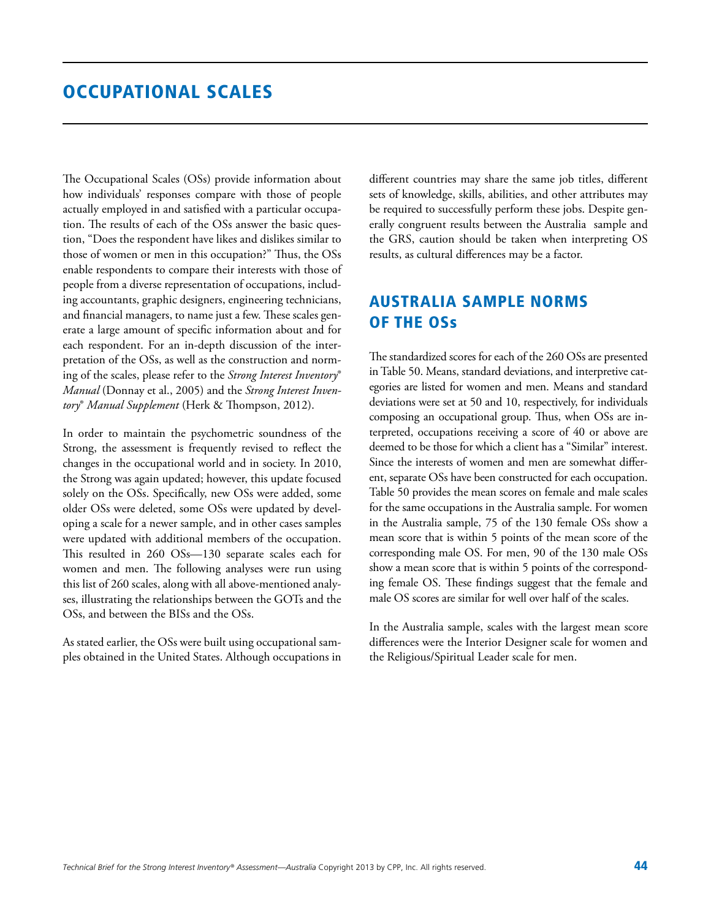# OCCUPATIONAL SCALES

The Occupational Scales (OSs) provide information about how individuals' responses compare with those of people actually employed in and satisfied with a particular occupation. The results of each of the OSs answer the basic question, "Does the respondent have likes and dislikes similar to those of women or men in this occupation?" Thus, the OSs enable respondents to compare their interests with those of people from a diverse representation of occupations, including accountants, graphic designers, engineering technicians, and financial managers, to name just a few. These scales generate a large amount of specific information about and for each respondent. For an in-depth discussion of the interpretation of the OSs, as well as the construction and norming of the scales, please refer to the *Strong Interest Inventory® Manual* (Donnay et al., 2005) and the *Strong Interest Inventory® Manual Supplement* (Herk & Thompson, 2012).

In order to maintain the psychometric soundness of the Strong, the assessment is frequently revised to reflect the changes in the occupational world and in society. In 2010, the Strong was again updated; however, this update focused solely on the OSs. Specifically, new OSs were added, some older OSs were deleted, some OSs were updated by developing a scale for a newer sample, and in other cases samples were updated with additional members of the occupation. This resulted in 260 OSs—130 separate scales each for women and men. The following analyses were run using this list of 260 scales, along with all above-mentioned analyses, illustrating the relationships between the GOTs and the OSs, and between the BISs and the OSs.

As stated earlier, the OSs were built using occupational samples obtained in the United States. Although occupations in different countries may share the same job titles, different sets of knowledge, skills, abilities, and other attributes may be required to successfully perform these jobs. Despite generally congruent results between the Australia sample and the GRS, caution should be taken when interpreting OS results, as cultural differences may be a factor.

## AUSTRALIA SAMPLE NORMS OF THE OSs

The standardized scores for each of the 260 OSs are presented in Table 50. Means, standard deviations, and interpretive categories are listed for women and men. Means and standard deviations were set at 50 and 10, respectively, for individuals composing an occupational group. Thus, when OSs are interpreted, occupations receiving a score of 40 or above are deemed to be those for which a client has a "Similar" interest. Since the interests of women and men are somewhat different, separate OSs have been constructed for each occupation. Table 50 provides the mean scores on female and male scales for the same occupations in the Australia sample. For women in the Australia sample, 75 of the 130 female OSs show a mean score that is within 5 points of the mean score of the corresponding male OS. For men, 90 of the 130 male OSs show a mean score that is within 5 points of the corresponding female OS. These findings suggest that the female and male OS scores are similar for well over half of the scales.

In the Australia sample, scales with the largest mean score differences were the Interior Designer scale for women and the Religious/Spiritual Leader scale for men.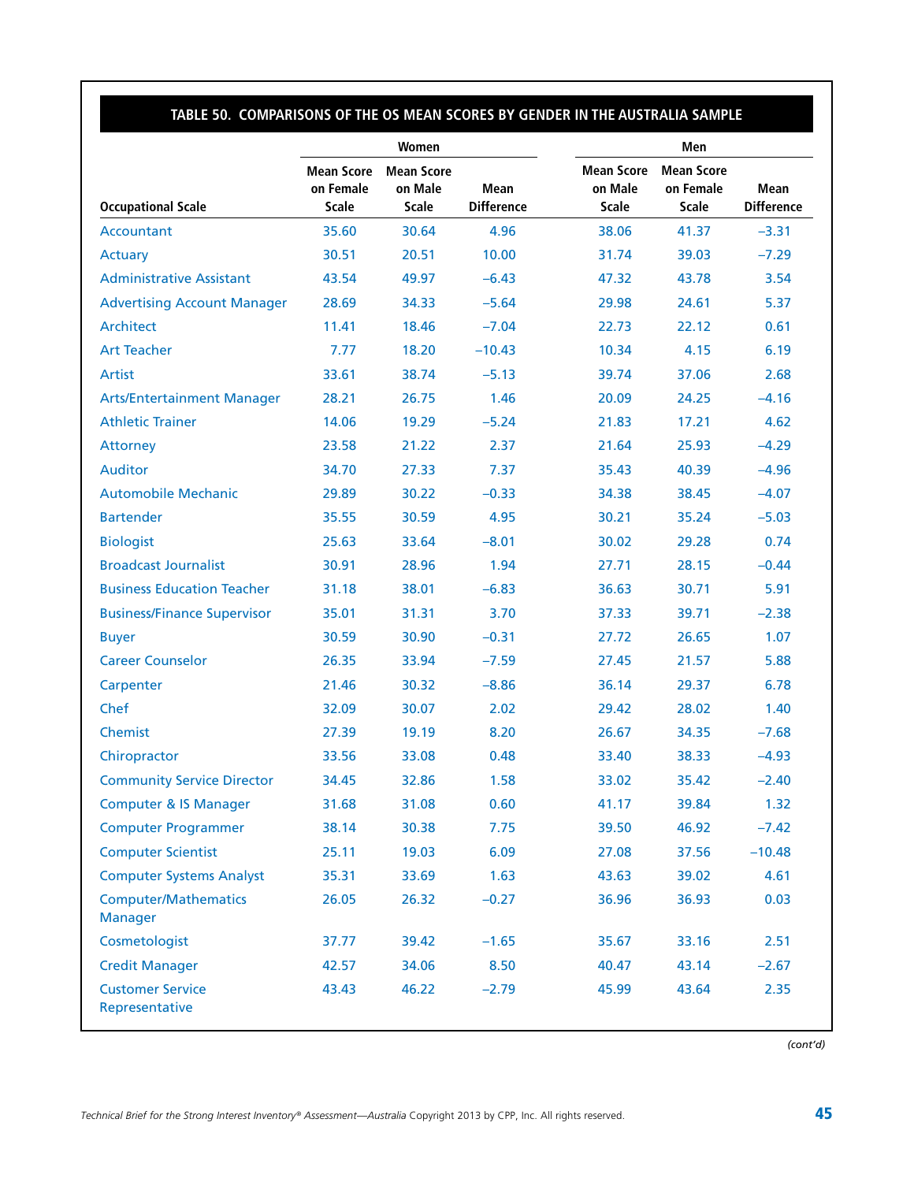## TABLE 50. COMPARISONS OF THE OS MEAN SCORES BY GENDER IN THE AUSTRALIA SAMPLE

| | Women | | | Men | | |
|---|---|---|---|---|---|---|
| Occupational Scale | Mean Score on Female Scale | Mean Score on Male Scale | Mean Difference | Mean Score on Male Scale | Mean Score on Female Scale | Mean Difference |
| Accountant | 35.60 | 30.64 | 4.96 | 38.06 | 41.37 | −3.31 |
| Actuary | 30.51 | 20.51 | 10.00 | 31.74 | 39.03 | −7.29 |
| Administrative Assistant | 43.54 | 49.97 | −6.43 | 47.32 | 43.78 | 3.54 |
| Advertising Account Manager | 28.69 | 34.33 | −5.64 | 29.98 | 24.61 | 5.37 |
| Architect | 11.41 | 18.46 | −7.04 | 22.73 | 22.12 | 0.61 |
| Art Teacher | 7.77 | 18.20 | −10.43 | 10.34 | 4.15 | 6.19 |
| Artist | 33.61 | 38.74 | −5.13 | 39.74 | 37.06 | 2.68 |
| Arts/Entertainment Manager | 28.21 | 26.75 | 1.46 | 20.09 | 24.25 | −4.16 |
| Athletic Trainer | 14.06 | 19.29 | −5.24 | 21.83 | 17.21 | 4.62 |
| Attorney | 23.58 | 21.22 | 2.37 | 21.64 | 25.93 | −4.29 |
| Auditor | 34.70 | 27.33 | 7.37 | 35.43 | 40.39 | −4.96 |
| Automobile Mechanic | 29.89 | 30.22 | −0.33 | 34.38 | 38.45 | −4.07 |
| Bartender | 35.55 | 30.59 | 4.95 | 30.21 | 35.24 | −5.03 |
| Biologist | 25.63 | 33.64 | −8.01 | 30.02 | 29.28 | 0.74 |
| Broadcast Journalist | 30.91 | 28.96 | 1.94 | 27.71 | 28.15 | −0.44 |
| Business Education Teacher | 31.18 | 38.01 | −6.83 | 36.63 | 30.71 | 5.91 |
| Business/Finance Supervisor | 35.01 | 31.31 | 3.70 | 37.33 | 39.71 | −2.38 |
| Buyer | 30.59 | 30.90 | −0.31 | 27.72 | 26.65 | 1.07 |
| Career Counselor | 26.35 | 33.94 | −7.59 | 27.45 | 21.57 | 5.88 |
| Carpenter | 21.46 | 30.32 | −8.86 | 36.14 | 29.37 | 6.78 |
| Chef | 32.09 | 30.07 | 2.02 | 29.42 | 28.02 | 1.40 |
| Chemist | 27.39 | 19.19 | 8.20 | 26.67 | 34.35 | −7.68 |
| Chiropractor | 33.56 | 33.08 | 0.48 | 33.40 | 38.33 | −4.93 |
| Community Service Director | 34.45 | 32.86 | 1.58 | 33.02 | 35.42 | −2.40 |
| Computer & IS Manager | 31.68 | 31.08 | 0.60 | 41.17 | 39.84 | 1.32 |
| Computer Programmer | 38.14 | 30.38 | 7.75 | 39.50 | 46.92 | −7.42 |
| Computer Scientist | 25.11 | 19.03 | 6.09 | 27.08 | 37.56 | −10.48 |
| Computer Systems Analyst | 35.31 | 33.69 | 1.63 | 43.63 | 39.02 | 4.61 |
| Computer/Mathematics Manager | 26.05 | 26.32 | −0.27 | 36.96 | 36.93 | 0.03 |
| Cosmetologist | 37.77 | 39.42 | −1.65 | 35.67 | 33.16 | 2.51 |
| Credit Manager | 42.57 | 34.06 | 8.50 | 40.47 | 43.14 | −2.67 |
| Customer Service Representative | 43.43 | 46.22 | −2.79 | 45.99 | 43.64 | 2.35 |

*(cont'd)*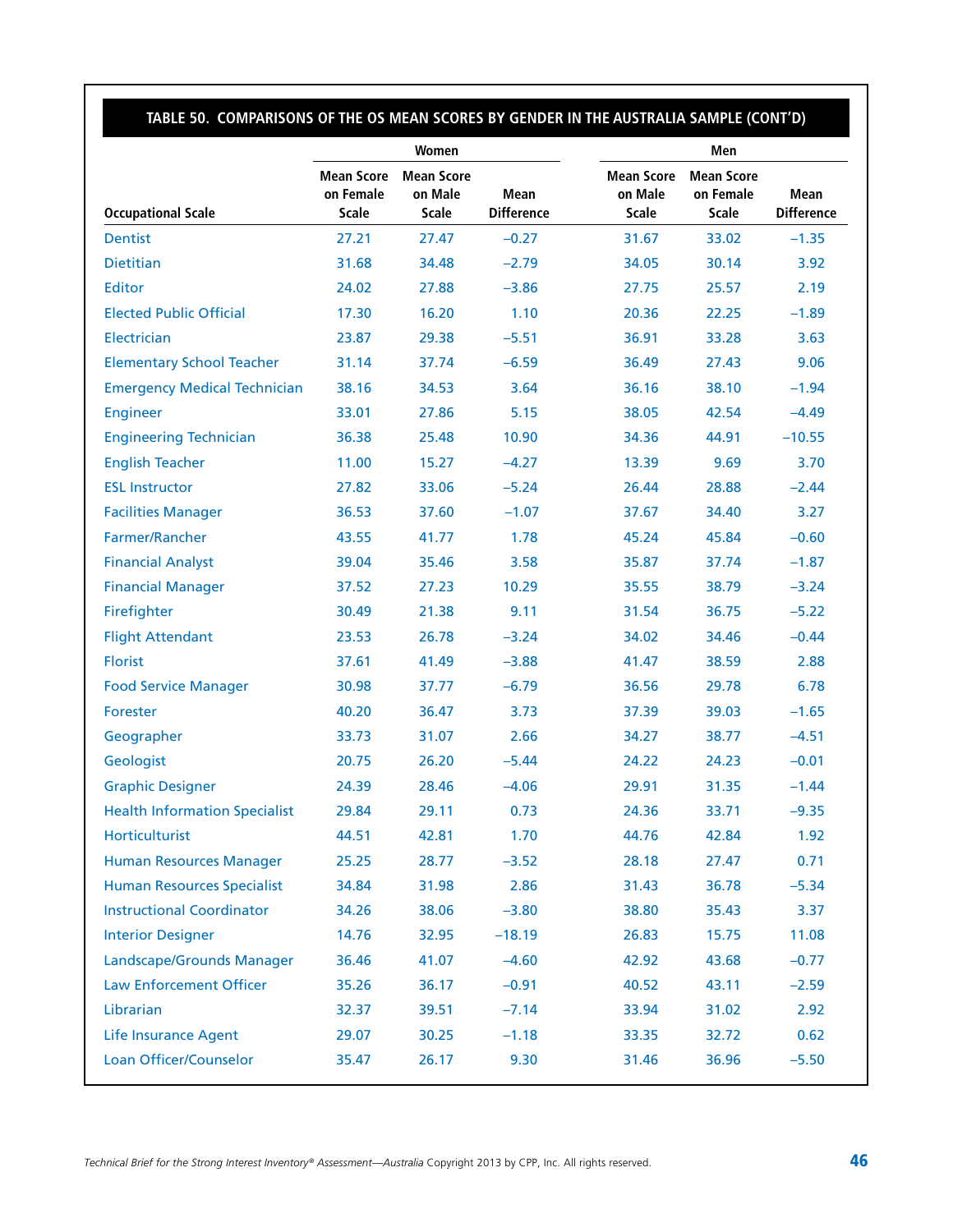## TABLE 50. COMPARISONS OF THE OS MEAN SCORES BY GENDER IN THE AUSTRALIA SAMPLE (CONT'D)

| | Women | | | Men | | |
|---|---|---|---|---|---|---|
| Occupational Scale | Mean Score on Female Scale | Mean Score on Male Scale | Mean Difference | Mean Score on Male Scale | Mean Score on Female Scale | Mean Difference |
| Dentist | 27.21 | 27.47 | −0.27 | 31.67 | 33.02 | −1.35 |
| Dietitian | 31.68 | 34.48 | −2.79 | 34.05 | 30.14 | 3.92 |
| Editor | 24.02 | 27.88 | −3.86 | 27.75 | 25.57 | 2.19 |
| Elected Public Official | 17.30 | 16.20 | 1.10 | 20.36 | 22.25 | −1.89 |
| Electrician | 23.87 | 29.38 | −5.51 | 36.91 | 33.28 | 3.63 |
| Elementary School Teacher | 31.14 | 37.74 | −6.59 | 36.49 | 27.43 | 9.06 |
| Emergency Medical Technician | 38.16 | 34.53 | 3.64 | 36.16 | 38.10 | −1.94 |
| Engineer | 33.01 | 27.86 | 5.15 | 38.05 | 42.54 | −4.49 |
| Engineering Technician | 36.38 | 25.48 | 10.90 | 34.36 | 44.91 | −10.55 |
| English Teacher | 11.00 | 15.27 | −4.27 | 13.39 | 9.69 | 3.70 |
| ESL Instructor | 27.82 | 33.06 | −5.24 | 26.44 | 28.88 | −2.44 |
| Facilities Manager | 36.53 | 37.60 | −1.07 | 37.67 | 34.40 | 3.27 |
| Farmer/Rancher | 43.55 | 41.77 | 1.78 | 45.24 | 45.84 | −0.60 |
| Financial Analyst | 39.04 | 35.46 | 3.58 | 35.87 | 37.74 | −1.87 |
| Financial Manager | 37.52 | 27.23 | 10.29 | 35.55 | 38.79 | −3.24 |
| Firefighter | 30.49 | 21.38 | 9.11 | 31.54 | 36.75 | −5.22 |
| Flight Attendant | 23.53 | 26.78 | −3.24 | 34.02 | 34.46 | −0.44 |
| Florist | 37.61 | 41.49 | −3.88 | 41.47 | 38.59 | 2.88 |
| Food Service Manager | 30.98 | 37.77 | −6.79 | 36.56 | 29.78 | 6.78 |
| Forester | 40.20 | 36.47 | 3.73 | 37.39 | 39.03 | −1.65 |
| Geographer | 33.73 | 31.07 | 2.66 | 34.27 | 38.77 | −4.51 |
| Geologist | 20.75 | 26.20 | −5.44 | 24.22 | 24.23 | −0.01 |
| Graphic Designer | 24.39 | 28.46 | −4.06 | 29.91 | 31.35 | −1.44 |
| Health Information Specialist | 29.84 | 29.11 | 0.73 | 24.36 | 33.71 | −9.35 |
| Horticulturist | 44.51 | 42.81 | 1.70 | 44.76 | 42.84 | 1.92 |
| Human Resources Manager | 25.25 | 28.77 | −3.52 | 28.18 | 27.47 | 0.71 |
| Human Resources Specialist | 34.84 | 31.98 | 2.86 | 31.43 | 36.78 | −5.34 |
| Instructional Coordinator | 34.26 | 38.06 | −3.80 | 38.80 | 35.43 | 3.37 |
| Interior Designer | 14.76 | 32.95 | −18.19 | 26.83 | 15.75 | 11.08 |
| Landscape/Grounds Manager | 36.46 | 41.07 | −4.60 | 42.92 | 43.68 | −0.77 |
| Law Enforcement Officer | 35.26 | 36.17 | −0.91 | 40.52 | 43.11 | −2.59 |
| Librarian | 32.37 | 39.51 | −7.14 | 33.94 | 31.02 | 2.92 |
| Life Insurance Agent | 29.07 | 30.25 | −1.18 | 33.35 | 32.72 | 0.62 |
| Loan Officer/Counselor | 35.47 | 26.17 | 9.30 | 31.46 | 36.96 | −5.50 |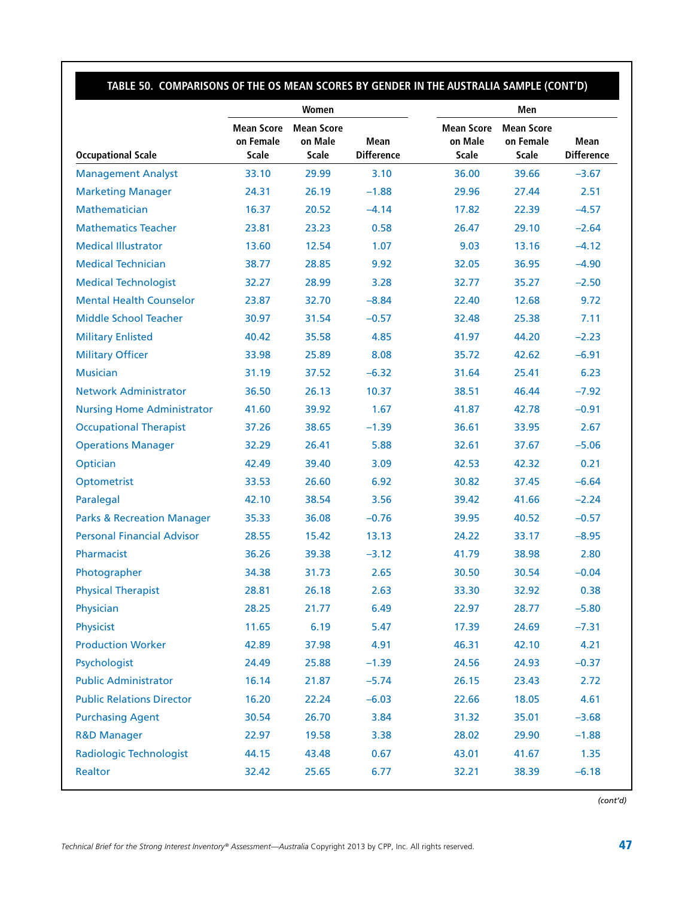## TABLE 50. COMPARISONS OF THE OS MEAN SCORES BY GENDER IN THE AUSTRALIA SAMPLE (CONT'D)

| | Women | | | Men | | |
|---|---|---|---|---|---|---|
| Occupational Scale | Mean Score on Female Scale | Mean Score on Male Scale | Mean Difference | Mean Score on Male Scale | Mean Score on Female Scale | Mean Difference |
| Management Analyst | 33.10 | 29.99 | 3.10 | 36.00 | 39.66 | −3.67 |
| Marketing Manager | 24.31 | 26.19 | −1.88 | 29.96 | 27.44 | 2.51 |
| Mathematician | 16.37 | 20.52 | −4.14 | 17.82 | 22.39 | −4.57 |
| Mathematics Teacher | 23.81 | 23.23 | 0.58 | 26.47 | 29.10 | −2.64 |
| Medical Illustrator | 13.60 | 12.54 | 1.07 | 9.03 | 13.16 | −4.12 |
| Medical Technician | 38.77 | 28.85 | 9.92 | 32.05 | 36.95 | −4.90 |
| Medical Technologist | 32.27 | 28.99 | 3.28 | 32.77 | 35.27 | −2.50 |
| Mental Health Counselor | 23.87 | 32.70 | −8.84 | 22.40 | 12.68 | 9.72 |
| Middle School Teacher | 30.97 | 31.54 | −0.57 | 32.48 | 25.38 | 7.11 |
| Military Enlisted | 40.42 | 35.58 | 4.85 | 41.97 | 44.20 | −2.23 |
| Military Officer | 33.98 | 25.89 | 8.08 | 35.72 | 42.62 | −6.91 |
| Musician | 31.19 | 37.52 | −6.32 | 31.64 | 25.41 | 6.23 |
| Network Administrator | 36.50 | 26.13 | 10.37 | 38.51 | 46.44 | −7.92 |
| Nursing Home Administrator | 41.60 | 39.92 | 1.67 | 41.87 | 42.78 | −0.91 |
| Occupational Therapist | 37.26 | 38.65 | −1.39 | 36.61 | 33.95 | 2.67 |
| Operations Manager | 32.29 | 26.41 | 5.88 | 32.61 | 37.67 | −5.06 |
| Optician | 42.49 | 39.40 | 3.09 | 42.53 | 42.32 | 0.21 |
| Optometrist | 33.53 | 26.60 | 6.92 | 30.82 | 37.45 | −6.64 |
| Paralegal | 42.10 | 38.54 | 3.56 | 39.42 | 41.66 | −2.24 |
| Parks & Recreation Manager | 35.33 | 36.08 | −0.76 | 39.95 | 40.52 | −0.57 |
| Personal Financial Advisor | 28.55 | 15.42 | 13.13 | 24.22 | 33.17 | −8.95 |
| Pharmacist | 36.26 | 39.38 | −3.12 | 41.79 | 38.98 | 2.80 |
| Photographer | 34.38 | 31.73 | 2.65 | 30.50 | 30.54 | −0.04 |
| Physical Therapist | 28.81 | 26.18 | 2.63 | 33.30 | 32.92 | 0.38 |
| Physician | 28.25 | 21.77 | 6.49 | 22.97 | 28.77 | −5.80 |
| Physicist | 11.65 | 6.19 | 5.47 | 17.39 | 24.69 | −7.31 |
| Production Worker | 42.89 | 37.98 | 4.91 | 46.31 | 42.10 | 4.21 |
| Psychologist | 24.49 | 25.88 | −1.39 | 24.56 | 24.93 | −0.37 |
| Public Administrator | 16.14 | 21.87 | −5.74 | 26.15 | 23.43 | 2.72 |
| Public Relations Director | 16.20 | 22.24 | −6.03 | 22.66 | 18.05 | 4.61 |
| Purchasing Agent | 30.54 | 26.70 | 3.84 | 31.32 | 35.01 | −3.68 |
| R&D Manager | 22.97 | 19.58 | 3.38 | 28.02 | 29.90 | −1.88 |
| Radiologic Technologist | 44.15 | 43.48 | 0.67 | 43.01 | 41.67 | 1.35 |
| Realtor | 32.42 | 25.65 | 6.77 | 32.21 | 38.39 | −6.18 |

*(cont'd)*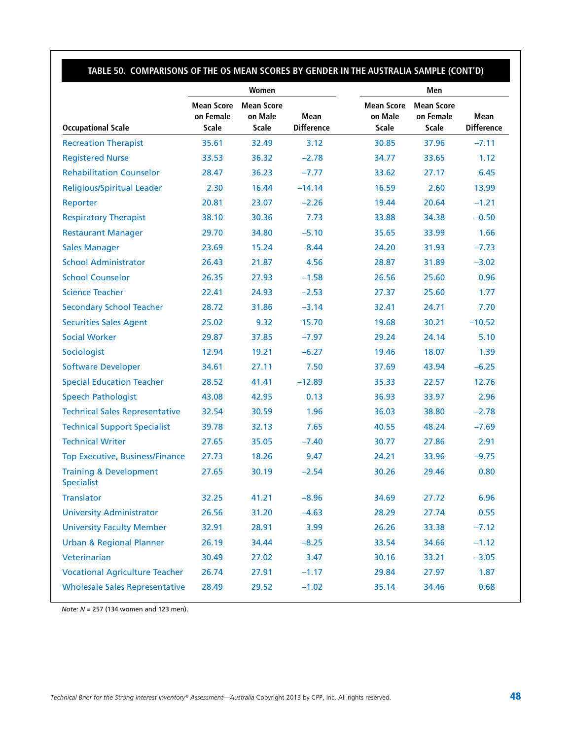### TABLE 50. COMPARISONS OF THE OS MEAN SCORES BY GENDER IN THE AUSTRALIA SAMPLE (CONT'D)

| | Women | | | Men | | |
|---|---|---|---|---|---|---|
| Occupational Scale | Mean Score on Female Scale | Mean Score on Male Scale | Mean Difference | Mean Score on Male Scale | Mean Score on Female Scale | Mean Difference |
| Recreation Therapist | 35.61 | 32.49 | 3.12 | 30.85 | 37.96 | −7.11 |
| Registered Nurse | 33.53 | 36.32 | −2.78 | 34.77 | 33.65 | 1.12 |
| Rehabilitation Counselor | 28.47 | 36.23 | −7.77 | 33.62 | 27.17 | 6.45 |
| Religious/Spiritual Leader | 2.30 | 16.44 | −14.14 | 16.59 | 2.60 | 13.99 |
| Reporter | 20.81 | 23.07 | −2.26 | 19.44 | 20.64 | −1.21 |
| Respiratory Therapist | 38.10 | 30.36 | 7.73 | 33.88 | 34.38 | −0.50 |
| Restaurant Manager | 29.70 | 34.80 | −5.10 | 35.65 | 33.99 | 1.66 |
| Sales Manager | 23.69 | 15.24 | 8.44 | 24.20 | 31.93 | −7.73 |
| School Administrator | 26.43 | 21.87 | 4.56 | 28.87 | 31.89 | −3.02 |
| School Counselor | 26.35 | 27.93 | −1.58 | 26.56 | 25.60 | 0.96 |
| Science Teacher | 22.41 | 24.93 | −2.53 | 27.37 | 25.60 | 1.77 |
| Secondary School Teacher | 28.72 | 31.86 | −3.14 | 32.41 | 24.71 | 7.70 |
| Securities Sales Agent | 25.02 | 9.32 | 15.70 | 19.68 | 30.21 | −10.52 |
| Social Worker | 29.87 | 37.85 | −7.97 | 29.24 | 24.14 | 5.10 |
| Sociologist | 12.94 | 19.21 | −6.27 | 19.46 | 18.07 | 1.39 |
| Software Developer | 34.61 | 27.11 | 7.50 | 37.69 | 43.94 | −6.25 |
| Special Education Teacher | 28.52 | 41.41 | −12.89 | 35.33 | 22.57 | 12.76 |
| Speech Pathologist | 43.08 | 42.95 | 0.13 | 36.93 | 33.97 | 2.96 |
| Technical Sales Representative | 32.54 | 30.59 | 1.96 | 36.03 | 38.80 | −2.78 |
| Technical Support Specialist | 39.78 | 32.13 | 7.65 | 40.55 | 48.24 | −7.69 |
| Technical Writer | 27.65 | 35.05 | −7.40 | 30.77 | 27.86 | 2.91 |
| Top Executive, Business/Finance | 27.73 | 18.26 | 9.47 | 24.21 | 33.96 | −9.75 |
| Training & Development Specialist | 27.65 | 30.19 | −2.54 | 30.26 | 29.46 | 0.80 |
| Translator | 32.25 | 41.21 | −8.96 | 34.69 | 27.72 | 6.96 |
| University Administrator | 26.56 | 31.20 | −4.63 | 28.29 | 27.74 | 0.55 |
| University Faculty Member | 32.91 | 28.91 | 3.99 | 26.26 | 33.38 | −7.12 |
| Urban & Regional Planner | 26.19 | 34.44 | −8.25 | 33.54 | 34.66 | −1.12 |
| Veterinarian | 30.49 | 27.02 | 3.47 | 30.16 | 33.21 | −3.05 |
| Vocational Agriculture Teacher | 26.74 | 27.91 | −1.17 | 29.84 | 27.97 | 1.87 |
| Wholesale Sales Representative | 28.49 | 29.52 | −1.02 | 35.14 | 34.46 | 0.68 |

*Note:* $N$ = 257 (134 women and 123 men).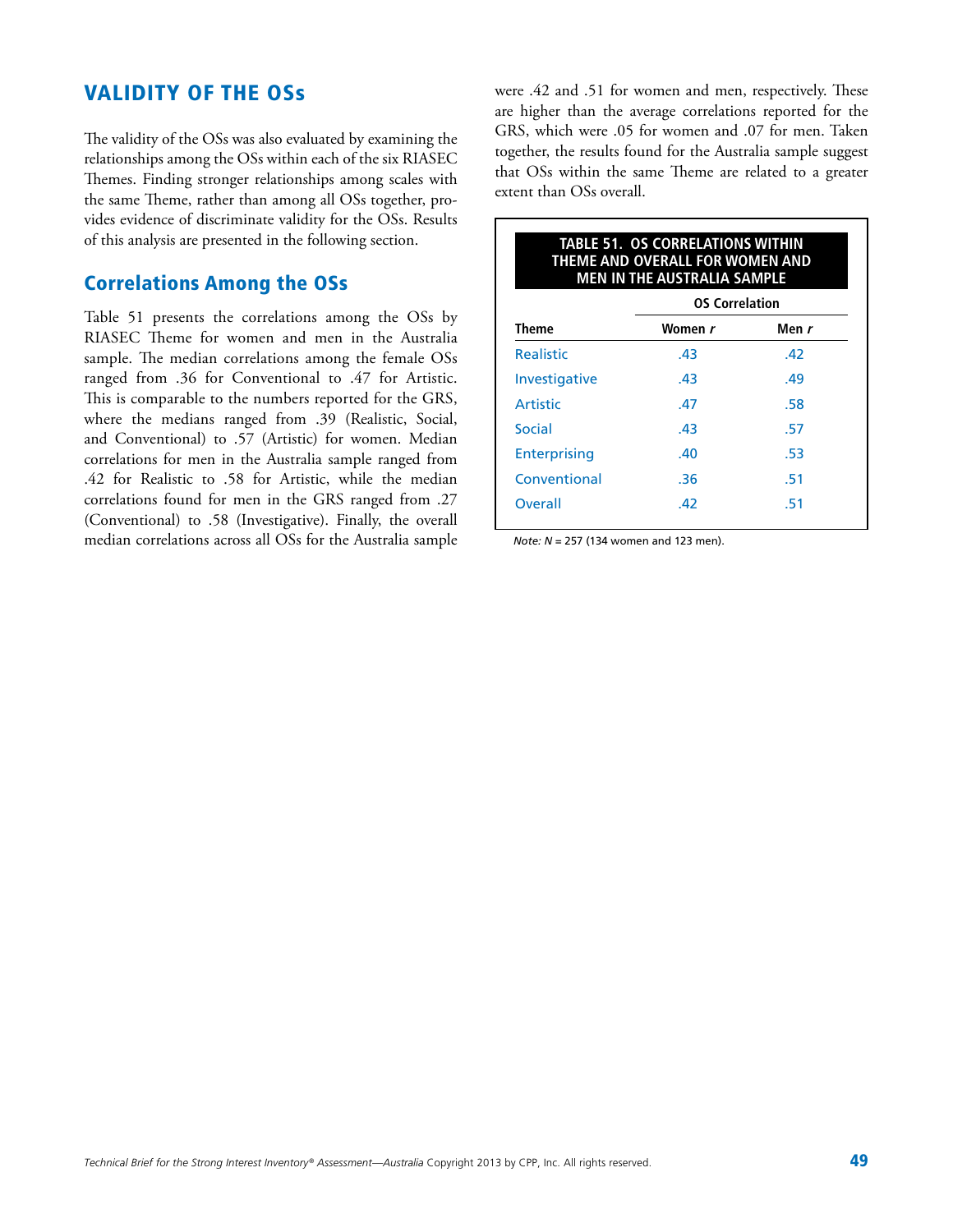## VALIDITY OF THE OSs

The validity of the OSs was also evaluated by examining the relationships among the OSs within each of the six RIASEC Themes. Finding stronger relationships among scales with the same Theme, rather than among all OSs together, provides evidence of discriminate validity for the OSs. Results of this analysis are presented in the following section.

### Correlations Among the OSs

Table 51 presents the correlations among the OSs by RIASEC Theme for women and men in the Australia sample. The median correlations among the female OSs ranged from .36 for Conventional to .47 for Artistic. This is comparable to the numbers reported for the GRS, where the medians ranged from .39 (Realistic, Social, and Conventional) to .57 (Artistic) for women. Median correlations for men in the Australia sample ranged from .42 for Realistic to .58 for Artistic, while the median correlations found for men in the GRS ranged from .27 (Conventional) to .58 (Investigative). Finally, the overall median correlations across all OSs for the Australia sample were .42 and .51 for women and men, respectively. These are higher than the average correlations reported for the GRS, which were .05 for women and .07 for men. Taken together, the results found for the Australia sample suggest that OSs within the same Theme are related to a greater extent than OSs overall.

**TABLE 51. OS CORRELATIONS WITHIN THEME AND OVERALL FOR WOMEN AND MEN IN THE AUSTRALIA SAMPLE**

| | OS Correlation | |
|---|---|---|
| **Theme** | **Women *r*** | **Men *r*** |
| Realistic | .43 | .42 |
| Investigative | .43 | .49 |
| Artistic | .47 | .58 |
| Social | .43 | .57 |
| Enterprising | .40 | .53 |
| Conventional | .36 | .51 |
| Overall | .42 | .51 |

*Note: N* = 257 (134 women and 123 men).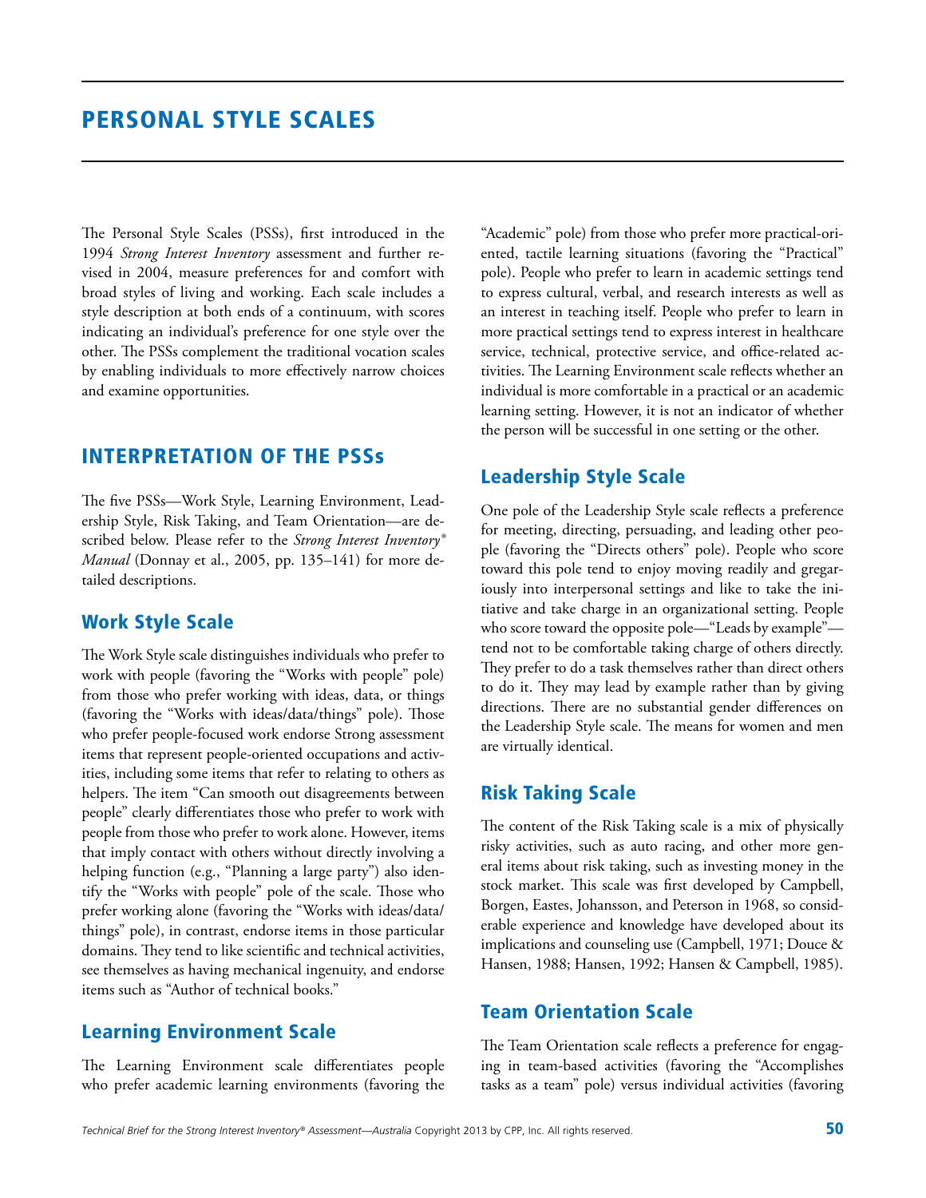# PERSONAL STYLE SCALES

The Personal Style Scales (PSSs), first introduced in the 1994 *Strong Interest Inventory* assessment and further revised in 2004, measure preferences for and comfort with broad styles of living and working. Each scale includes a style description at both ends of a continuum, with scores indicating an individual's preference for one style over the other. The PSSs complement the traditional vocation scales by enabling individuals to more effectively narrow choices and examine opportunities.

## INTERPRETATION OF THE PSSs

The five PSSs—Work Style, Learning Environment, Leadership Style, Risk Taking, and Team Orientation—are described below. Please refer to the *Strong Interest Inventory® Manual* (Donnay et al., 2005, pp. 135–141) for more detailed descriptions.

### Work Style Scale

The Work Style scale distinguishes individuals who prefer to work with people (favoring the "Works with people" pole) from those who prefer working with ideas, data, or things (favoring the "Works with ideas/data/things" pole). Those who prefer people-focused work endorse Strong assessment items that represent people-oriented occupations and activities, including some items that refer to relating to others as helpers. The item "Can smooth out disagreements between people" clearly differentiates those who prefer to work with people from those who prefer to work alone. However, items that imply contact with others without directly involving a helping function (e.g., "Planning a large party") also identify the "Works with people" pole of the scale. Those who prefer working alone (favoring the "Works with ideas/data/things" pole), in contrast, endorse items in those particular domains. They tend to like scientific and technical activities, see themselves as having mechanical ingenuity, and endorse items such as "Author of technical books."

### Learning Environment Scale

The Learning Environment scale differentiates people who prefer academic learning environments (favoring the "Academic" pole) from those who prefer more practical-oriented, tactile learning situations (favoring the "Practical" pole). People who prefer to learn in academic settings tend to express cultural, verbal, and research interests as well as an interest in teaching itself. People who prefer to learn in more practical settings tend to express interest in healthcare service, technical, protective service, and office-related activities. The Learning Environment scale reflects whether an individual is more comfortable in a practical or an academic learning setting. However, it is not an indicator of whether the person will be successful in one setting or the other.

### Leadership Style Scale

One pole of the Leadership Style scale reflects a preference for meeting, directing, persuading, and leading other people (favoring the "Directs others" pole). People who score toward this pole tend to enjoy moving readily and gregariously into interpersonal settings and like to take the initiative and take charge in an organizational setting. People who score toward the opposite pole—"Leads by example"—tend not to be comfortable taking charge of others directly. They prefer to do a task themselves rather than direct others to do it. They may lead by example rather than by giving directions. There are no substantial gender differences on the Leadership Style scale. The means for women and men are virtually identical.

### Risk Taking Scale

The content of the Risk Taking scale is a mix of physically risky activities, such as auto racing, and other more general items about risk taking, such as investing money in the stock market. This scale was first developed by Campbell, Borgen, Eastes, Johansson, and Peterson in 1968, so considerable experience and knowledge have developed about its implications and counseling use (Campbell, 1971; Douce & Hansen, 1988; Hansen, 1992; Hansen & Campbell, 1985).

### Team Orientation Scale

The Team Orientation scale reflects a preference for engaging in team-based activities (favoring the "Accomplishes tasks as a team" pole) versus individual activities (favoring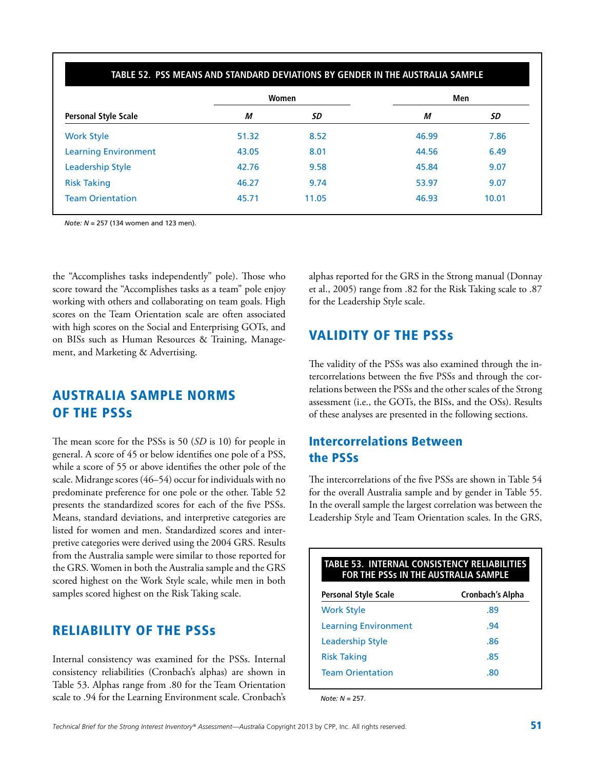**TABLE 52. PSS MEANS AND STANDARD DEVIATIONS BY GENDER IN THE AUSTRALIA SAMPLE**

| Personal Style Scale | Women | | Men | |
|---|---|---|---|---|
| | *M* | *SD* | *M* | *SD* |
| Work Style | 51.32 | 8.52 | 46.99 | 7.86 |
| Learning Environment | 43.05 | 8.01 | 44.56 | 6.49 |
| Leadership Style | 42.76 | 9.58 | 45.84 | 9.07 |
| Risk Taking | 46.27 | 9.74 | 53.97 | 9.07 |
| Team Orientation | 45.71 | 11.05 | 46.93 | 10.01 |

*Note: N* = 257 (134 women and 123 men).

the "Accomplishes tasks independently" pole). Those who score toward the "Accomplishes tasks as a team" pole enjoy working with others and collaborating on team goals. High scores on the Team Orientation scale are often associated with high scores on the Social and Enterprising GOTs, and on BISs such as Human Resources & Training, Management, and Marketing & Advertising.

## AUSTRALIA SAMPLE NORMS OF THE PSSs

The mean score for the PSSs is 50 (*SD* is 10) for people in general. A score of 45 or below identifies one pole of a PSS, while a score of 55 or above identifies the other pole of the scale. Midrange scores (46–54) occur for individuals with no predominate preference for one pole or the other. Table 52 presents the standardized scores for each of the five PSSs. Means, standard deviations, and interpretive categories are listed for women and men. Standardized scores and interpretive categories were derived using the 2004 GRS. Results from the Australia sample were similar to those reported for the GRS. Women in both the Australia sample and the GRS scored highest on the Work Style scale, while men in both samples scored highest on the Risk Taking scale.

## RELIABILITY OF THE PSSs

Internal consistency was examined for the PSSs. Internal consistency reliabilities (Cronbach's alphas) are shown in Table 53. Alphas range from .80 for the Team Orientation scale to .94 for the Learning Environment scale. Cronbach's alphas reported for the GRS in the Strong manual (Donnay et al., 2005) range from .82 for the Risk Taking scale to .87 for the Leadership Style scale.

## VALIDITY OF THE PSSs

The validity of the PSSs was also examined through the intercorrelations between the five PSSs and through the correlations between the PSSs and the other scales of the Strong assessment (i.e., the GOTs, the BISs, and the OSs). Results of these analyses are presented in the following sections.

### Intercorrelations Between the PSSs

The intercorrelations of the five PSSs are shown in Table 54 for the overall Australia sample and by gender in Table 55. In the overall sample the largest correlation was between the Leadership Style and Team Orientation scales. In the GRS,

**TABLE 53. INTERNAL CONSISTENCY RELIABILITIES FOR THE PSSs IN THE AUSTRALIA SAMPLE**

| Personal Style Scale | Cronbach's Alpha |
|---|---|
| Work Style | .89 |
| Learning Environment | .94 |
| Leadership Style | .86 |
| Risk Taking | .85 |
| Team Orientation | .80 |

*Note: N* = 257.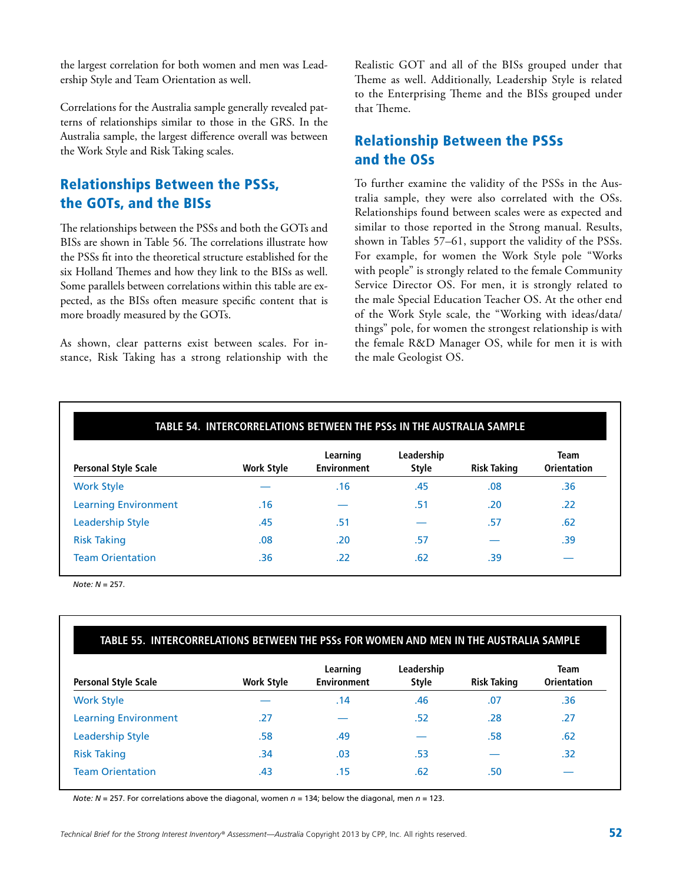the largest correlation for both women and men was Leadership Style and Team Orientation as well.

Correlations for the Australia sample generally revealed patterns of relationships similar to those in the GRS. In the Australia sample, the largest difference overall was between the Work Style and Risk Taking scales.

## Relationships Between the PSSs, the GOTs, and the BISs

The relationships between the PSSs and both the GOTs and BISs are shown in Table 56. The correlations illustrate how the PSSs fit into the theoretical structure established for the six Holland Themes and how they link to the BISs as well. Some parallels between correlations within this table are expected, as the BISs often measure specific content that is more broadly measured by the GOTs.

As shown, clear patterns exist between scales. For instance, Risk Taking has a strong relationship with the Realistic GOT and all of the BISs grouped under that Theme as well. Additionally, Leadership Style is related to the Enterprising Theme and the BISs grouped under that Theme.

## Relationship Between the PSSs and the OSs

To further examine the validity of the PSSs in the Australia sample, they were also correlated with the OSs. Relationships found between scales were as expected and similar to those reported in the Strong manual. Results, shown in Tables 57–61, support the validity of the PSSs. For example, for women the Work Style pole "Works with people" is strongly related to the female Community Service Director OS. For men, it is strongly related to the male Special Education Teacher OS. At the other end of the Work Style scale, the "Working with ideas/data/things" pole, for women the strongest relationship is with the female R&D Manager OS, while for men it is with the male Geologist OS.

**TABLE 54. INTERCORRELATIONS BETWEEN THE PSSs IN THE AUSTRALIA SAMPLE**

| Personal Style Scale | Work Style | Learning Environment | Leadership Style | Risk Taking | Team Orientation |
|---|---|---|---|---|---|
| Work Style | — | .16 | .45 | .08 | .36 |
| Learning Environment | .16 | — | .51 | .20 | .22 |
| Leadership Style | .45 | .51 | — | .57 | .62 |
| Risk Taking | .08 | .20 | .57 | — | .39 |
| Team Orientation | .36 | .22 | .62 | .39 | — |

*Note:* $N$ = 257.

**TABLE 55. INTERCORRELATIONS BETWEEN THE PSSs FOR WOMEN AND MEN IN THE AUSTRALIA SAMPLE**

| Personal Style Scale | Work Style | Learning Environment | Leadership Style | Risk Taking | Team Orientation |
|---|---|---|---|---|---|
| Work Style | — | .14 | .46 | .07 | .36 |
| Learning Environment | .27 | — | .52 | .28 | .27 |
| Leadership Style | .58 | .49 | — | .58 | .62 |
| Risk Taking | .34 | .03 | .53 | — | .32 |
| Team Orientation | .43 | .15 | .62 | .50 | — |

*Note:* $N$ = 257. For correlations above the diagonal, women $n$ = 134; below the diagonal, men $n$ = 123.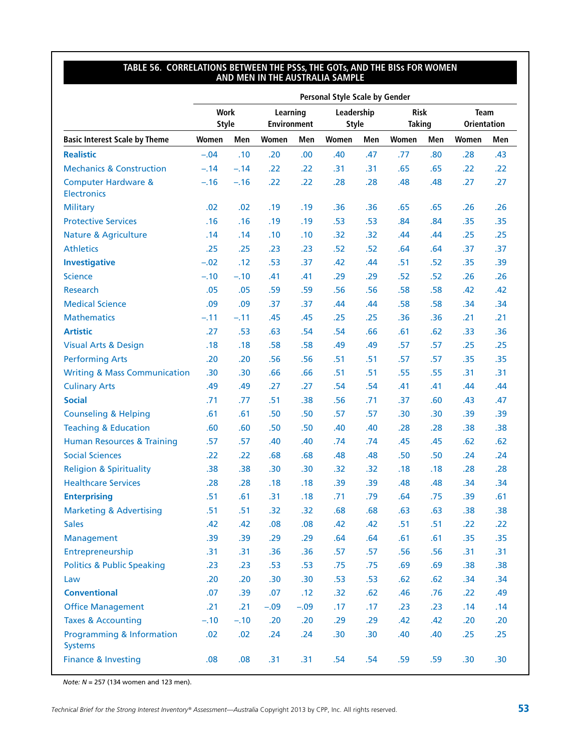## TABLE 56. CORRELATIONS BETWEEN THE PSSs, THE GOTs, AND THE BISs FOR WOMEN AND MEN IN THE AUSTRALIA SAMPLE

| | Personal Style Scale by Gender | | | | | | | | | |
|---|---|---|---|---|---|---|---|---|---|---|
| | Work Style | | Learning Environment | | Leadership Style | | Risk Taking | | Team Orientation | |
| **Basic Interest Scale by Theme** | Women | Men | Women | Men | Women | Men | Women | Men | Women | Men |
| **Realistic** | −.04 | .10 | .20 | .00 | .40 | .47 | .77 | .80 | .28 | .43 |
| Mechanics & Construction | −.14 | −.14 | .22 | .22 | .31 | .31 | .65 | .65 | .22 | .22 |
| Computer Hardware & Electronics | −.16 | −.16 | .22 | .22 | .28 | .28 | .48 | .48 | .27 | .27 |
| Military | .02 | .02 | .19 | .19 | .36 | .36 | .65 | .65 | .26 | .26 |
| Protective Services | .16 | .16 | .19 | .19 | .53 | .53 | .84 | .84 | .35 | .35 |
| Nature & Agriculture | .14 | .14 | .10 | .10 | .32 | .32 | .44 | .44 | .25 | .25 |
| Athletics | .25 | .25 | .23 | .23 | .52 | .52 | .64 | .64 | .37 | .37 |
| **Investigative** | −.02 | .12 | .53 | .37 | .42 | .44 | .51 | .52 | .35 | .39 |
| Science | −.10 | −.10 | .41 | .41 | .29 | .29 | .52 | .52 | .26 | .26 |
| Research | .05 | .05 | .59 | .59 | .56 | .56 | .58 | .58 | .42 | .42 |
| Medical Science | .09 | .09 | .37 | .37 | .44 | .44 | .58 | .58 | .34 | .34 |
| Mathematics | −.11 | −.11 | .45 | .45 | .25 | .25 | .36 | .36 | .21 | .21 |
| **Artistic** | .27 | .53 | .63 | .54 | .54 | .66 | .61 | .62 | .33 | .36 |
| Visual Arts & Design | .18 | .18 | .58 | .58 | .49 | .49 | .57 | .57 | .25 | .25 |
| Performing Arts | .20 | .20 | .56 | .56 | .51 | .51 | .57 | .57 | .35 | .35 |
| Writing & Mass Communication | .30 | .30 | .66 | .66 | .51 | .51 | .55 | .55 | .31 | .31 |
| Culinary Arts | .49 | .49 | .27 | .27 | .54 | .54 | .41 | .41 | .44 | .44 |
| **Social** | .71 | .77 | .51 | .38 | .56 | .71 | .37 | .60 | .43 | .47 |
| Counseling & Helping | .61 | .61 | .50 | .50 | .57 | .57 | .30 | .30 | .39 | .39 |
| Teaching & Education | .60 | .60 | .50 | .50 | .40 | .40 | .28 | .28 | .38 | .38 |
| Human Resources & Training | .57 | .57 | .40 | .40 | .74 | .74 | .45 | .45 | .62 | .62 |
| Social Sciences | .22 | .22 | .68 | .68 | .48 | .48 | .50 | .50 | .24 | .24 |
| Religion & Spirituality | .38 | .38 | .30 | .30 | .32 | .32 | .18 | .18 | .28 | .28 |
| Healthcare Services | .28 | .28 | .18 | .18 | .39 | .39 | .48 | .48 | .34 | .34 |
| **Enterprising** | .51 | .61 | .31 | .18 | .71 | .79 | .64 | .75 | .39 | .61 |
| Marketing & Advertising | .51 | .51 | .32 | .32 | .68 | .68 | .63 | .63 | .38 | .38 |
| Sales | .42 | .42 | .08 | .08 | .42 | .42 | .51 | .51 | .22 | .22 |
| Management | .39 | .39 | .29 | .29 | .64 | .64 | .61 | .61 | .35 | .35 |
| Entrepreneurship | .31 | .31 | .36 | .36 | .57 | .57 | .56 | .56 | .31 | .31 |
| Politics & Public Speaking | .23 | .23 | .53 | .53 | .75 | .75 | .69 | .69 | .38 | .38 |
| Law | .20 | .20 | .30 | .30 | .53 | .53 | .62 | .62 | .34 | .34 |
| **Conventional** | .07 | .39 | .07 | .12 | .32 | .62 | .46 | .76 | .22 | .49 |
| Office Management | .21 | .21 | −.09 | −.09 | .17 | .17 | .23 | .23 | .14 | .14 |
| Taxes & Accounting | −.10 | −.10 | .20 | .20 | .29 | .29 | .42 | .42 | .20 | .20 |
| Programming & Information Systems | .02 | .02 | .24 | .24 | .30 | .30 | .40 | .40 | .25 | .25 |
| Finance & Investing | .08 | .08 | .31 | .31 | .54 | .54 | .59 | .59 | .30 | .30 |

*Note: N* = 257 (134 women and 123 men).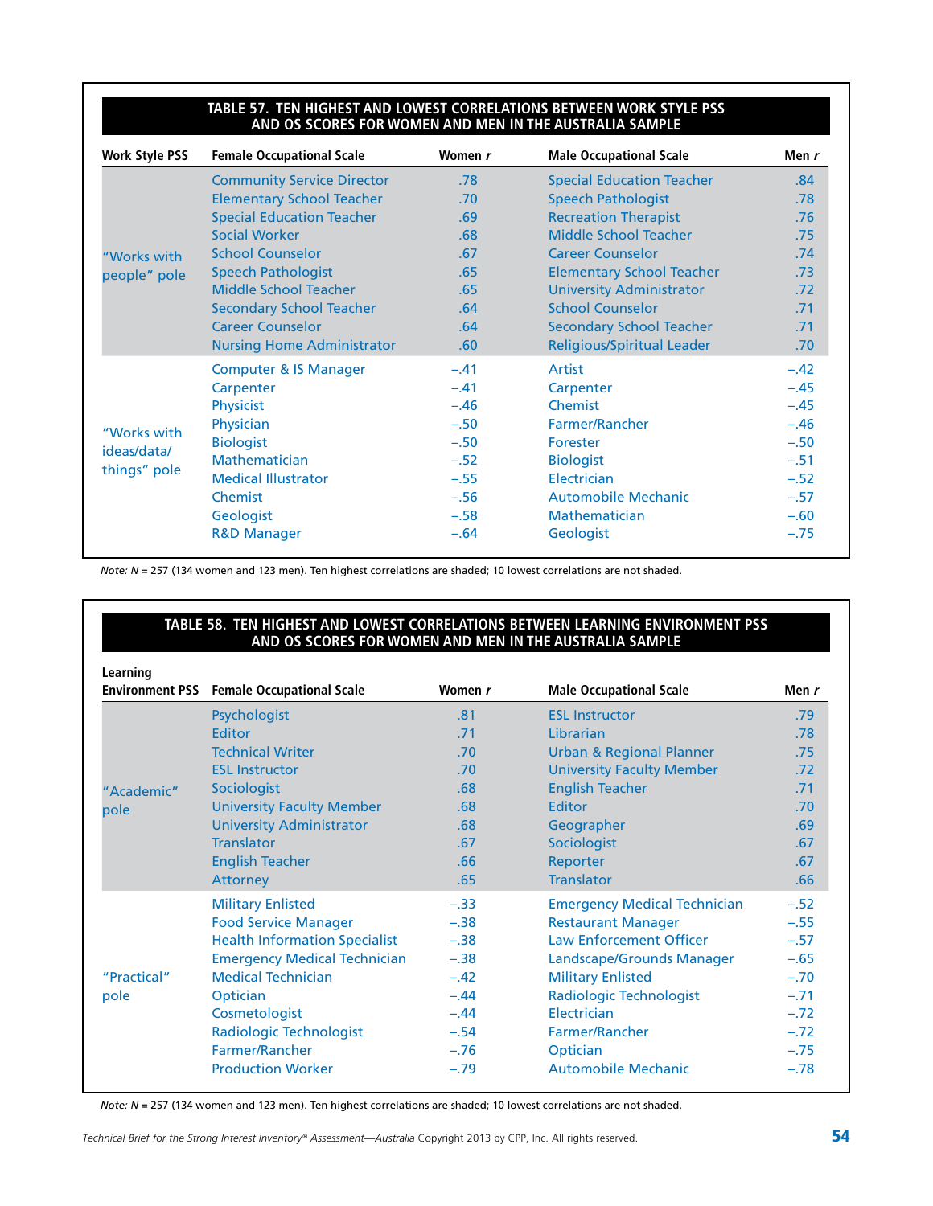**TABLE 57. TEN HIGHEST AND LOWEST CORRELATIONS BETWEEN WORK STYLE PSS AND OS SCORES FOR WOMEN AND MEN IN THE AUSTRALIA SAMPLE**

| Work Style PSS | Female Occupational Scale | Women *r* | Male Occupational Scale | Men *r* |
|---|---|---|---|---|
| "Works with people" pole | Community Service Director | .78 | Special Education Teacher | .84 |
| | Elementary School Teacher | .70 | Speech Pathologist | .78 |
| | Special Education Teacher | .69 | Recreation Therapist | .76 |
| | Social Worker | .68 | Middle School Teacher | .75 |
| | School Counselor | .67 | Career Counselor | .74 |
| | Speech Pathologist | .65 | Elementary School Teacher | .73 |
| | Middle School Teacher | .65 | University Administrator | .72 |
| | Secondary School Teacher | .64 | School Counselor | .71 |
| | Career Counselor | .64 | Secondary School Teacher | .71 |
| | Nursing Home Administrator | .60 | Religious/Spiritual Leader | .70 |
| "Works with ideas/data/things" pole | Computer & IS Manager | −.41 | Artist | −.42 |
| | Carpenter | −.41 | Carpenter | −.45 |
| | Physicist | −.46 | Chemist | −.45 |
| | Physician | −.50 | Farmer/Rancher | −.46 |
| | Biologist | −.50 | Forester | −.50 |
| | Mathematician | −.52 | Biologist | −.51 |
| | Medical Illustrator | −.55 | Electrician | −.52 |
| | Chemist | −.56 | Automobile Mechanic | −.57 |
| | Geologist | −.58 | Mathematician | −.60 |
| | R&D Manager | −.64 | Geologist | −.75 |

*Note: N* = 257 (134 women and 123 men). Ten highest correlations are shaded; 10 lowest correlations are not shaded.

**TABLE 58. TEN HIGHEST AND LOWEST CORRELATIONS BETWEEN LEARNING ENVIRONMENT PSS AND OS SCORES FOR WOMEN AND MEN IN THE AUSTRALIA SAMPLE**

| Learning Environment PSS | Female Occupational Scale | Women *r* | Male Occupational Scale | Men *r* |
|---|---|---|---|---|
| "Academic" pole | Psychologist | .81 | ESL Instructor | .79 |
| | Editor | .71 | Librarian | .78 |
| | Technical Writer | .70 | Urban & Regional Planner | .75 |
| | ESL Instructor | .70 | University Faculty Member | .72 |
| | Sociologist | .68 | English Teacher | .71 |
| | University Faculty Member | .68 | Editor | .70 |
| | University Administrator | .68 | Geographer | .69 |
| | Translator | .67 | Sociologist | .67 |
| | English Teacher | .66 | Reporter | .67 |
| | Attorney | .65 | Translator | .66 |
| "Practical" pole | Military Enlisted | −.33 | Emergency Medical Technician | −.52 |
| | Food Service Manager | −.38 | Restaurant Manager | −.55 |
| | Health Information Specialist | −.38 | Law Enforcement Officer | −.57 |
| | Emergency Medical Technician | −.38 | Landscape/Grounds Manager | −.65 |
| | Medical Technician | −.42 | Military Enlisted | −.70 |
| | Optician | −.44 | Radiologic Technologist | −.71 |
| | Cosmetologist | −.44 | Electrician | −.72 |
| | Radiologic Technologist | −.54 | Farmer/Rancher | −.72 |
| | Farmer/Rancher | −.76 | Optician | −.75 |
| | Production Worker | −.79 | Automobile Mechanic | −.78 |

*Note: N* = 257 (134 women and 123 men). Ten highest correlations are shaded; 10 lowest correlations are not shaded.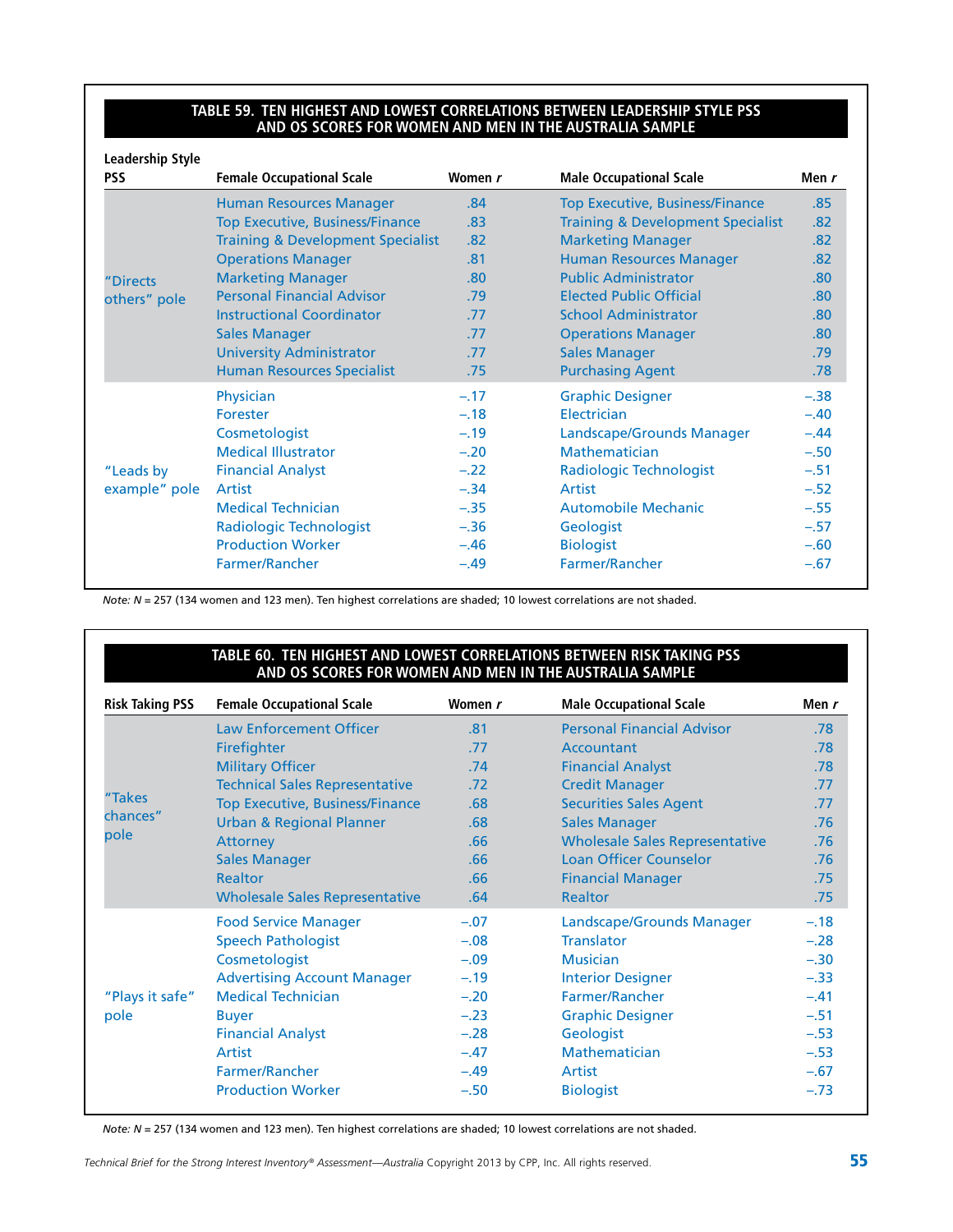### TABLE 59. TEN HIGHEST AND LOWEST CORRELATIONS BETWEEN LEADERSHIP STYLE PSS AND OS SCORES FOR WOMEN AND MEN IN THE AUSTRALIA SAMPLE

| Leadership Style PSS | Female Occupational Scale | Women r | Male Occupational Scale | Men r |
|---|---|---|---|---|
| "Directs others" pole | Human Resources Manager | .84 | Top Executive, Business/Finance | .85 |
| | Top Executive, Business/Finance | .83 | Training & Development Specialist | .82 |
| | Training & Development Specialist | .82 | Marketing Manager | .82 |
| | Operations Manager | .81 | Human Resources Manager | .82 |
| | Marketing Manager | .80 | Public Administrator | .80 |
| | Personal Financial Advisor | .79 | Elected Public Official | .80 |
| | Instructional Coordinator | .77 | School Administrator | .80 |
| | Sales Manager | .77 | Operations Manager | .80 |
| | University Administrator | .77 | Sales Manager | .79 |
| | Human Resources Specialist | .75 | Purchasing Agent | .78 |
| "Leads by example" pole | Physician | –.17 | Graphic Designer | –.38 |
| | Forester | –.18 | Electrician | –.40 |
| | Cosmetologist | –.19 | Landscape/Grounds Manager | –.44 |
| | Medical Illustrator | –.20 | Mathematician | –.50 |
| | Financial Analyst | –.22 | Radiologic Technologist | –.51 |
| | Artist | –.34 | Artist | –.52 |
| | Medical Technician | –.35 | Automobile Mechanic | –.55 |
| | Radiologic Technologist | –.36 | Geologist | –.57 |
| | Production Worker | –.46 | Biologist | –.60 |
| | Farmer/Rancher | –.49 | Farmer/Rancher | –.67 |

*Note:* $N$ = 257 (134 women and 123 men). Ten highest correlations are shaded; 10 lowest correlations are not shaded.

### TABLE 60. TEN HIGHEST AND LOWEST CORRELATIONS BETWEEN RISK TAKING PSS AND OS SCORES FOR WOMEN AND MEN IN THE AUSTRALIA SAMPLE

| Risk Taking PSS | Female Occupational Scale | Women r | Male Occupational Scale | Men r |
|---|---|---|---|---|
| "Takes chances" pole | Law Enforcement Officer | .81 | Personal Financial Advisor | .78 |
| | Firefighter | .77 | Accountant | .78 |
| | Military Officer | .74 | Financial Analyst | .78 |
| | Technical Sales Representative | .72 | Credit Manager | .77 |
| | Top Executive, Business/Finance | .68 | Securities Sales Agent | .77 |
| | Urban & Regional Planner | .68 | Sales Manager | .76 |
| | Attorney | .66 | Wholesale Sales Representative | .76 |
| | Sales Manager | .66 | Loan Officer Counselor | .76 |
| | Realtor | .66 | Financial Manager | .75 |
| | Wholesale Sales Representative | .64 | Realtor | .75 |
| "Plays it safe" pole | Food Service Manager | –.07 | Landscape/Grounds Manager | –.18 |
| | Speech Pathologist | –.08 | Translator | –.28 |
| | Cosmetologist | –.09 | Musician | –.30 |
| | Advertising Account Manager | –.19 | Interior Designer | –.33 |
| | Medical Technician | –.20 | Farmer/Rancher | –.41 |
| | Buyer | –.23 | Graphic Designer | –.51 |
| | Financial Analyst | –.28 | Geologist | –.53 |
| | Artist | –.47 | Mathematician | –.53 |
| | Farmer/Rancher | –.49 | Artist | –.67 |
| | Production Worker | –.50 | Biologist | –.73 |

*Note:* $N$ = 257 (134 women and 123 men). Ten highest correlations are shaded; 10 lowest correlations are not shaded.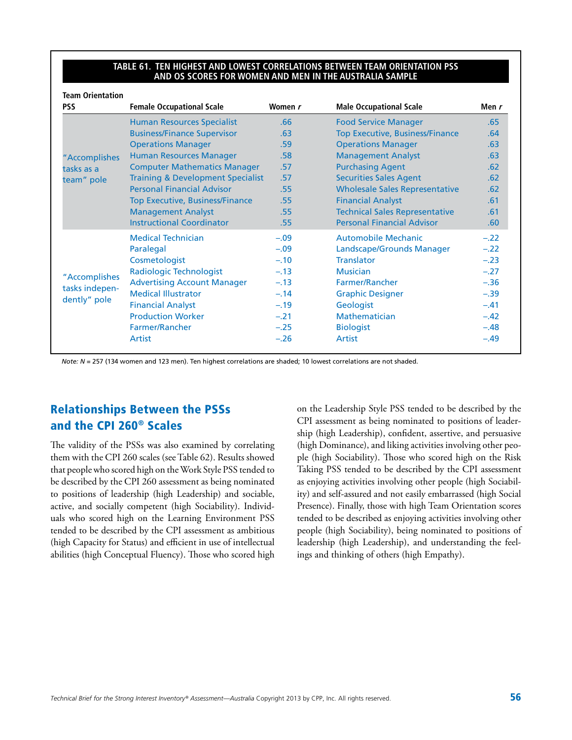**TABLE 61. TEN HIGHEST AND LOWEST CORRELATIONS BETWEEN TEAM ORIENTATION PSS AND OS SCORES FOR WOMEN AND MEN IN THE AUSTRALIA SAMPLE**

| Team Orientation PSS | Female Occupational Scale | Women *r* | Male Occupational Scale | Men *r* |
|---|---|---|---|---|
| "Accomplishes tasks as a team" pole | Human Resources Specialist | .66 | Food Service Manager | .65 |
| | Business/Finance Supervisor | .63 | Top Executive, Business/Finance | .64 |
| | Operations Manager | .59 | Operations Manager | .63 |
| | Human Resources Manager | .58 | Management Analyst | .63 |
| | Computer Mathematics Manager | .57 | Purchasing Agent | .62 |
| | Training & Development Specialist | .57 | Securities Sales Agent | .62 |
| | Personal Financial Advisor | .55 | Wholesale Sales Representative | .62 |
| | Top Executive, Business/Finance | .55 | Financial Analyst | .61 |
| | Management Analyst | .55 | Technical Sales Representative | .61 |
| | Instructional Coordinator | .55 | Personal Financial Advisor | .60 |
| "Accomplishes tasks independently" pole | Medical Technician | −.09 | Automobile Mechanic | −.22 |
| | Paralegal | −.09 | Landscape/Grounds Manager | −.22 |
| | Cosmetologist | −.10 | Translator | −.23 |
| | Radiologic Technologist | −.13 | Musician | −.27 |
| | Advertising Account Manager | −.13 | Farmer/Rancher | −.36 |
| | Medical Illustrator | −.14 | Graphic Designer | −.39 |
| | Financial Analyst | −.19 | Geologist | −.41 |
| | Production Worker | −.21 | Mathematician | −.42 |
| | Farmer/Rancher | −.25 | Biologist | −.48 |
| | Artist | −.26 | Artist | −.49 |

*Note: N* = 257 (134 women and 123 men). Ten highest correlations are shaded; 10 lowest correlations are not shaded.

## Relationships Between the PSSs and the CPI 260® Scales

The validity of the PSSs was also examined by correlating them with the CPI 260 scales (see Table 62). Results showed that people who scored high on the Work Style PSS tended to be described by the CPI 260 assessment as being nominated to positions of leadership (high Leadership) and sociable, active, and socially competent (high Sociability). Individuals who scored high on the Learning Environment PSS tended to be described by the CPI assessment as ambitious (high Capacity for Status) and efficient in use of intellectual abilities (high Conceptual Fluency). Those who scored high on the Leadership Style PSS tended to be described by the CPI assessment as being nominated to positions of leadership (high Leadership), confident, assertive, and persuasive (high Dominance), and liking activities involving other people (high Sociability). Those who scored high on the Risk Taking PSS tended to be described by the CPI assessment as enjoying activities involving other people (high Sociability) and self-assured and not easily embarrassed (high Social Presence). Finally, those with high Team Orientation scores tended to be described as enjoying activities involving other people (high Sociability), being nominated to positions of leadership (high Leadership), and understanding the feelings and thinking of others (high Empathy).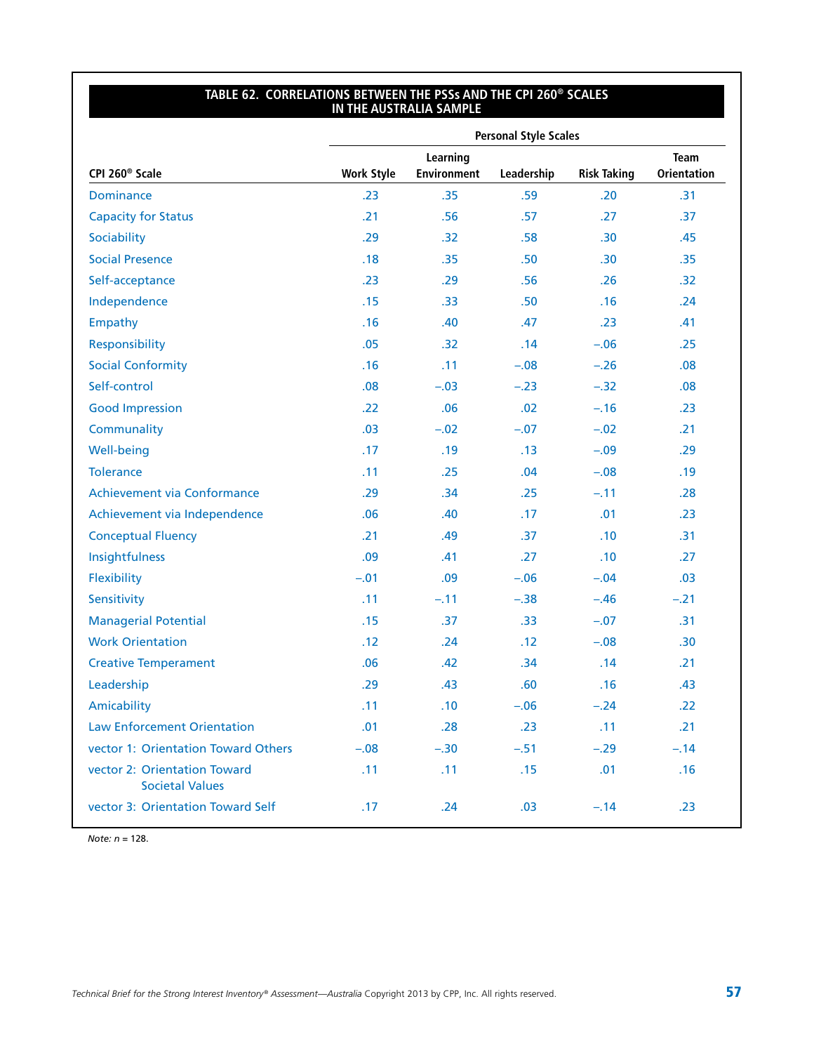### TABLE 62. CORRELATIONS BETWEEN THE PSSs AND THE CPI 260® SCALES IN THE AUSTRALIA SAMPLE

| | Personal Style Scales | | | | |
|---|---|---|---|---|---|
| CPI 260® Scale | Work Style | Learning Environment | Leadership | Risk Taking | Team Orientation |
| Dominance | .23 | .35 | .59 | .20 | .31 |
| Capacity for Status | .21 | .56 | .57 | .27 | .37 |
| Sociability | .29 | .32 | .58 | .30 | .45 |
| Social Presence | .18 | .35 | .50 | .30 | .35 |
| Self-acceptance | .23 | .29 | .56 | .26 | .32 |
| Independence | .15 | .33 | .50 | .16 | .24 |
| Empathy | .16 | .40 | .47 | .23 | .41 |
| Responsibility | .05 | .32 | .14 | −.06 | .25 |
| Social Conformity | .16 | .11 | −.08 | −.26 | .08 |
| Self-control | .08 | −.03 | −.23 | −.32 | .08 |
| Good Impression | .22 | .06 | .02 | −.16 | .23 |
| Communality | .03 | −.02 | −.07 | −.02 | .21 |
| Well-being | .17 | .19 | .13 | −.09 | .29 |
| Tolerance | .11 | .25 | .04 | −.08 | .19 |
| Achievement via Conformance | .29 | .34 | .25 | −.11 | .28 |
| Achievement via Independence | .06 | .40 | .17 | .01 | .23 |
| Conceptual Fluency | .21 | .49 | .37 | .10 | .31 |
| Insightfulness | .09 | .41 | .27 | .10 | .27 |
| Flexibility | −.01 | .09 | −.06 | −.04 | .03 |
| Sensitivity | .11 | −.11 | −.38 | −.46 | −.21 |
| Managerial Potential | .15 | .37 | .33 | −.07 | .31 |
| Work Orientation | .12 | .24 | .12 | −.08 | .30 |
| Creative Temperament | .06 | .42 | .34 | .14 | .21 |
| Leadership | .29 | .43 | .60 | .16 | .43 |
| Amicability | .11 | .10 | −.06 | −.24 | .22 |
| Law Enforcement Orientation | .01 | .28 | .23 | .11 | .21 |
| vector 1: Orientation Toward Others | −.08 | −.30 | −.51 | −.29 | −.14 |
| vector 2: Orientation Toward Societal Values | .11 | .11 | .15 | .01 | .16 |
| vector 3: Orientation Toward Self | .17 | .24 | .03 | −.14 | .23 |

*Note: n* = 128.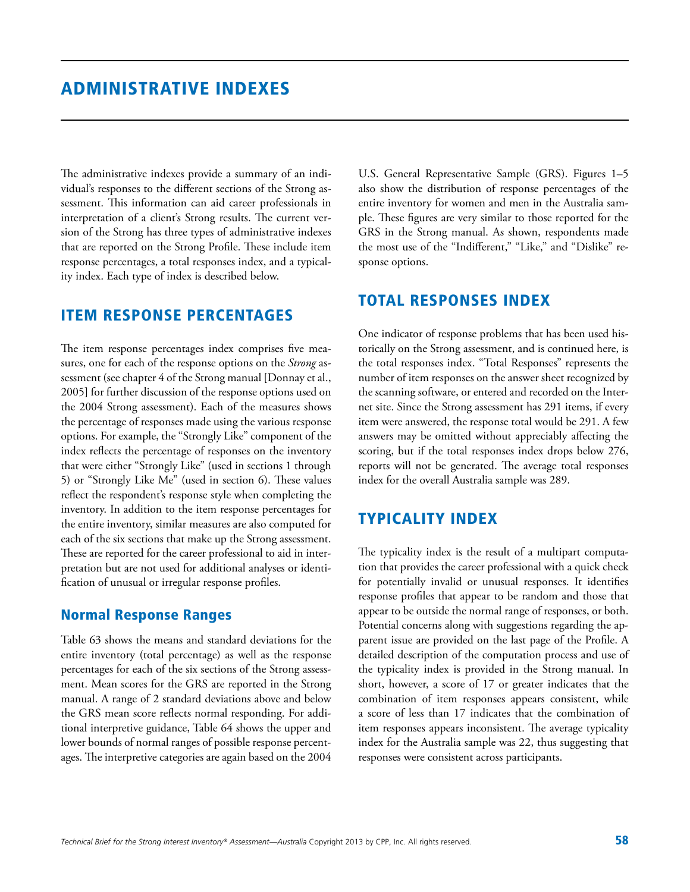# ADMINISTRATIVE INDEXES

The administrative indexes provide a summary of an individual's responses to the different sections of the Strong assessment. This information can aid career professionals in interpretation of a client's Strong results. The current version of the Strong has three types of administrative indexes that are reported on the Strong Profile. These include item response percentages, a total responses index, and a typicality index. Each type of index is described below.

## ITEM RESPONSE PERCENTAGES

The item response percentages index comprises five measures, one for each of the response options on the *Strong* assessment (see chapter 4 of the Strong manual [Donnay et al., 2005] for further discussion of the response options used on the 2004 Strong assessment). Each of the measures shows the percentage of responses made using the various response options. For example, the "Strongly Like" component of the index reflects the percentage of responses on the inventory that were either "Strongly Like" (used in sections 1 through 5) or "Strongly Like Me" (used in section 6). These values reflect the respondent's response style when completing the inventory. In addition to the item response percentages for the entire inventory, similar measures are also computed for each of the six sections that make up the Strong assessment. These are reported for the career professional to aid in interpretation but are not used for additional analyses or identification of unusual or irregular response profiles.

### Normal Response Ranges

Table 63 shows the means and standard deviations for the entire inventory (total percentage) as well as the response percentages for each of the six sections of the Strong assessment. Mean scores for the GRS are reported in the Strong manual. A range of 2 standard deviations above and below the GRS mean score reflects normal responding. For additional interpretive guidance, Table 64 shows the upper and lower bounds of normal ranges of possible response percentages. The interpretive categories are again based on the 2004 U.S. General Representative Sample (GRS). Figures 1–5 also show the distribution of response percentages of the entire inventory for women and men in the Australia sample. These figures are very similar to those reported for the GRS in the Strong manual. As shown, respondents made the most use of the "Indifferent," "Like," and "Dislike" response options.

## TOTAL RESPONSES INDEX

One indicator of response problems that has been used historically on the Strong assessment, and is continued here, is the total responses index. "Total Responses" represents the number of item responses on the answer sheet recognized by the scanning software, or entered and recorded on the Internet site. Since the Strong assessment has 291 items, if every item were answered, the response total would be 291. A few answers may be omitted without appreciably affecting the scoring, but if the total responses index drops below 276, reports will not be generated. The average total responses index for the overall Australia sample was 289.

## TYPICALITY INDEX

The typicality index is the result of a multipart computation that provides the career professional with a quick check for potentially invalid or unusual responses. It identifies response profiles that appear to be random and those that appear to be outside the normal range of responses, or both. Potential concerns along with suggestions regarding the apparent issue are provided on the last page of the Profile. A detailed description of the computation process and use of the typicality index is provided in the Strong manual. In short, however, a score of 17 or greater indicates that the combination of item responses appears consistent, while a score of less than 17 indicates that the combination of item responses appears inconsistent. The average typicality index for the Australia sample was 22, thus suggesting that responses were consistent across participants.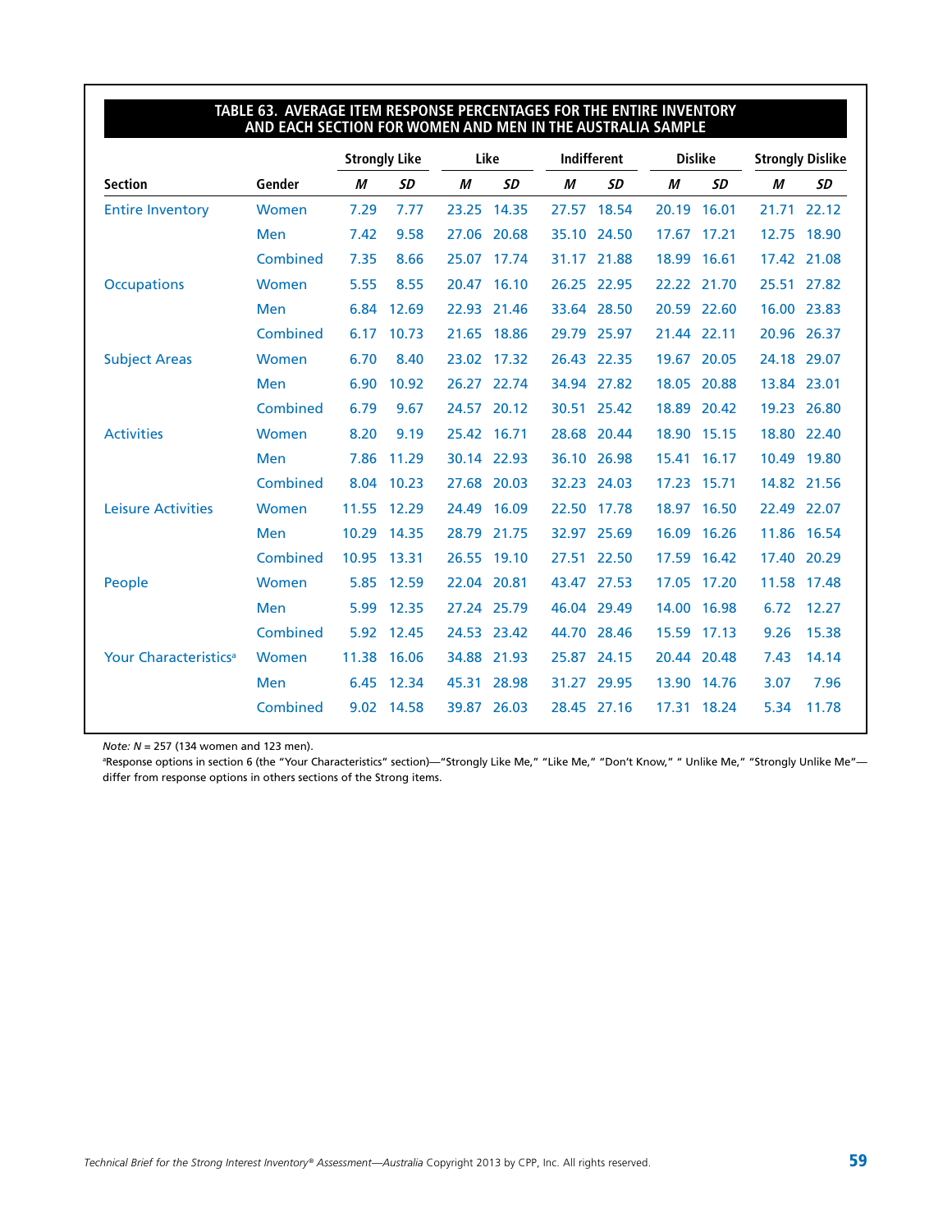**TABLE 63. AVERAGE ITEM RESPONSE PERCENTAGES FOR THE ENTIRE INVENTORY AND EACH SECTION FOR WOMEN AND MEN IN THE AUSTRALIA SAMPLE**

| | | Strongly Like | | Like | | Indifferent | | Dislike | | Strongly Dislike | |
|---|---|---|---|---|---|---|---|---|---|---|---|
| **Section** | **Gender** | ***M*** | ***SD*** | ***M*** | ***SD*** | ***M*** | ***SD*** | ***M*** | ***SD*** | ***M*** | ***SD*** |
| Entire Inventory | Women | 7.29 | 7.77 | 23.25 | 14.35 | 27.57 | 18.54 | 20.19 | 16.01 | 21.71 | 22.12 |
| | Men | 7.42 | 9.58 | 27.06 | 20.68 | 35.10 | 24.50 | 17.67 | 17.21 | 12.75 | 18.90 |
| | Combined | 7.35 | 8.66 | 25.07 | 17.74 | 31.17 | 21.88 | 18.99 | 16.61 | 17.42 | 21.08 |
| Occupations | Women | 5.55 | 8.55 | 20.47 | 16.10 | 26.25 | 22.95 | 22.22 | 21.70 | 25.51 | 27.82 |
| | Men | 6.84 | 12.69 | 22.93 | 21.46 | 33.64 | 28.50 | 20.59 | 22.60 | 16.00 | 23.83 |
| | Combined | 6.17 | 10.73 | 21.65 | 18.86 | 29.79 | 25.97 | 21.44 | 22.11 | 20.96 | 26.37 |
| Subject Areas | Women | 6.70 | 8.40 | 23.02 | 17.32 | 26.43 | 22.35 | 19.67 | 20.05 | 24.18 | 29.07 |
| | Men | 6.90 | 10.92 | 26.27 | 22.74 | 34.94 | 27.82 | 18.05 | 20.88 | 13.84 | 23.01 |
| | Combined | 6.79 | 9.67 | 24.57 | 20.12 | 30.51 | 25.42 | 18.89 | 20.42 | 19.23 | 26.80 |
| Activities | Women | 8.20 | 9.19 | 25.42 | 16.71 | 28.68 | 20.44 | 18.90 | 15.15 | 18.80 | 22.40 |
| | Men | 7.86 | 11.29 | 30.14 | 22.93 | 36.10 | 26.98 | 15.41 | 16.17 | 10.49 | 19.80 |
| | Combined | 8.04 | 10.23 | 27.68 | 20.03 | 32.23 | 24.03 | 17.23 | 15.71 | 14.82 | 21.56 |
| Leisure Activities | Women | 11.55 | 12.29 | 24.49 | 16.09 | 22.50 | 17.78 | 18.97 | 16.50 | 22.49 | 22.07 |
| | Men | 10.29 | 14.35 | 28.79 | 21.75 | 32.97 | 25.69 | 16.09 | 16.26 | 11.86 | 16.54 |
| | Combined | 10.95 | 13.31 | 26.55 | 19.10 | 27.51 | 22.50 | 17.59 | 16.42 | 17.40 | 20.29 |
| People | Women | 5.85 | 12.59 | 22.04 | 20.81 | 43.47 | 27.53 | 17.05 | 17.20 | 11.58 | 17.48 |
| | Men | 5.99 | 12.35 | 27.24 | 25.79 | 46.04 | 29.49 | 14.00 | 16.98 | 6.72 | 12.27 |
| | Combined | 5.92 | 12.45 | 24.53 | 23.42 | 44.70 | 28.46 | 15.59 | 17.13 | 9.26 | 15.38 |
| Your Characteristics[a] | Women | 11.38 | 16.06 | 34.88 | 21.93 | 25.87 | 24.15 | 20.44 | 20.48 | 7.43 | 14.14 |
| | Men | 6.45 | 12.34 | 45.31 | 28.98 | 31.27 | 29.95 | 13.90 | 14.76 | 3.07 | 7.96 |
| | Combined | 9.02 | 14.58 | 39.87 | 26.03 | 28.45 | 27.16 | 17.31 | 18.24 | 5.34 | 11.78 |

*Note: N* = 257 (134 women and 123 men).

[a]Response options in section 6 (the "Your Characteristics" section)—"Strongly Like Me," "Like Me," "Don't Know," " Unlike Me," "Strongly Unlike Me"—differ from response options in others sections of the Strong items.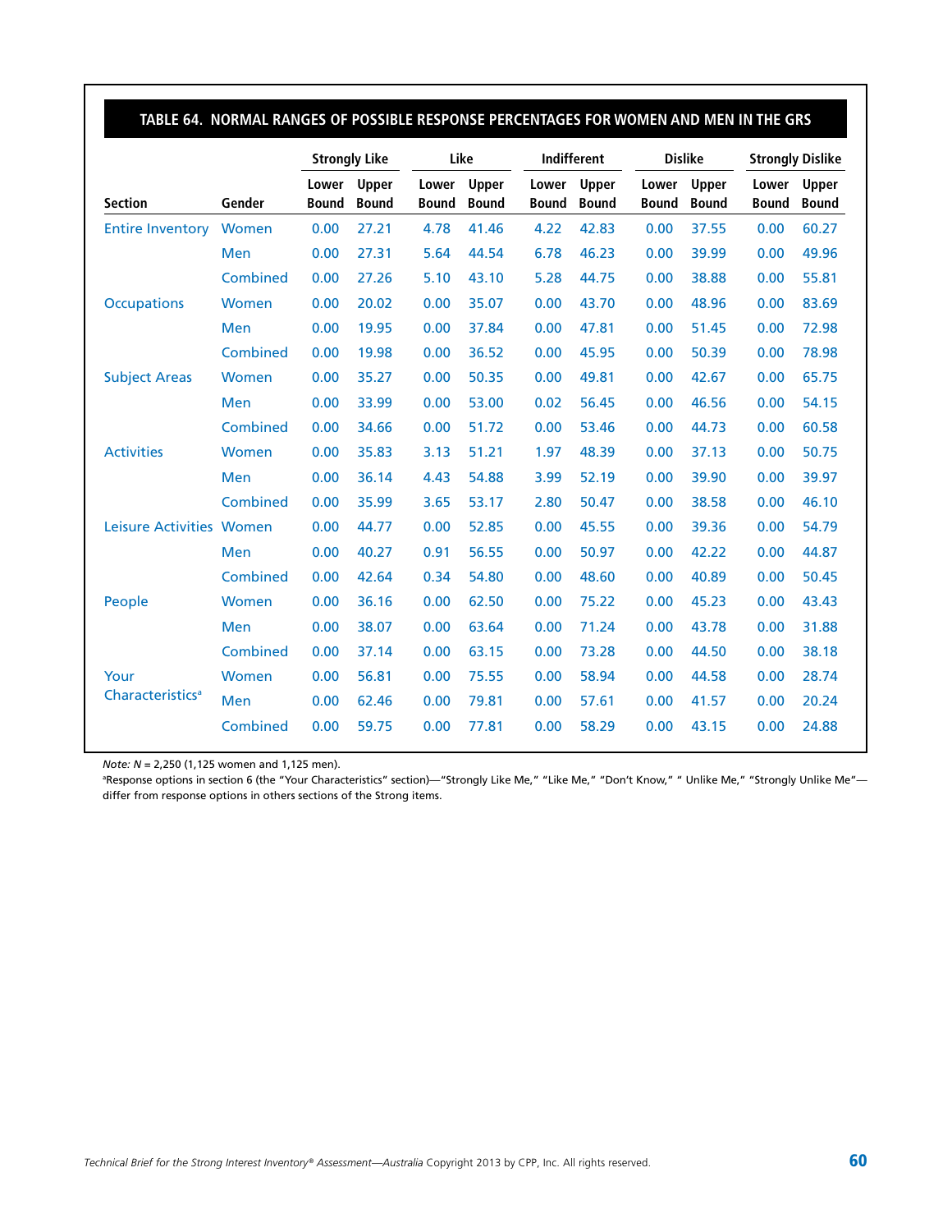**TABLE 64. NORMAL RANGES OF POSSIBLE RESPONSE PERCENTAGES FOR WOMEN AND MEN IN THE GRS**

| Section | Gender | Strongly Like | | Like | | Indifferent | | Dislike | | Strongly Dislike | |
|---|---|---|---|---|---|---|---|---|---|---|---|
| | | Lower Bound | Upper Bound | Lower Bound | Upper Bound | Lower Bound | Upper Bound | Lower Bound | Upper Bound | Lower Bound | Upper Bound |
| Entire Inventory | Women | 0.00 | 27.21 | 4.78 | 41.46 | 4.22 | 42.83 | 0.00 | 37.55 | 0.00 | 60.27 |
| | Men | 0.00 | 27.31 | 5.64 | 44.54 | 6.78 | 46.23 | 0.00 | 39.99 | 0.00 | 49.96 |
| | Combined | 0.00 | 27.26 | 5.10 | 43.10 | 5.28 | 44.75 | 0.00 | 38.88 | 0.00 | 55.81 |
| Occupations | Women | 0.00 | 20.02 | 0.00 | 35.07 | 0.00 | 43.70 | 0.00 | 48.96 | 0.00 | 83.69 |
| | Men | 0.00 | 19.95 | 0.00 | 37.84 | 0.00 | 47.81 | 0.00 | 51.45 | 0.00 | 72.98 |
| | Combined | 0.00 | 19.98 | 0.00 | 36.52 | 0.00 | 45.95 | 0.00 | 50.39 | 0.00 | 78.98 |
| Subject Areas | Women | 0.00 | 35.27 | 0.00 | 50.35 | 0.00 | 49.81 | 0.00 | 42.67 | 0.00 | 65.75 |
| | Men | 0.00 | 33.99 | 0.00 | 53.00 | 0.02 | 56.45 | 0.00 | 46.56 | 0.00 | 54.15 |
| | Combined | 0.00 | 34.66 | 0.00 | 51.72 | 0.00 | 53.46 | 0.00 | 44.73 | 0.00 | 60.58 |
| Activities | Women | 0.00 | 35.83 | 3.13 | 51.21 | 1.97 | 48.39 | 0.00 | 37.13 | 0.00 | 50.75 |
| | Men | 0.00 | 36.14 | 4.43 | 54.88 | 3.99 | 52.19 | 0.00 | 39.90 | 0.00 | 39.97 |
| | Combined | 0.00 | 35.99 | 3.65 | 53.17 | 2.80 | 50.47 | 0.00 | 38.58 | 0.00 | 46.10 |
| Leisure Activities | Women | 0.00 | 44.77 | 0.00 | 52.85 | 0.00 | 45.55 | 0.00 | 39.36 | 0.00 | 54.79 |
| | Men | 0.00 | 40.27 | 0.91 | 56.55 | 0.00 | 50.97 | 0.00 | 42.22 | 0.00 | 44.87 |
| | Combined | 0.00 | 42.64 | 0.34 | 54.80 | 0.00 | 48.60 | 0.00 | 40.89 | 0.00 | 50.45 |
| People | Women | 0.00 | 36.16 | 0.00 | 62.50 | 0.00 | 75.22 | 0.00 | 45.23 | 0.00 | 43.43 |
| | Men | 0.00 | 38.07 | 0.00 | 63.64 | 0.00 | 71.24 | 0.00 | 43.78 | 0.00 | 31.88 |
| | Combined | 0.00 | 37.14 | 0.00 | 63.15 | 0.00 | 73.28 | 0.00 | 44.50 | 0.00 | 38.18 |
| Your Characteristics[a] | Women | 0.00 | 56.81 | 0.00 | 75.55 | 0.00 | 58.94 | 0.00 | 44.58 | 0.00 | 28.74 |
| | Men | 0.00 | 62.46 | 0.00 | 79.81 | 0.00 | 57.61 | 0.00 | 41.57 | 0.00 | 20.24 |
| | Combined | 0.00 | 59.75 | 0.00 | 77.81 | 0.00 | 58.29 | 0.00 | 43.15 | 0.00 | 24.88 |

*Note: N* = 2,250 (1,125 women and 1,125 men).

[a]Response options in section 6 (the "Your Characteristics" section)—"Strongly Like Me," "Like Me," "Don't Know," " Unlike Me," "Strongly Unlike Me"—differ from response options in others sections of the Strong items.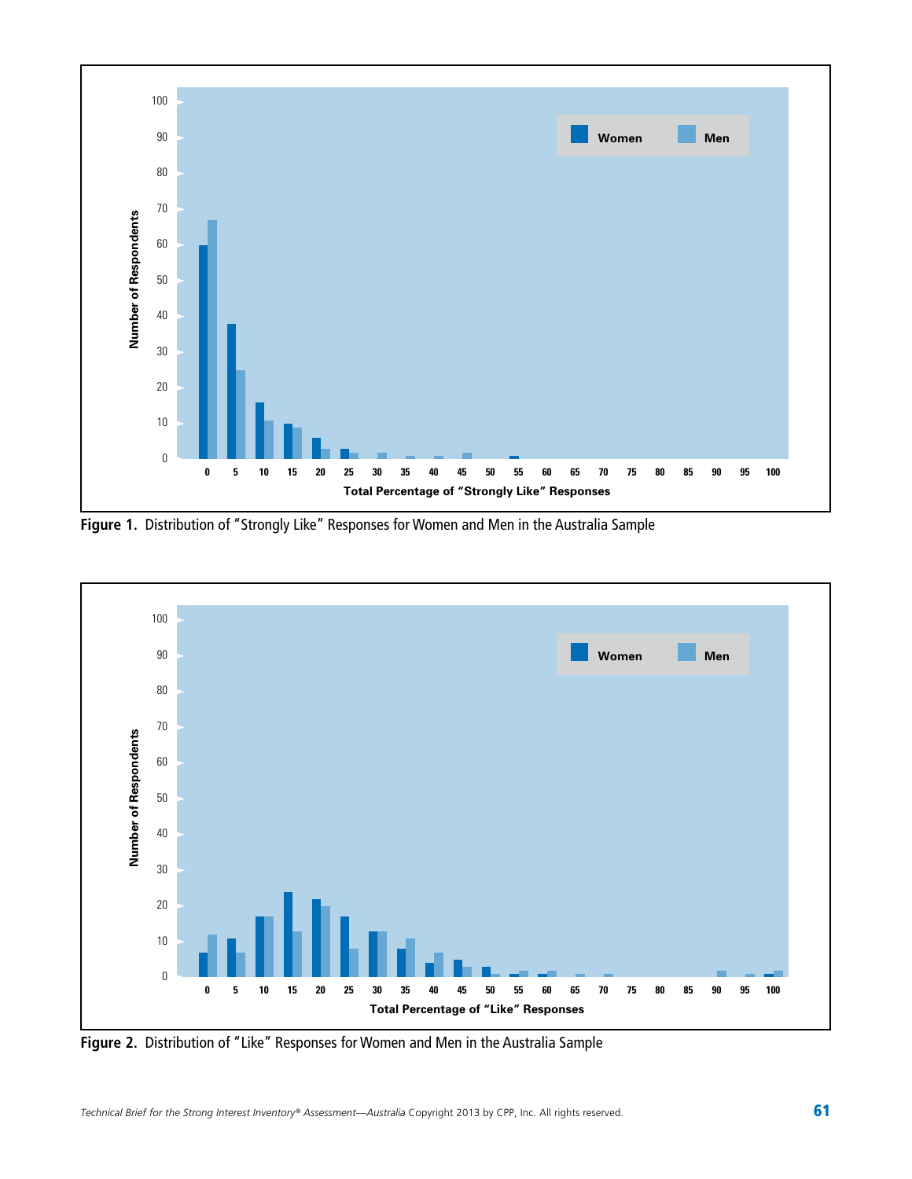Figure 1. Distribution of "Strongly Like" Responses for Women and Men in the Australia Sample

Figure 2. Distribution of "Like" Responses for Women and Men in the Australia Sample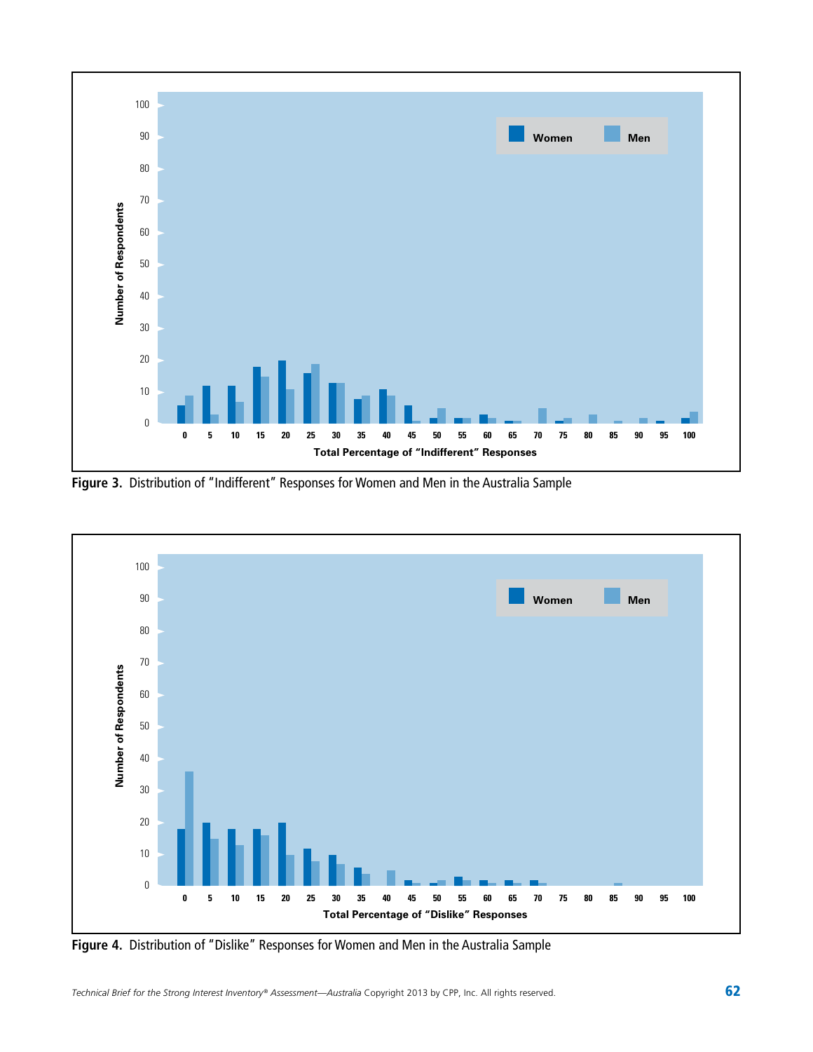Figure 3. Distribution of "Indifferent" Responses for Women and Men in the Australia Sample

Figure 4. Distribution of "Dislike" Responses for Women and Men in the Australia Sample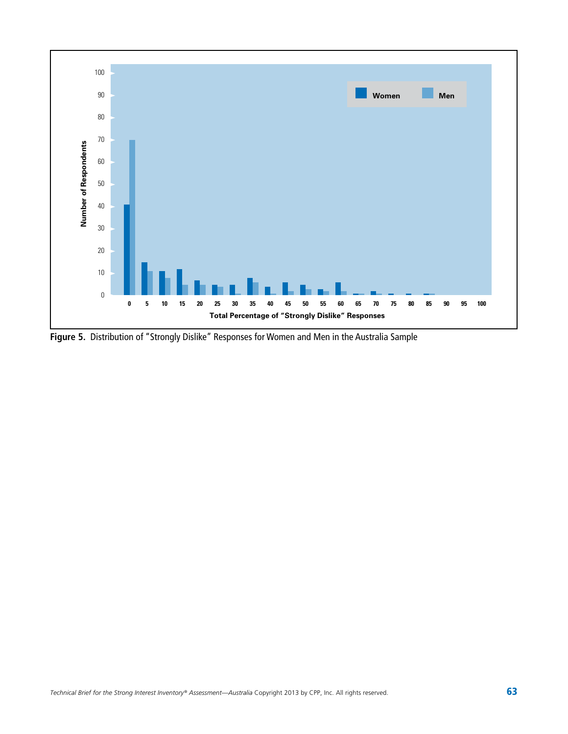Figure 5. Distribution of "Strongly Dislike" Responses for Women and Men in the Australia Sample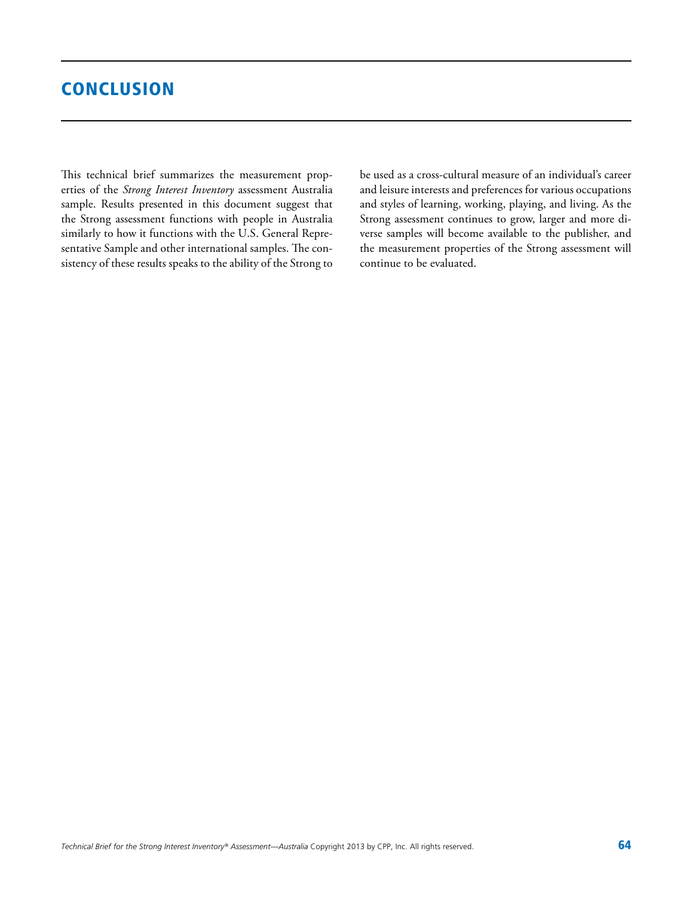# CONCLUSION

This technical brief summarizes the measurement properties of the *Strong Interest Inventory* assessment Australia sample. Results presented in this document suggest that the Strong assessment functions with people in Australia similarly to how it functions with the U.S. General Representative Sample and other international samples. The consistency of these results speaks to the ability of the Strong to be used as a cross-cultural measure of an individual's career and leisure interests and preferences for various occupations and styles of learning, working, playing, and living. As the Strong assessment continues to grow, larger and more diverse samples will become available to the publisher, and the measurement properties of the Strong assessment will continue to be evaluated.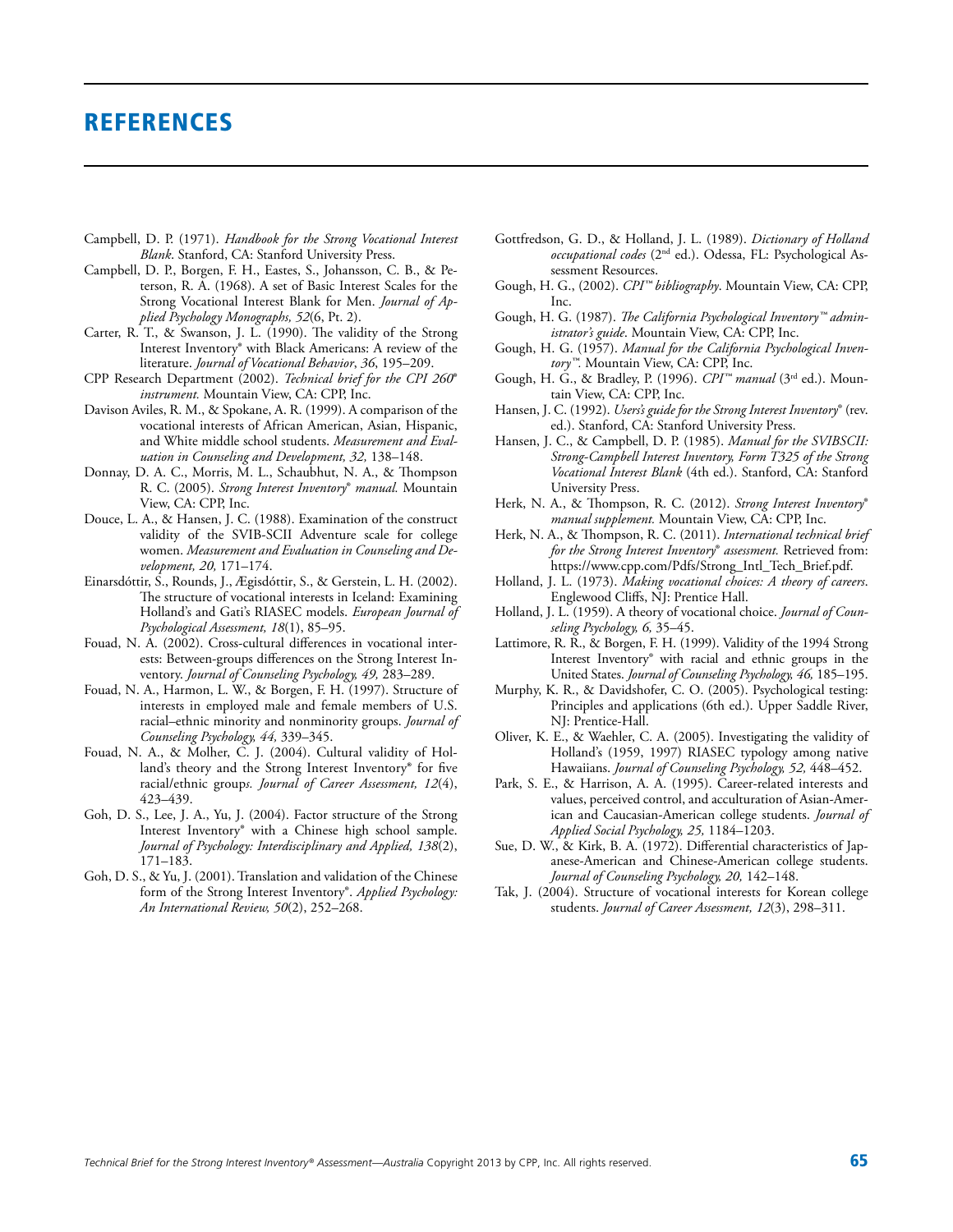# REFERENCES

Campbell, D. P. (1971). *Handbook for the Strong Vocational Interest Blank*. Stanford, CA: Stanford University Press.

Campbell, D. P., Borgen, F. H., Eastes, S., Johansson, C. B., & Peterson, R. A. (1968). A set of Basic Interest Scales for the Strong Vocational Interest Blank for Men. *Journal of Applied Psychology Monographs, 52*(6, Pt. 2).

Carter, R. T., & Swanson, J. L. (1990). The validity of the Strong Interest Inventory® with Black Americans: A review of the literature. *Journal of Vocational Behavior*, *36*, 195–209.

CPP Research Department (2002). *Technical brief for the CPI 260® instrument.* Mountain View, CA: CPP, Inc.

Davison Aviles, R. M., & Spokane, A. R. (1999). A comparison of the vocational interests of African American, Asian, Hispanic, and White middle school students. *Measurement and Evaluation in Counseling and Development, 32,* 138–148.

Donnay, D. A. C., Morris, M. L., Schaubhut, N. A., & Thompson R. C. (2005). *Strong Interest Inventory® manual.* Mountain View, CA: CPP, Inc.

Douce, L. A., & Hansen, J. C. (1988). Examination of the construct validity of the SVIB-SCII Adventure scale for college women. *Measurement and Evaluation in Counseling and Development, 20,* 171–174.

Einarsdóttir, S., Rounds, J., Ægisdóttir, S., & Gerstein, L. H. (2002). The structure of vocational interests in Iceland: Examining Holland's and Gati's RIASEC models. *European Journal of Psychological Assessment, 18*(1), 85–95.

Fouad, N. A. (2002). Cross-cultural differences in vocational interests: Between-groups differences on the Strong Interest Inventory. *Journal of Counseling Psychology, 49,* 283–289.

Fouad, N. A., Harmon, L. W., & Borgen, F. H. (1997). Structure of interests in employed male and female members of U.S. racial–ethnic minority and nonminority groups. *Journal of Counseling Psychology, 44,* 339–345.

Fouad, N. A., & Molher, C. J. (2004). Cultural validity of Holland's theory and the Strong Interest Inventory® for five racial/ethnic groups. *Journal of Career Assessment, 12*(4), 423–439.

Goh, D. S., Lee, J. A., Yu, J. (2004). Factor structure of the Strong Interest Inventory® with a Chinese high school sample. *Journal of Psychology: Interdisciplinary and Applied, 138*(2), 171–183.

Goh, D. S., & Yu, J. (2001). Translation and validation of the Chinese form of the Strong Interest Inventory®. *Applied Psychology: An International Review, 50*(2), 252–268.

Gottfredson, G. D., & Holland, J. L. (1989). *Dictionary of Holland occupational codes* (2nd ed.). Odessa, FL: Psychological Assessment Resources.

Gough, H. G., (2002). *CPI™ bibliography*. Mountain View, CA: CPP, Inc.

Gough, H. G. (1987). *The California Psychological Inventory™ administrator's guide*. Mountain View, CA: CPP, Inc.

Gough, H. G. (1957). *Manual for the California Psychological Inventory™.* Mountain View, CA: CPP, Inc.

Gough, H. G., & Bradley, P. (1996). *CPI™ manual* (3rd ed.). Mountain View, CA: CPP, Inc.

Hansen, J. C. (1992). *Users's guide for the Strong Interest Inventory®* (rev. ed.). Stanford, CA: Stanford University Press.

Hansen, J. C., & Campbell, D. P. (1985). *Manual for the SVIBSCII: Strong-Campbell Interest Inventory, Form T325 of the Strong Vocational Interest Blank* (4th ed.). Stanford, CA: Stanford University Press.

Herk, N. A., & Thompson, R. C. (2012). *Strong Interest Inventory® manual supplement.* Mountain View, CA: CPP, Inc.

Herk, N. A., & Thompson, R. C. (2011). *International technical brief for the Strong Interest Inventory® assessment.* Retrieved from: https://www.cpp.com/Pdfs/Strong_Intl_Tech_Brief.pdf.

Holland, J. L. (1973). *Making vocational choices: A theory of careers*. Englewood Cliffs, NJ: Prentice Hall.

Holland, J. L. (1959). A theory of vocational choice. *Journal of Counseling Psychology, 6,* 35–45.

Lattimore, R. R., & Borgen, F. H. (1999). Validity of the 1994 Strong Interest Inventory® with racial and ethnic groups in the United States. *Journal of Counseling Psychology, 46,* 185–195.

Murphy, K. R., & Davidshofer, C. O. (2005). Psychological testing: Principles and applications (6th ed.). Upper Saddle River, NJ: Prentice-Hall.

Oliver, K. E., & Waehler, C. A. (2005). Investigating the validity of Holland's (1959, 1997) RIASEC typology among native Hawaiians. *Journal of Counseling Psychology, 52,* 448–452.

Park, S. E., & Harrison, A. A. (1995). Career-related interests and values, perceived control, and acculturation of Asian-American and Caucasian-American college students. *Journal of Applied Social Psychology, 25,* 1184–1203.

Sue, D. W., & Kirk, B. A. (1972). Differential characteristics of Japanese-American and Chinese-American college students. *Journal of Counseling Psychology, 20,* 142–148.

Tak, J. (2004). Structure of vocational interests for Korean college students. *Journal of Career Assessment, 12*(3), 298–311.